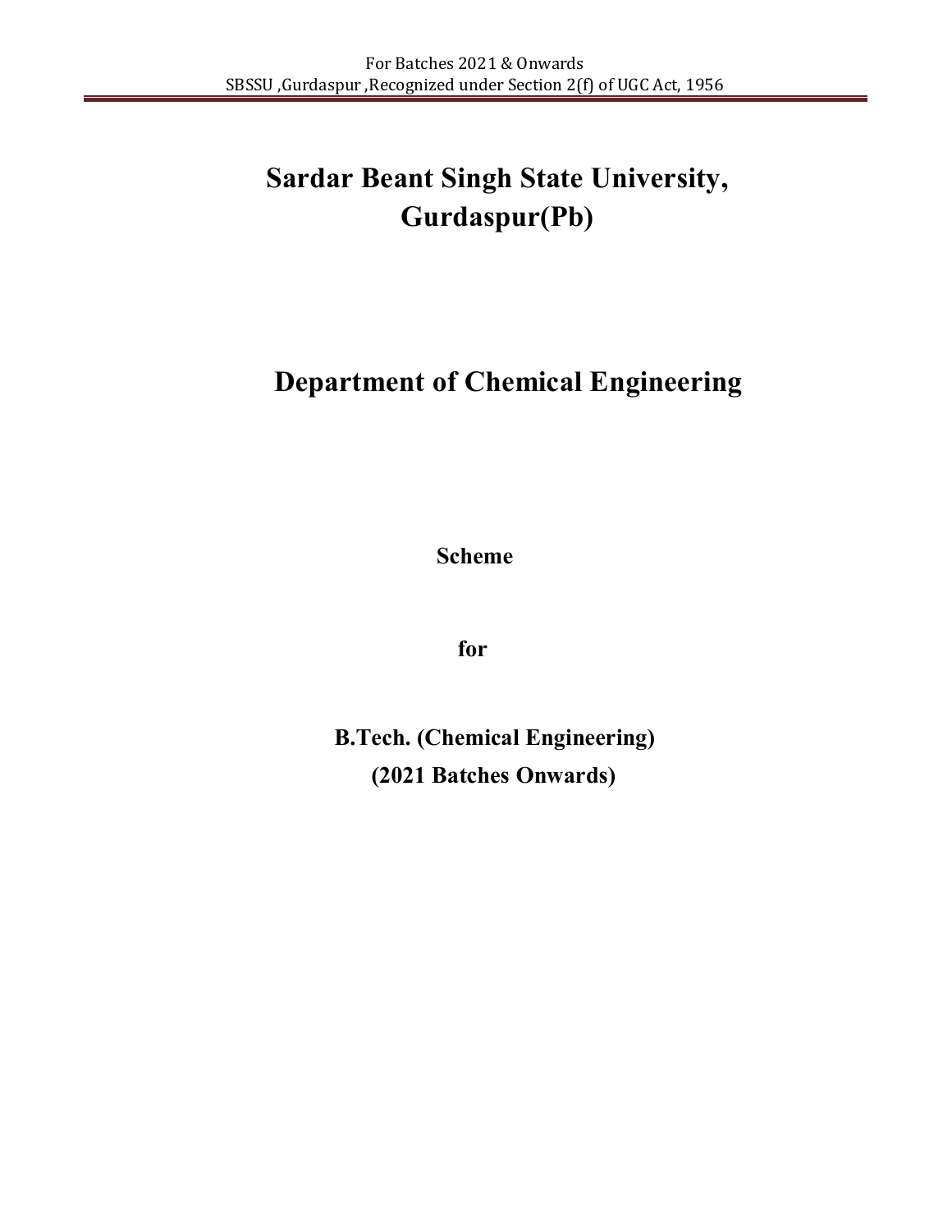# Sardar Beant Singh State University, Gurdaspur(Pb)

## Department of Chemical Engineering

**Scheme**

**for**

**B.Tech. (Chemical Engineering)**

**(2021 Batches Onwards)**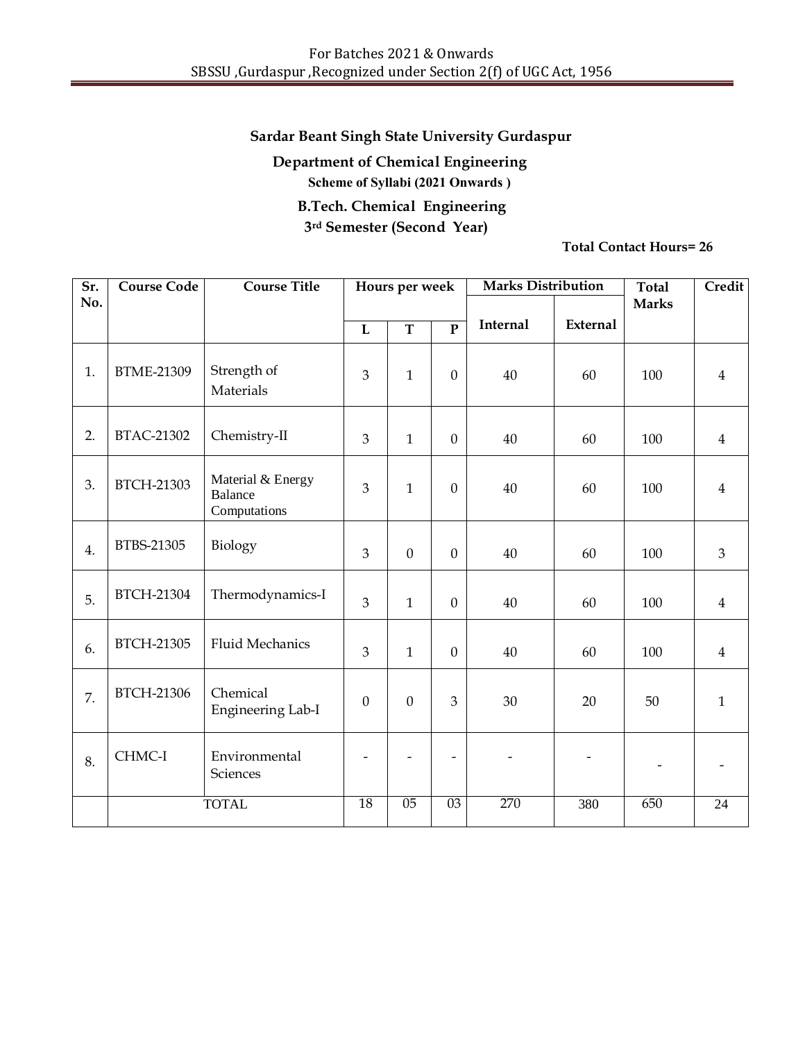## Sardar Beant Singh State University Gurdaspur

### Department of Chemical Engineering

**Scheme of Syllabi (2021 Onwards )**

### B.Tech. Chemical Engineering

### 3rd Semester (Second Year)

**Total Contact Hours= 26**

| Sr. No. | Course Code | Course Title | Hours per week | | | Marks Distribution | | Total Marks | Credit |
|---|---|---|---|---|---|---|---|---|---|
| | | | L | T | P | Internal | External | | |
| 1. | BTME-21309 | Strength of Materials | 3 | 1 | 0 | 40 | 60 | 100 | 4 |
| 2. | BTAC-21302 | Chemistry-II | 3 | 1 | 0 | 40 | 60 | 100 | 4 |
| 3. | BTCH-21303 | Material & Energy Balance Computations | 3 | 1 | 0 | 40 | 60 | 100 | 4 |
| 4. | BTBS-21305 | Biology | 3 | 0 | 0 | 40 | 60 | 100 | 3 |
| 5. | BTCH-21304 | Thermodynamics-I | 3 | 1 | 0 | 40 | 60 | 100 | 4 |
| 6. | BTCH-21305 | Fluid Mechanics | 3 | 1 | 0 | 40 | 60 | 100 | 4 |
| 7. | BTCH-21306 | Chemical Engineering Lab-I | 0 | 0 | 3 | 30 | 20 | 50 | 1 |
| 8. | CHMC-I | Environmental Sciences | - | - | - | - | - | - | - |
| | TOTAL | | 18 | 05 | 03 | 270 | 380 | 650 | 24 |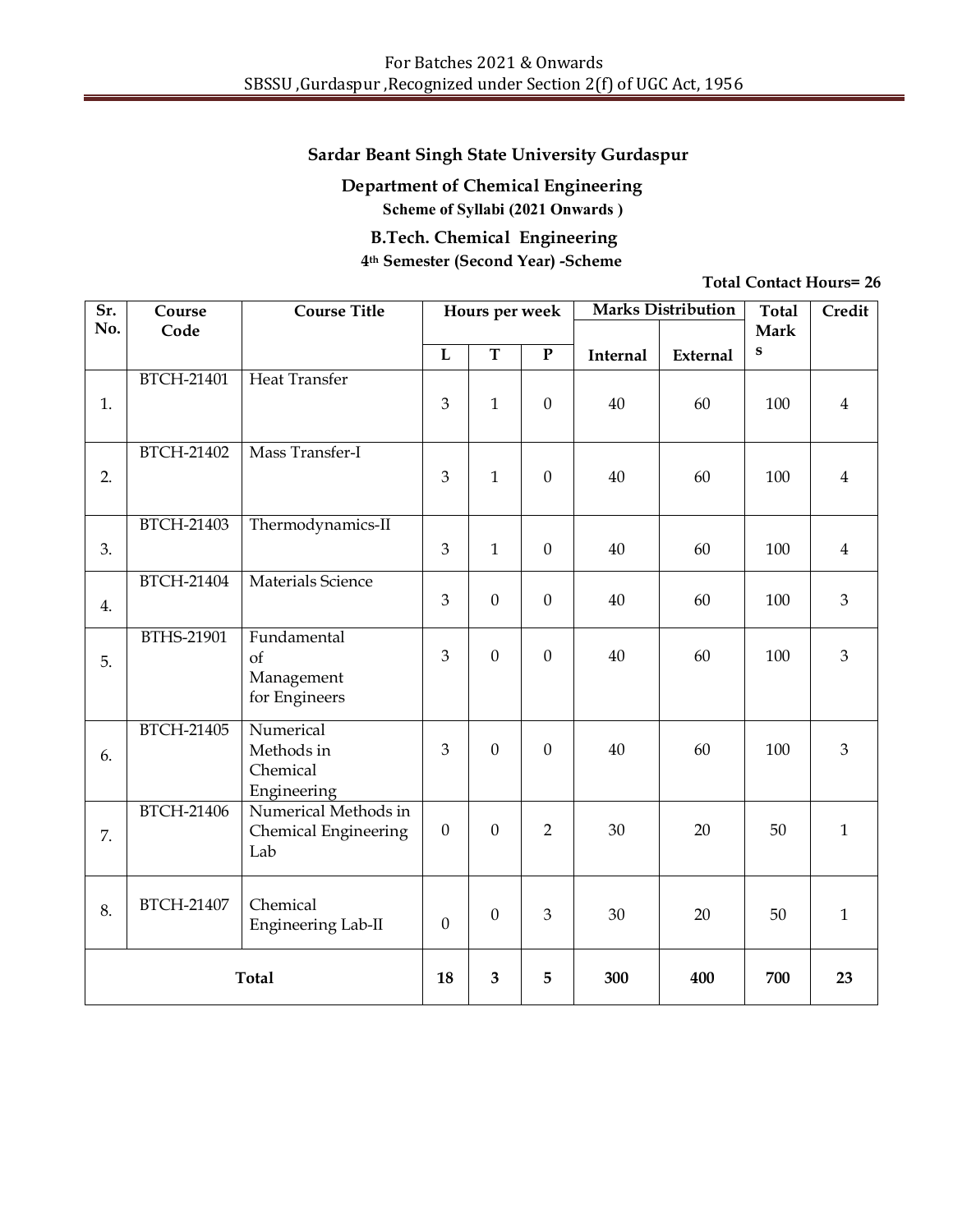**Sardar Beant Singh State University Gurdaspur**

**Department of Chemical Engineering**

**Scheme of Syllabi (2021 Onwards )**

**B.Tech. Chemical Engineering**

**4th Semester (Second Year) -Scheme**

**Total Contact Hours= 26**

| Sr. No. | Course Code | Course Title | Hours per week | | | Marks Distribution | | Total Marks | Credit |
|---|---|---|---|---|---|---|---|---|---|
| | | | L | T | P | Internal | External | | |
| 1. | BTCH-21401 | Heat Transfer | 3 | 1 | 0 | 40 | 60 | 100 | 4 |
| 2. | BTCH-21402 | Mass Transfer-I | 3 | 1 | 0 | 40 | 60 | 100 | 4 |
| 3. | BTCH-21403 | Thermodynamics-II | 3 | 1 | 0 | 40 | 60 | 100 | 4 |
| 4. | BTCH-21404 | Materials Science | 3 | 0 | 0 | 40 | 60 | 100 | 3 |
| 5. | BTHS-21901 | Fundamental of Management for Engineers | 3 | 0 | 0 | 40 | 60 | 100 | 3 |
| 6. | BTCH-21405 | Numerical Methods in Chemical Engineering | 3 | 0 | 0 | 40 | 60 | 100 | 3 |
| 7. | BTCH-21406 | Numerical Methods in Chemical Engineering Lab | 0 | 0 | 2 | 30 | 20 | 50 | 1 |
| 8. | BTCH-21407 | Chemical Engineering Lab-II | 0 | 0 | 3 | 30 | 20 | 50 | 1 |
| **Total** | | | **18** | **3** | **5** | **300** | **400** | **700** | **23** |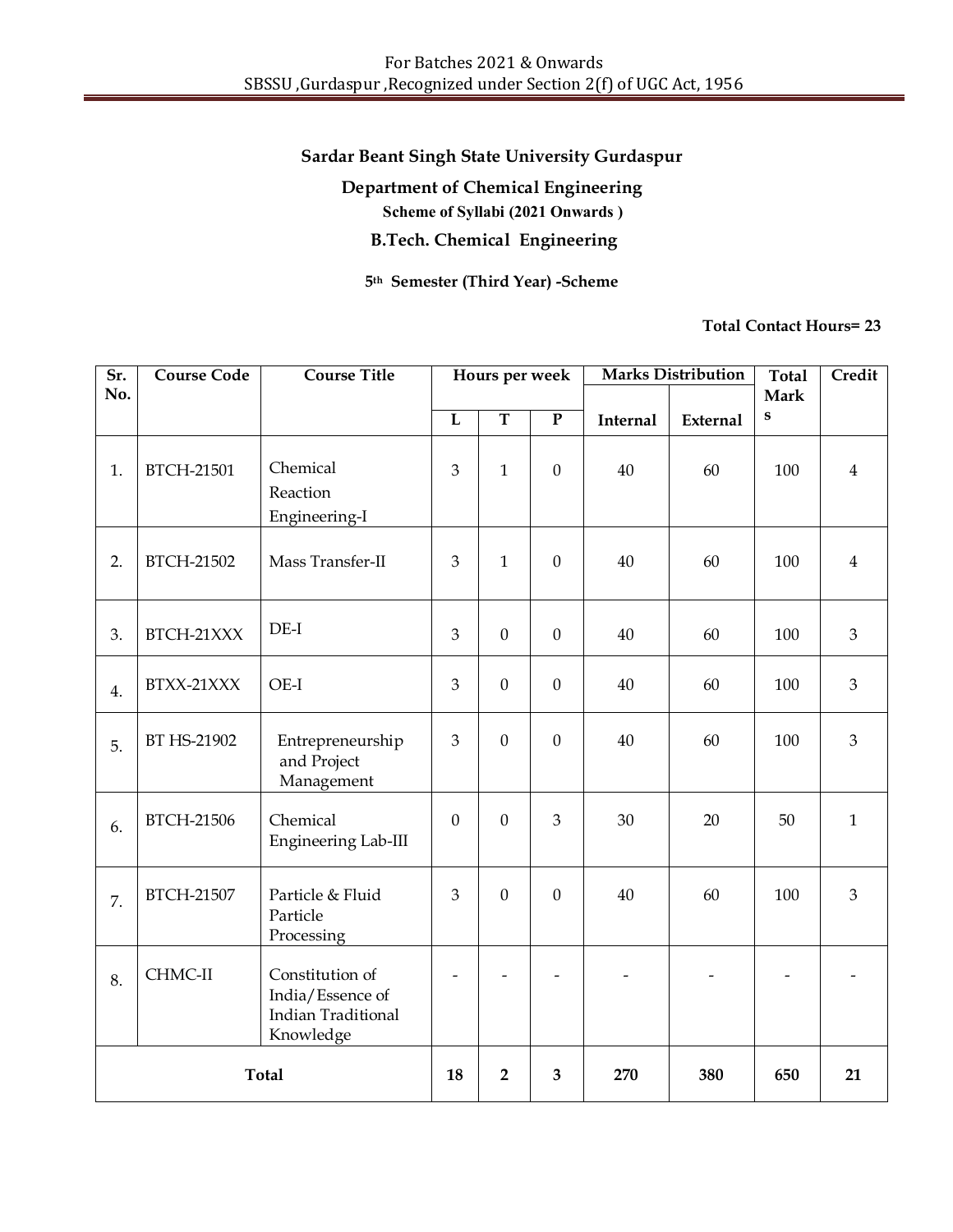**Sardar Beant Singh State University Gurdaspur**

**Department of Chemical Engineering**

**Scheme of Syllabi (2021 Onwards )**

**B.Tech. Chemical Engineering**

**5th Semester (Third Year) -Scheme**

**Total Contact Hours= 23**

| Sr. No. | Course Code | Course Title | Hours per week | | | Marks Distribution | | Total Marks | Credit |
|---|---|---|---|---|---|---|---|---|---|
| | | | L | T | P | Internal | External | | |
| 1. | BTCH-21501 | Chemical Reaction Engineering-I | 3 | 1 | 0 | 40 | 60 | 100 | 4 |
| 2. | BTCH-21502 | Mass Transfer-II | 3 | 1 | 0 | 40 | 60 | 100 | 4 |
| 3. | BTCH-21XXX | DE-I | 3 | 0 | 0 | 40 | 60 | 100 | 3 |
| 4. | BTXX-21XXX | OE-I | 3 | 0 | 0 | 40 | 60 | 100 | 3 |
| 5. | BT HS-21902 | Entrepreneurship and Project Management | 3 | 0 | 0 | 40 | 60 | 100 | 3 |
| 6. | BTCH-21506 | Chemical Engineering Lab-III | 0 | 0 | 3 | 30 | 20 | 50 | 1 |
| 7. | BTCH-21507 | Particle & Fluid Particle Processing | 3 | 0 | 0 | 40 | 60 | 100 | 3 |
| 8. | CHMC-II | Constitution of India/Essence of Indian Traditional Knowledge | - | - | - | - | - | - | - |
| **Total** | | | **18** | **2** | **3** | **270** | **380** | **650** | **21** |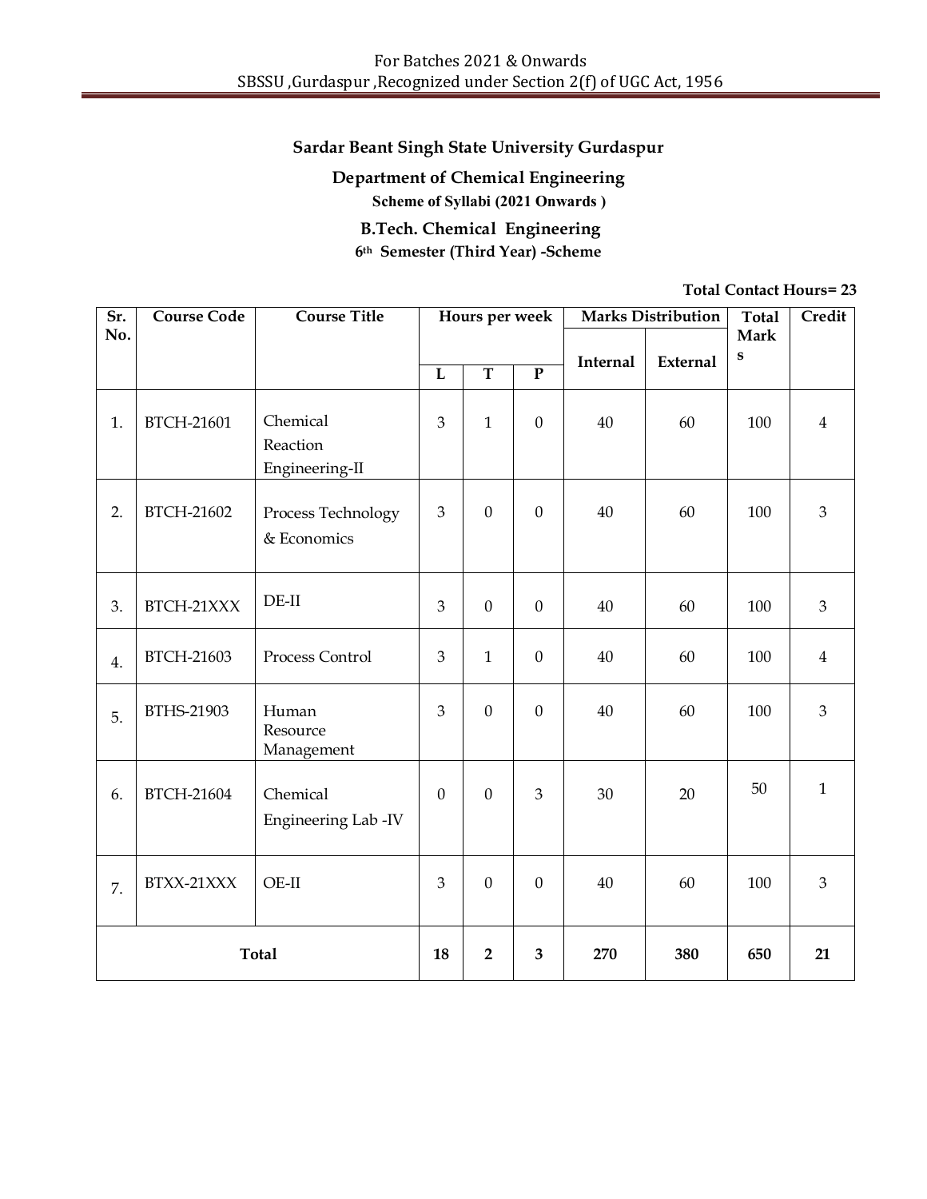**Sardar Beant Singh State University Gurdaspur**

**Department of Chemical Engineering**

**Scheme of Syllabi (2021 Onwards )**

**B.Tech. Chemical Engineering**

**6th Semester (Third Year) -Scheme**

**Total Contact Hours= 23**

| Sr. No. | Course Code | Course Title | Hours per week | | | Marks Distribution | | Total Marks | Credit |
|---|---|---|---|---|---|---|---|---|---|
| | | | L | T | P | Internal | External | | |
| 1. | BTCH-21601 | Chemical Reaction Engineering-II | 3 | 1 | 0 | 40 | 60 | 100 | 4 |
| 2. | BTCH-21602 | Process Technology & Economics | 3 | 0 | 0 | 40 | 60 | 100 | 3 |
| 3. | BTCH-21XXX | DE-II | 3 | 0 | 0 | 40 | 60 | 100 | 3 |
| 4. | BTCH-21603 | Process Control | 3 | 1 | 0 | 40 | 60 | 100 | 4 |
| 5. | BTHS-21903 | Human Resource Management | 3 | 0 | 0 | 40 | 60 | 100 | 3 |
| 6. | BTCH-21604 | Chemical Engineering Lab -IV | 0 | 0 | 3 | 30 | 20 | 50 | 1 |
| 7. | BTXX-21XXX | OE-II | 3 | 0 | 0 | 40 | 60 | 100 | 3 |
| **Total** | | | **18** | **2** | **3** | **270** | **380** | **650** | **21** |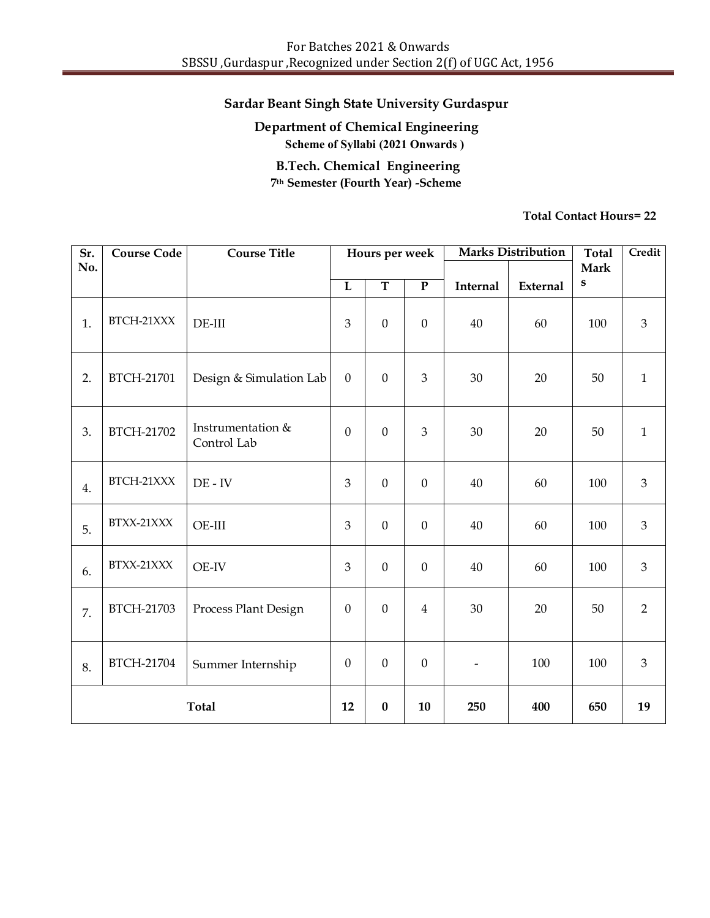## Sardar Beant Singh State University Gurdaspur

### Department of Chemical Engineering

**Scheme of Syllabi (2021 Onwards )**

### B.Tech. Chemical Engineering

**7th Semester (Fourth Year) -Scheme**

**Total Contact Hours= 22**

| Sr. No. | Course Code | Course Title | Hours per week | | | Marks Distribution | | Total Marks | Credit |
|---|---|---|---|---|---|---|---|---|---|
| | | | L | T | P | Internal | External | | |
| 1. | BTCH-21XXX | DE-III | 3 | 0 | 0 | 40 | 60 | 100 | 3 |
| 2. | BTCH-21701 | Design & Simulation Lab | 0 | 0 | 3 | 30 | 20 | 50 | 1 |
| 3. | BTCH-21702 | Instrumentation & Control Lab | 0 | 0 | 3 | 30 | 20 | 50 | 1 |
| 4. | BTCH-21XXX | DE - IV | 3 | 0 | 0 | 40 | 60 | 100 | 3 |
| 5. | BTXX-21XXX | OE-III | 3 | 0 | 0 | 40 | 60 | 100 | 3 |
| 6. | BTXX-21XXX | OE-IV | 3 | 0 | 0 | 40 | 60 | 100 | 3 |
| 7. | BTCH-21703 | Process Plant Design | 0 | 0 | 4 | 30 | 20 | 50 | 2 |
| 8. | BTCH-21704 | Summer Internship | 0 | 0 | 0 | - | 100 | 100 | 3 |
| **Total** | | | **12** | **0** | **10** | **250** | **400** | **650** | **19** |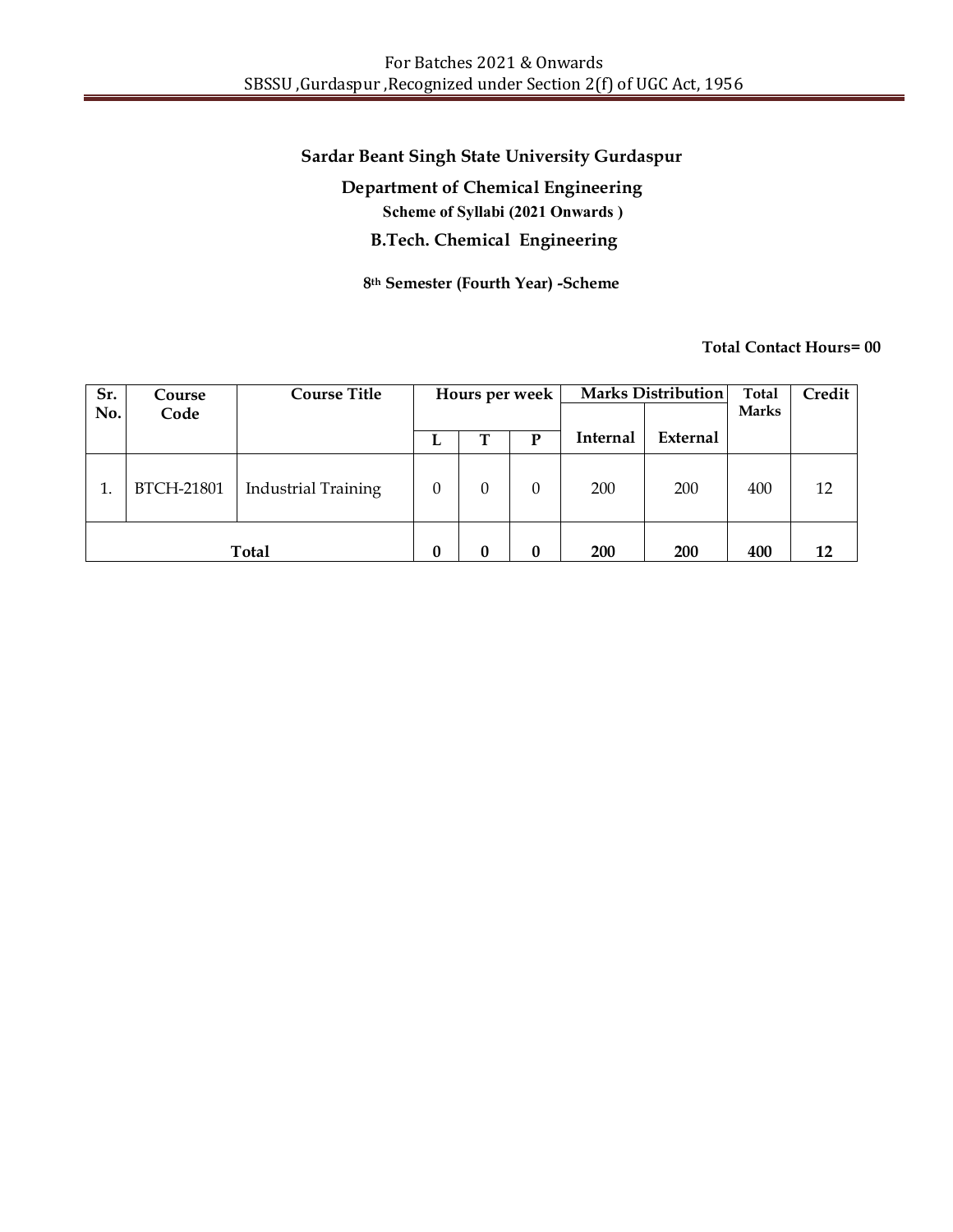**Sardar Beant Singh State University Gurdaspur**

**Department of Chemical Engineering**

**Scheme of Syllabi (2021 Onwards )**

**B.Tech. Chemical Engineering**

**8th Semester (Fourth Year) -Scheme**

**Total Contact Hours= 00**

| Sr. No. | Course Code | Course Title | Hours per week | | | Marks Distribution | | Total Marks | Credit |
|---|---|---|---|---|---|---|---|---|---|
| | | | L | T | P | Internal | External | | |
| 1. | BTCH-21801 | Industrial Training | 0 | 0 | 0 | 200 | 200 | 400 | 12 |
| **Total** | | | **0** | **0** | **0** | **200** | **200** | **400** | **12** |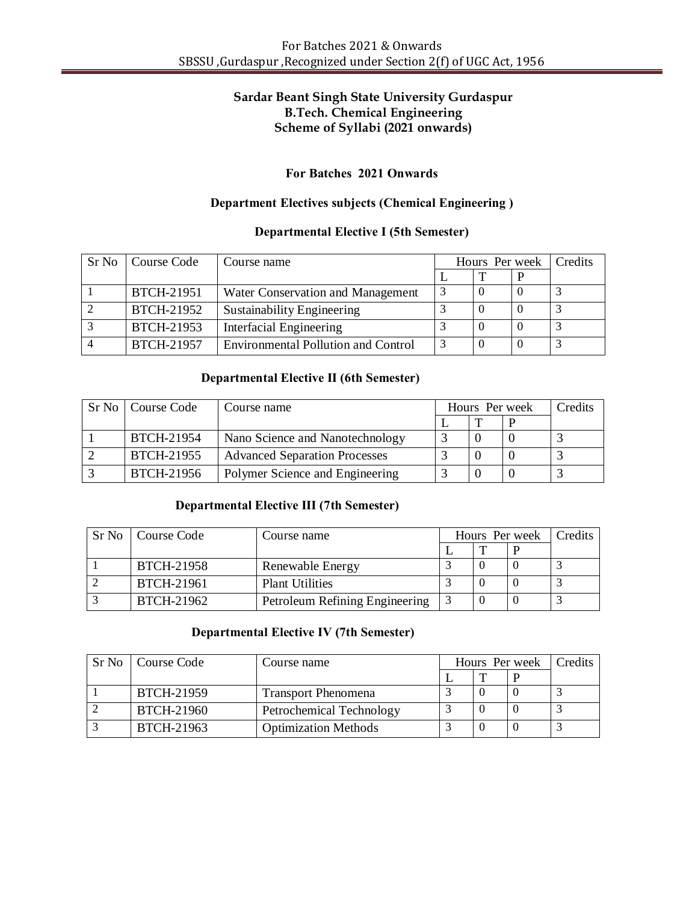**Sardar Beant Singh State University Gurdaspur**
**B.Tech. Chemical Engineering**
**Scheme of Syllabi (2021 onwards)**

**For Batches 2021 Onwards**

**Department Electives subjects (Chemical Engineering )**

**Departmental Elective I (5th Semester)**

| Sr No | Course Code | Course name | Hours Per week | | | Credits |
|---|---|---|---|---|---|---|
| | | | L | T | P | |
| 1 | BTCH-21951 | Water Conservation and Management | 3 | 0 | 0 | 3 |
| 2 | BTCH-21952 | Sustainability Engineering | 3 | 0 | 0 | 3 |
| 3 | BTCH-21953 | Interfacial Engineering | 3 | 0 | 0 | 3 |
| 4 | BTCH-21957 | Environmental Pollution and Control | 3 | 0 | 0 | 3 |

**Departmental Elective II (6th Semester)**

| Sr No | Course Code | Course name | Hours Per week | | | Credits |
|---|---|---|---|---|---|---|
| | | | L | T | P | |
| 1 | BTCH-21954 | Nano Science and Nanotechnology | 3 | 0 | 0 | 3 |
| 2 | BTCH-21955 | Advanced Separation Processes | 3 | 0 | 0 | 3 |
| 3 | BTCH-21956 | Polymer Science and Engineering | 3 | 0 | 0 | 3 |

**Departmental Elective III (7th Semester)**

| Sr No | Course Code | Course name | Hours Per week | | | Credits |
|---|---|---|---|---|---|---|
| | | | L | T | P | |
| 1 | BTCH-21958 | Renewable Energy | 3 | 0 | 0 | 3 |
| 2 | BTCH-21961 | Plant Utilities | 3 | 0 | 0 | 3 |
| 3 | BTCH-21962 | Petroleum Refining Engineering | 3 | 0 | 0 | 3 |

**Departmental Elective IV (7th Semester)**

| Sr No | Course Code | Course name | Hours Per week | | | Credits |
|---|---|---|---|---|---|---|
| | | | L | T | P | |
| 1 | BTCH-21959 | Transport Phenomena | 3 | 0 | 0 | 3 |
| 2 | BTCH-21960 | Petrochemical Technology | 3 | 0 | 0 | 3 |
| 3 | BTCH-21963 | Optimization Methods | 3 | 0 | 0 | 3 |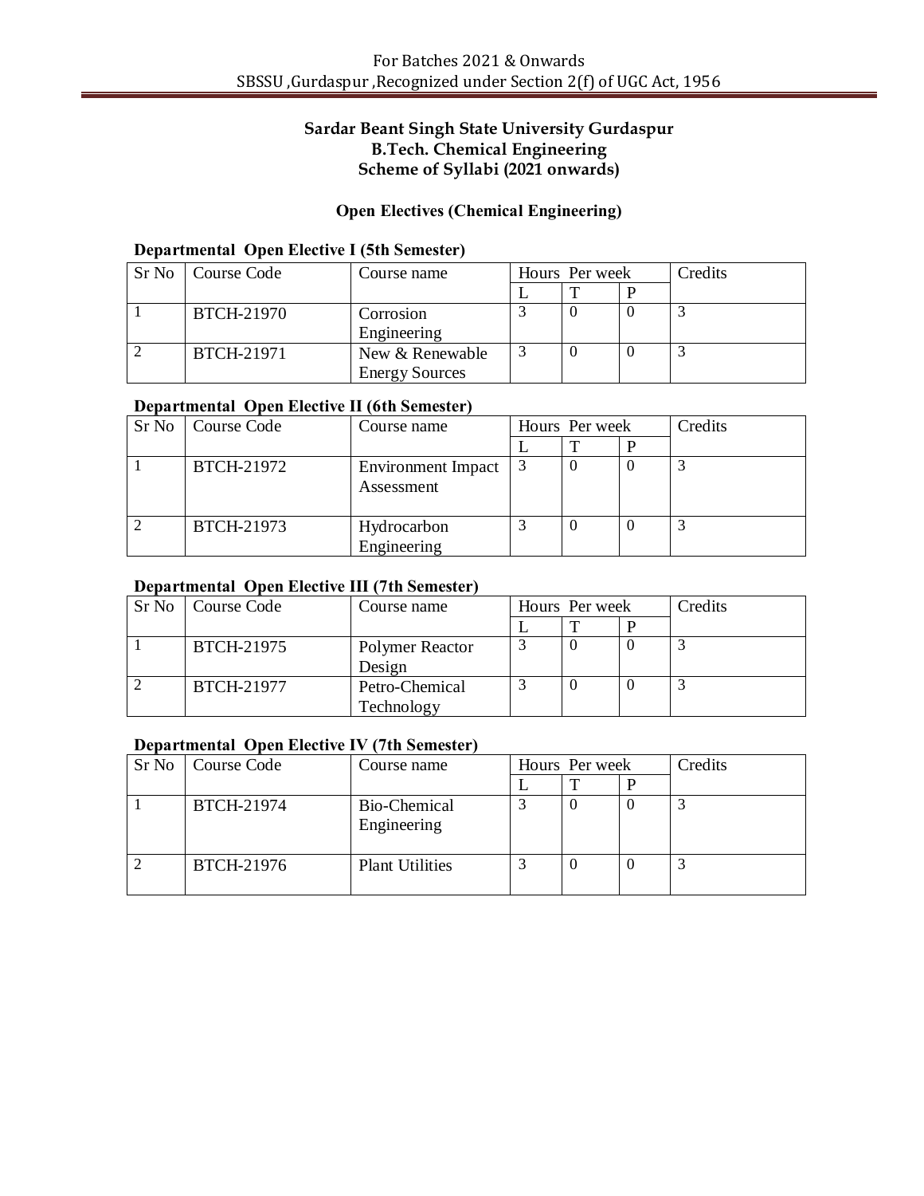**Sardar Beant Singh State University Gurdaspur**
**B.Tech. Chemical Engineering**
**Scheme of Syllabi (2021 onwards)**

## Open Electives (Chemical Engineering)

### Departmental Open Elective I (5th Semester)

| Sr No | Course Code | Course name | Hours Per week | | | Credits |
|---|---|---|---|---|---|---|
| | | | L | T | P | |
| 1 | BTCH-21970 | Corrosion Engineering | 3 | 0 | 0 | 3 |
| 2 | BTCH-21971 | New & Renewable Energy Sources | 3 | 0 | 0 | 3 |

### Departmental Open Elective II (6th Semester)

| Sr No | Course Code | Course name | Hours Per week | | | Credits |
|---|---|---|---|---|---|---|
| | | | L | T | P | |
| 1 | BTCH-21972 | Environment Impact Assessment | 3 | 0 | 0 | 3 |
| 2 | BTCH-21973 | Hydrocarbon Engineering | 3 | 0 | 0 | 3 |

### Departmental Open Elective III (7th Semester)

| Sr No | Course Code | Course name | Hours Per week | | | Credits |
|---|---|---|---|---|---|---|
| | | | L | T | P | |
| 1 | BTCH-21975 | Polymer Reactor Design | 3 | 0 | 0 | 3 |
| 2 | BTCH-21977 | Petro-Chemical Technology | 3 | 0 | 0 | 3 |

### Departmental Open Elective IV (7th Semester)

| Sr No | Course Code | Course name | Hours Per week | | | Credits |
|---|---|---|---|---|---|---|
| | | | L | T | P | |
| 1 | BTCH-21974 | Bio-Chemical Engineering | 3 | 0 | 0 | 3 |
| 2 | BTCH-21976 | Plant Utilities | 3 | 0 | 0 | 3 |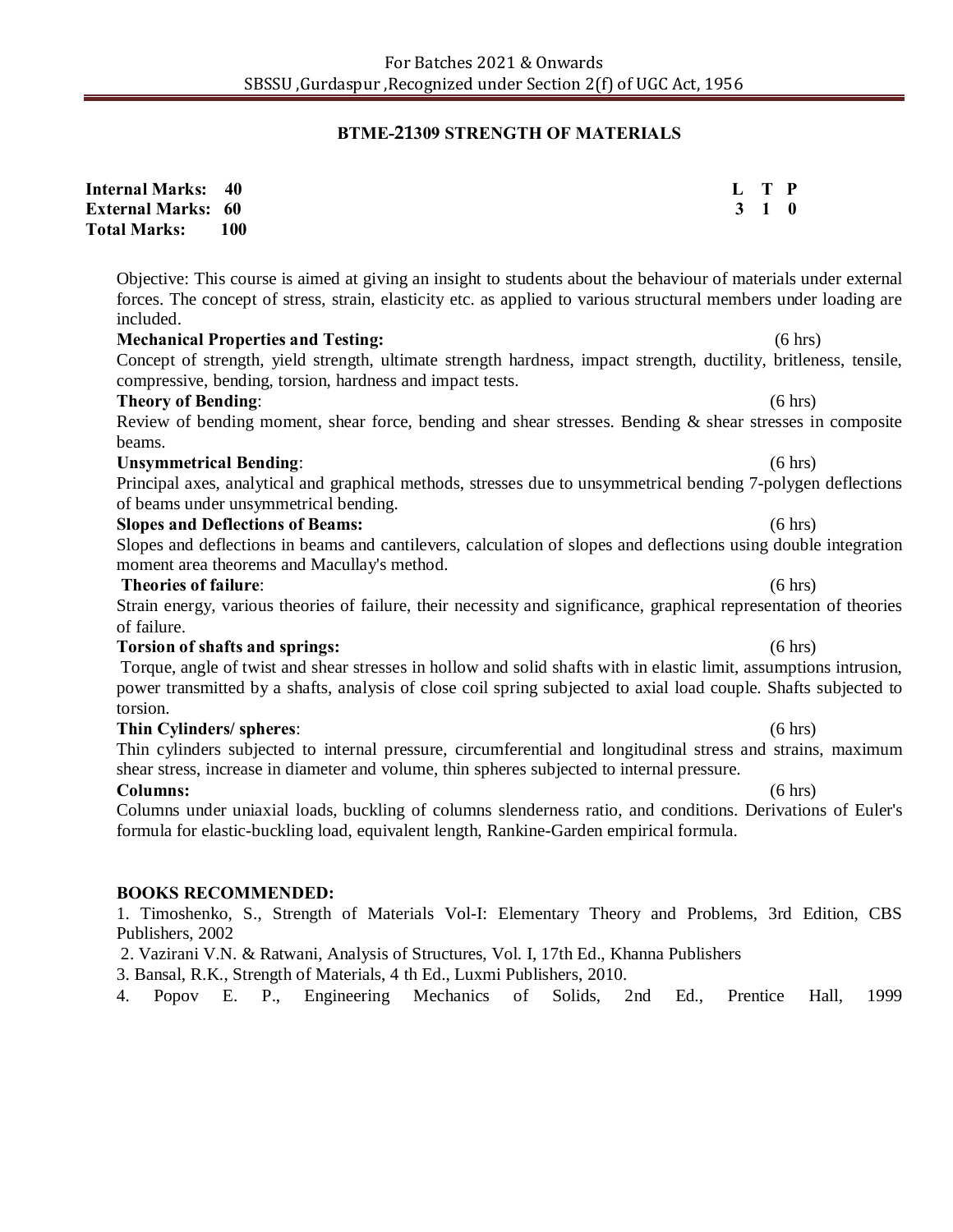## BTME-21309 STRENGTH OF MATERIALS

**Internal Marks: 40**
**External Marks: 60**
**Total Marks: 100**

| L | T | P |
|---|---|---|
| 3 | 1 | 0 |

Objective: This course is aimed at giving an insight to students about the behaviour of materials under external forces. The concept of stress, strain, elasticity etc. as applied to various structural members under loading are included.

**Mechanical Properties and Testing:** (6 hrs)

Concept of strength, yield strength, ultimate strength hardness, impact strength, ductility, britleness, tensile, compressive, bending, torsion, hardness and impact tests.

**Theory of Bending**: (6 hrs)

Review of bending moment, shear force, bending and shear stresses. Bending & shear stresses in composite beams.

**Unsymmetrical Bending**: (6 hrs)

Principal axes, analytical and graphical methods, stresses due to unsymmetrical bending 7-polygen deflections of beams under unsymmetrical bending.

**Slopes and Deflections of Beams:** (6 hrs)

Slopes and deflections in beams and cantilevers, calculation of slopes and deflections using double integration moment area theorems and Macullay's method.

**Theories of failure**: (6 hrs)

Strain energy, various theories of failure, their necessity and significance, graphical representation of theories of failure.

**Torsion of shafts and springs:** (6 hrs)

Torque, angle of twist and shear stresses in hollow and solid shafts with in elastic limit, assumptions intrusion, power transmitted by a shafts, analysis of close coil spring subjected to axial load couple. Shafts subjected to torsion.

**Thin Cylinders/ spheres**: (6 hrs)

Thin cylinders subjected to internal pressure, circumferential and longitudinal stress and strains, maximum shear stress, increase in diameter and volume, thin spheres subjected to internal pressure.

**Columns:** (6 hrs)

Columns under uniaxial loads, buckling of columns slenderness ratio, and conditions. Derivations of Euler's formula for elastic-buckling load, equivalent length, Rankine-Garden empirical formula.

**BOOKS RECOMMENDED:**

1. Timoshenko, S., Strength of Materials Vol-I: Elementary Theory and Problems, 3rd Edition, CBS Publishers, 2002
2. Vazirani V.N. & Ratwani, Analysis of Structures, Vol. I, 17th Ed., Khanna Publishers
3. Bansal, R.K., Strength of Materials, 4 th Ed., Luxmi Publishers, 2010.
4. Popov E. P., Engineering Mechanics of Solids, 2nd Ed., Prentice Hall, 1999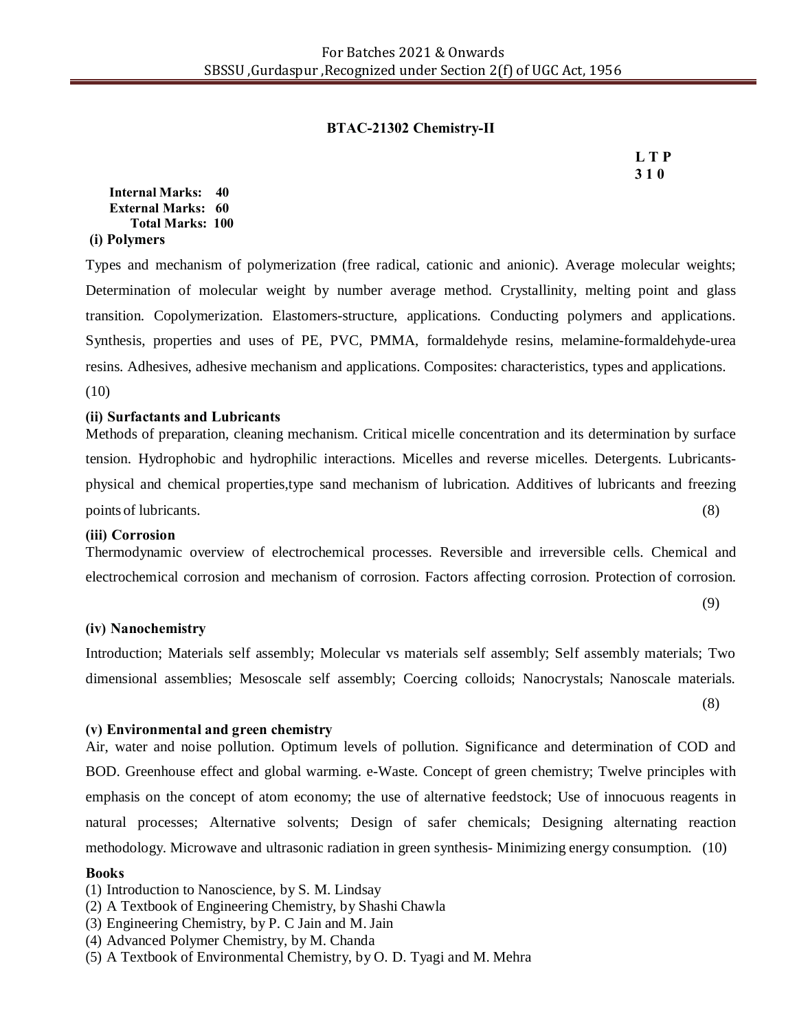## BTAC-21302 Chemistry-II

**L T P**
**3 1 0**

**Internal Marks: 40**
**External Marks: 60**
**Total Marks: 100**

**(i) Polymers**

Types and mechanism of polymerization (free radical, cationic and anionic). Average molecular weights; Determination of molecular weight by number average method. Crystallinity, melting point and glass transition. Copolymerization. Elastomers-structure, applications. Conducting polymers and applications. Synthesis, properties and uses of PE, PVC, PMMA, formaldehyde resins, melamine-formaldehyde-urea resins. Adhesives, adhesive mechanism and applications. Composites: characteristics, types and applications. (10)

**(ii) Surfactants and Lubricants**

Methods of preparation, cleaning mechanism. Critical micelle concentration and its determination by surface tension. Hydrophobic and hydrophilic interactions. Micelles and reverse micelles. Detergents. Lubricants-physical and chemical properties,type sand mechanism of lubrication. Additives of lubricants and freezing points of lubricants. (8)

**(iii) Corrosion**

Thermodynamic overview of electrochemical processes. Reversible and irreversible cells. Chemical and electrochemical corrosion and mechanism of corrosion. Factors affecting corrosion. Protection of corrosion. (9)

**(iv) Nanochemistry**

Introduction; Materials self assembly; Molecular vs materials self assembly; Self assembly materials; Two dimensional assemblies; Mesoscale self assembly; Coercing colloids; Nanocrystals; Nanoscale materials. (8)

**(v) Environmental and green chemistry**

Air, water and noise pollution. Optimum levels of pollution. Significance and determination of COD and BOD. Greenhouse effect and global warming. e-Waste. Concept of green chemistry; Twelve principles with emphasis on the concept of atom economy; the use of alternative feedstock; Use of innocuous reagents in natural processes; Alternative solvents; Design of safer chemicals; Designing alternating reaction methodology. Microwave and ultrasonic radiation in green synthesis- Minimizing energy consumption. (10)

**Books**

(1) Introduction to Nanoscience, by S. M. Lindsay
(2) A Textbook of Engineering Chemistry, by Shashi Chawla
(3) Engineering Chemistry, by P. C Jain and M. Jain
(4) Advanced Polymer Chemistry, by M. Chanda
(5) A Textbook of Environmental Chemistry, by O. D. Tyagi and M. Mehra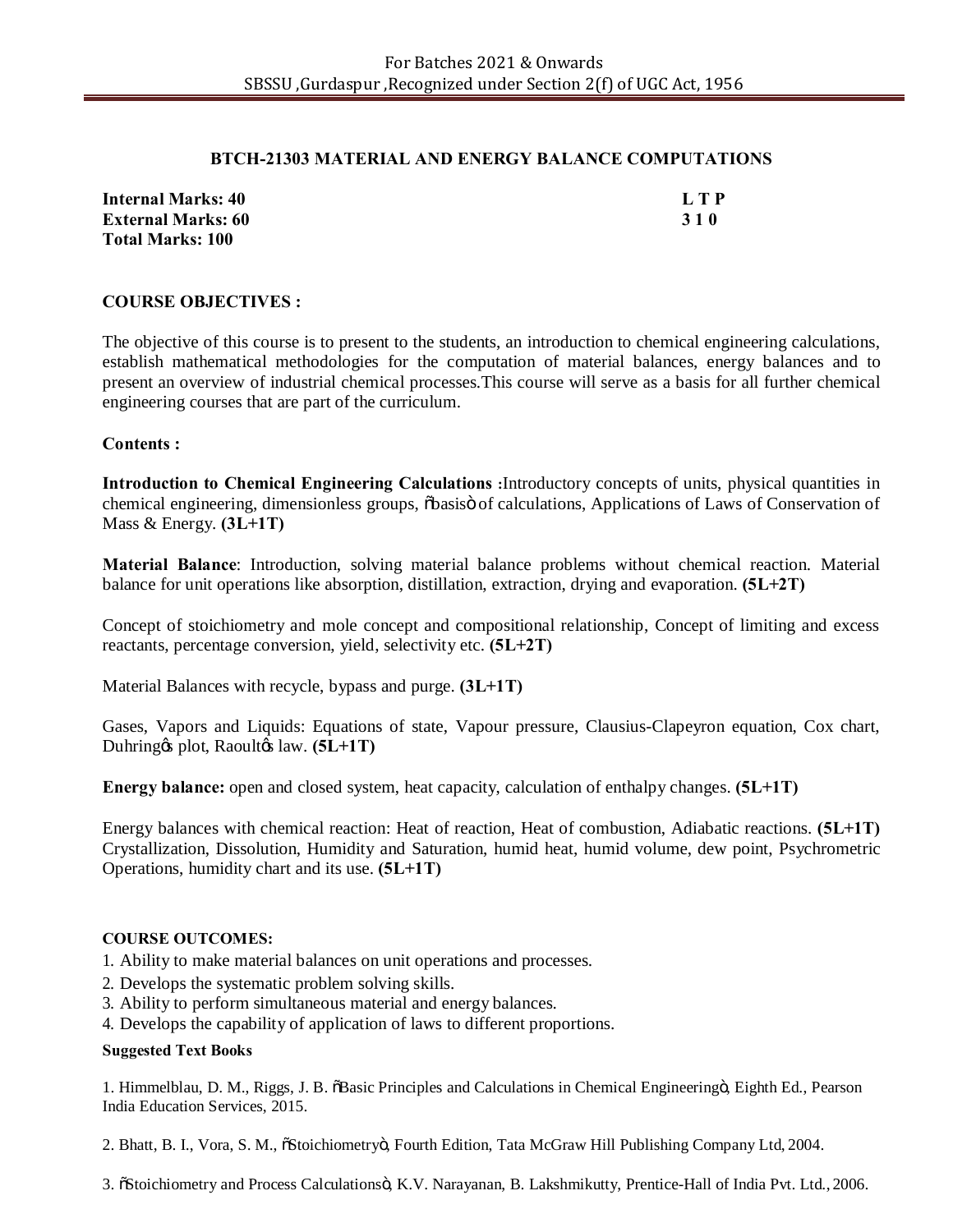## BTCH-21303 MATERIAL AND ENERGY BALANCE COMPUTATIONS

**Internal Marks: 40** **L T P**
**External Marks: 60** **3 1 0**
**Total Marks: 100**

### COURSE OBJECTIVES :

The objective of this course is to present to the students, an introduction to chemical engineering calculations, establish mathematical methodologies for the computation of material balances, energy balances and to present an overview of industrial chemical processes.This course will serve as a basis for all further chemical engineering courses that are part of the curriculum.

### Contents :

**Introduction to Chemical Engineering Calculations :**Introductory concepts of units, physical quantities in chemical engineering, dimensionless groups, "basis" of calculations, Applications of Laws of Conservation of Mass & Energy. **(3L+1T)**

**Material Balance**: Introduction, solving material balance problems without chemical reaction. Material balance for unit operations like absorption, distillation, extraction, drying and evaporation. **(5L+2T)**

Concept of stoichiometry and mole concept and compositional relationship, Concept of limiting and excess reactants, percentage conversion, yield, selectivity etc. **(5L+2T)**

Material Balances with recycle, bypass and purge. **(3L+1T)**

Gases, Vapors and Liquids: Equations of state, Vapour pressure, Clausius-Clapeyron equation, Cox chart, Duhring's plot, Raoult's law. **(5L+1T)**

**Energy balance:** open and closed system, heat capacity, calculation of enthalpy changes. **(5L+1T)**

Energy balances with chemical reaction: Heat of reaction, Heat of combustion, Adiabatic reactions. **(5L+1T)** Crystallization, Dissolution, Humidity and Saturation, humid heat, humid volume, dew point, Psychrometric Operations, humidity chart and its use. **(5L+1T)**

### COURSE OUTCOMES:

1. Ability to make material balances on unit operations and processes.
2. Develops the systematic problem solving skills.
3. Ability to perform simultaneous material and energy balances.
4. Develops the capability of application of laws to different proportions.

**Suggested Text Books**

1. Himmelblau, D. M., Riggs, J. B. "Basic Principles and Calculations in Chemical Engineering", Eighth Ed., Pearson India Education Services, 2015.

2. Bhatt, B. I., Vora, S. M., "Stoichiometry", Fourth Edition, Tata McGraw Hill Publishing Company Ltd, 2004.

3. "Stoichiometry and Process Calculations", K.V. Narayanan, B. Lakshmikutty, Prentice-Hall of India Pvt. Ltd., 2006.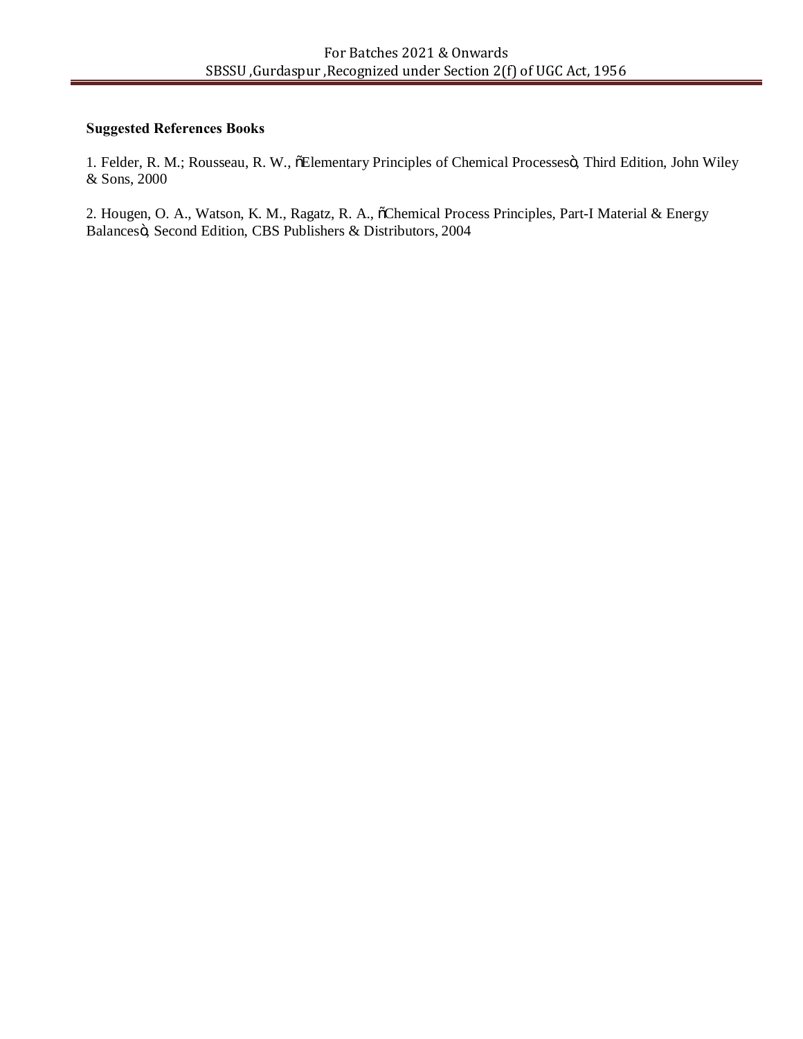**Suggested References Books**

1. Felder, R. M.; Rousseau, R. W., "Elementary Principles of Chemical Processes", Third Edition, John Wiley & Sons, 2000

2. Hougen, O. A., Watson, K. M., Ragatz, R. A., "Chemical Process Principles, Part-I Material & Energy Balances", Second Edition, CBS Publishers & Distributors, 2004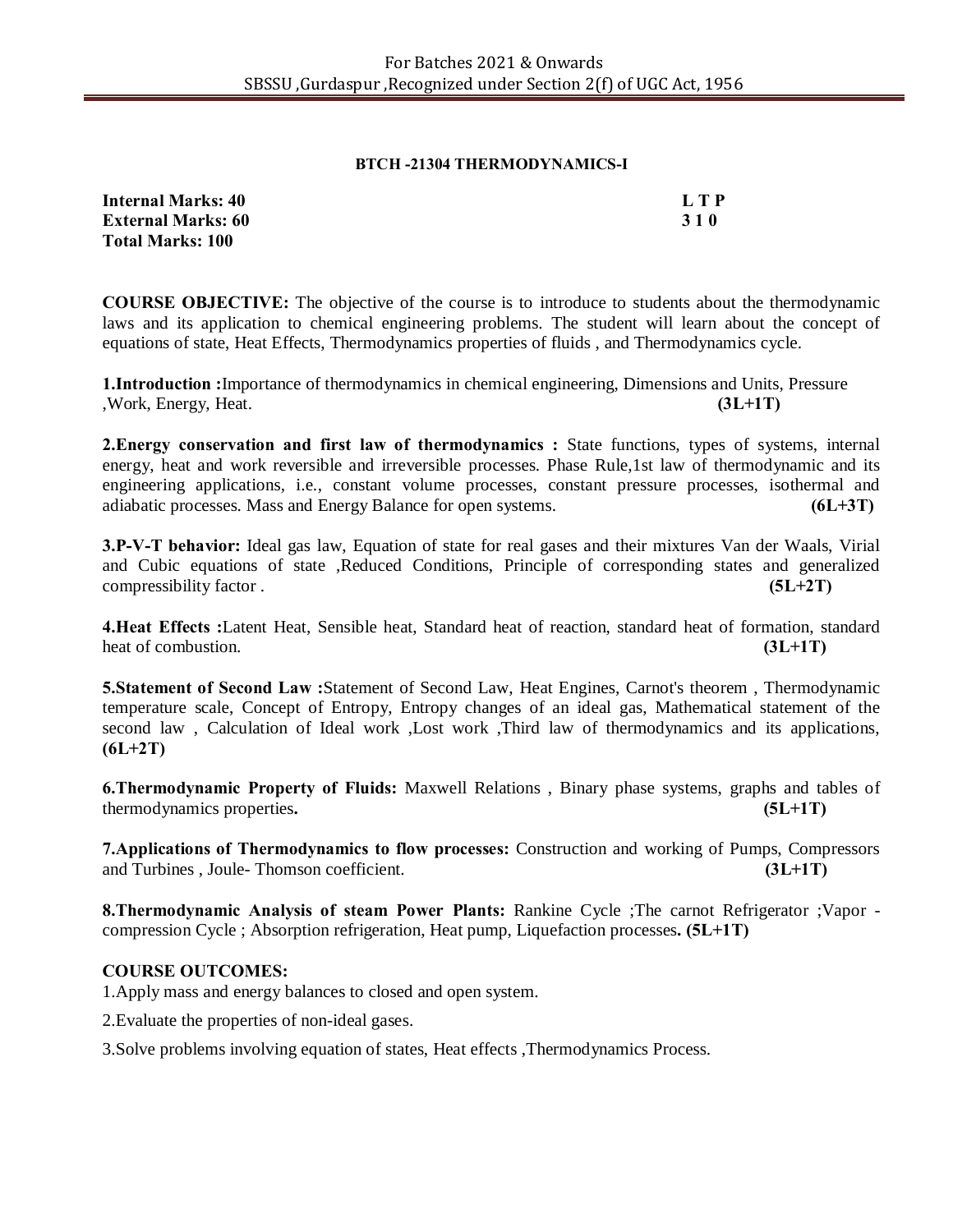**BTCH -21304 THERMODYNAMICS-I**

**Internal Marks: 40** | **L T P**
**External Marks: 60** | **3 1 0**
**Total Marks: 100**

**COURSE OBJECTIVE:** The objective of the course is to introduce to students about the thermodynamic laws and its application to chemical engineering problems. The student will learn about the concept of equations of state, Heat Effects, Thermodynamics properties of fluids , and Thermodynamics cycle.

**1.Introduction :**Importance of thermodynamics in chemical engineering, Dimensions and Units, Pressure ,Work, Energy, Heat. **(3L+1T)**

**2.Energy conservation and first law of thermodynamics :** State functions, types of systems, internal energy, heat and work reversible and irreversible processes. Phase Rule,1st law of thermodynamic and its engineering applications, i.e., constant volume processes, constant pressure processes, isothermal and adiabatic processes. Mass and Energy Balance for open systems. **(6L+3T)**

**3.P-V-T behavior:** Ideal gas law, Equation of state for real gases and their mixtures Van der Waals, Virial and Cubic equations of state ,Reduced Conditions, Principle of corresponding states and generalized compressibility factor . **(5L+2T)**

**4.Heat Effects :**Latent Heat, Sensible heat, Standard heat of reaction, standard heat of formation, standard heat of combustion. **(3L+1T)**

**5.Statement of Second Law :**Statement of Second Law, Heat Engines, Carnot's theorem , Thermodynamic temperature scale, Concept of Entropy, Entropy changes of an ideal gas, Mathematical statement of the second law , Calculation of Ideal work ,Lost work ,Third law of thermodynamics and its applications, **(6L+2T)**

**6.Thermodynamic Property of Fluids:** Maxwell Relations , Binary phase systems, graphs and tables of thermodynamics properties**.** **(5L+1T)**

**7.Applications of Thermodynamics to flow processes:** Construction and working of Pumps, Compressors and Turbines , Joule- Thomson coefficient. **(3L+1T)**

**8.Thermodynamic Analysis of steam Power Plants:** Rankine Cycle ;The carnot Refrigerator ;Vapor -compression Cycle ; Absorption refrigeration, Heat pump, Liquefaction processes**. (5L+1T)**

**COURSE OUTCOMES:**

1.Apply mass and energy balances to closed and open system.

2.Evaluate the properties of non-ideal gases.

3.Solve problems involving equation of states, Heat effects ,Thermodynamics Process.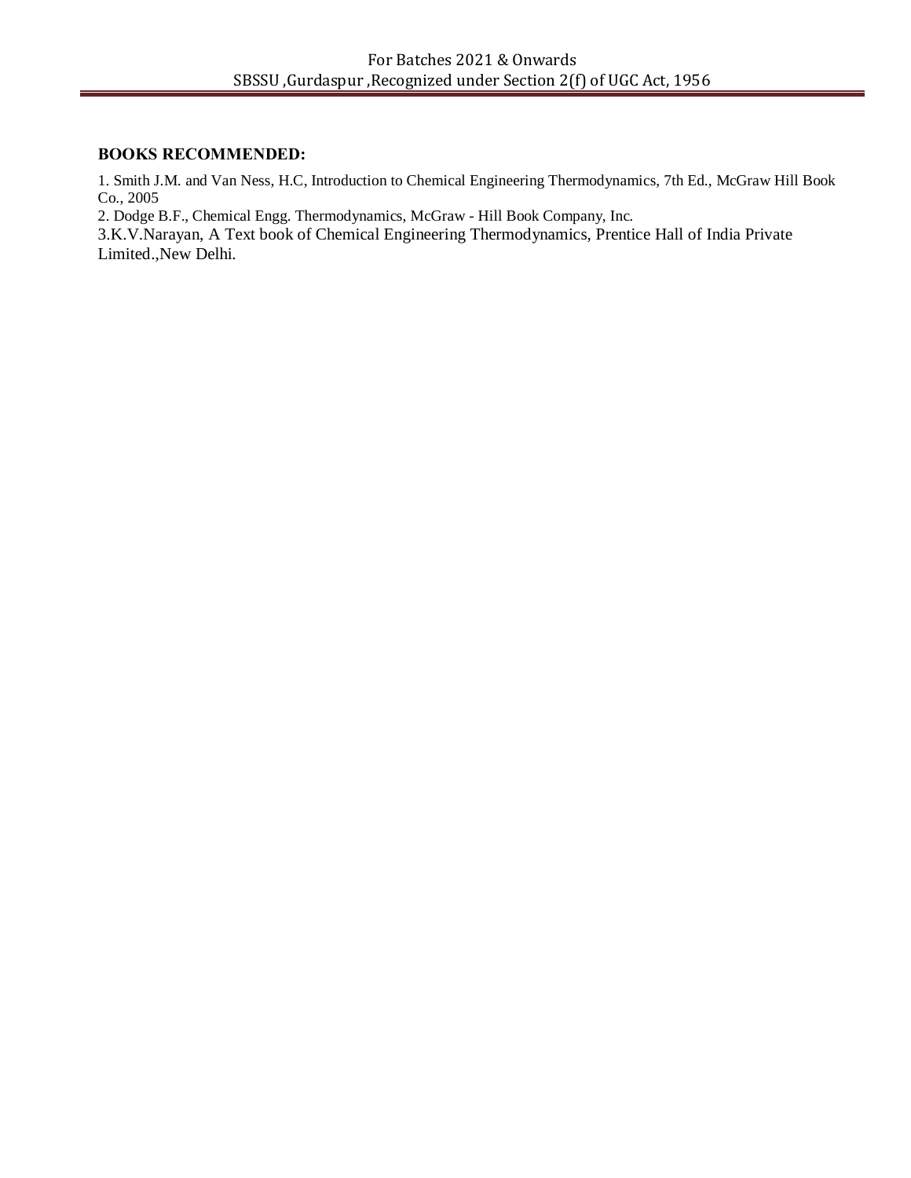**BOOKS RECOMMENDED:**

1. Smith J.M. and Van Ness, H.C, Introduction to Chemical Engineering Thermodynamics, 7th Ed., McGraw Hill Book Co., 2005
2. Dodge B.F., Chemical Engg. Thermodynamics, McGraw - Hill Book Company, Inc.
3. K.V.Narayan, A Text book of Chemical Engineering Thermodynamics, Prentice Hall of India Private Limited.,New Delhi.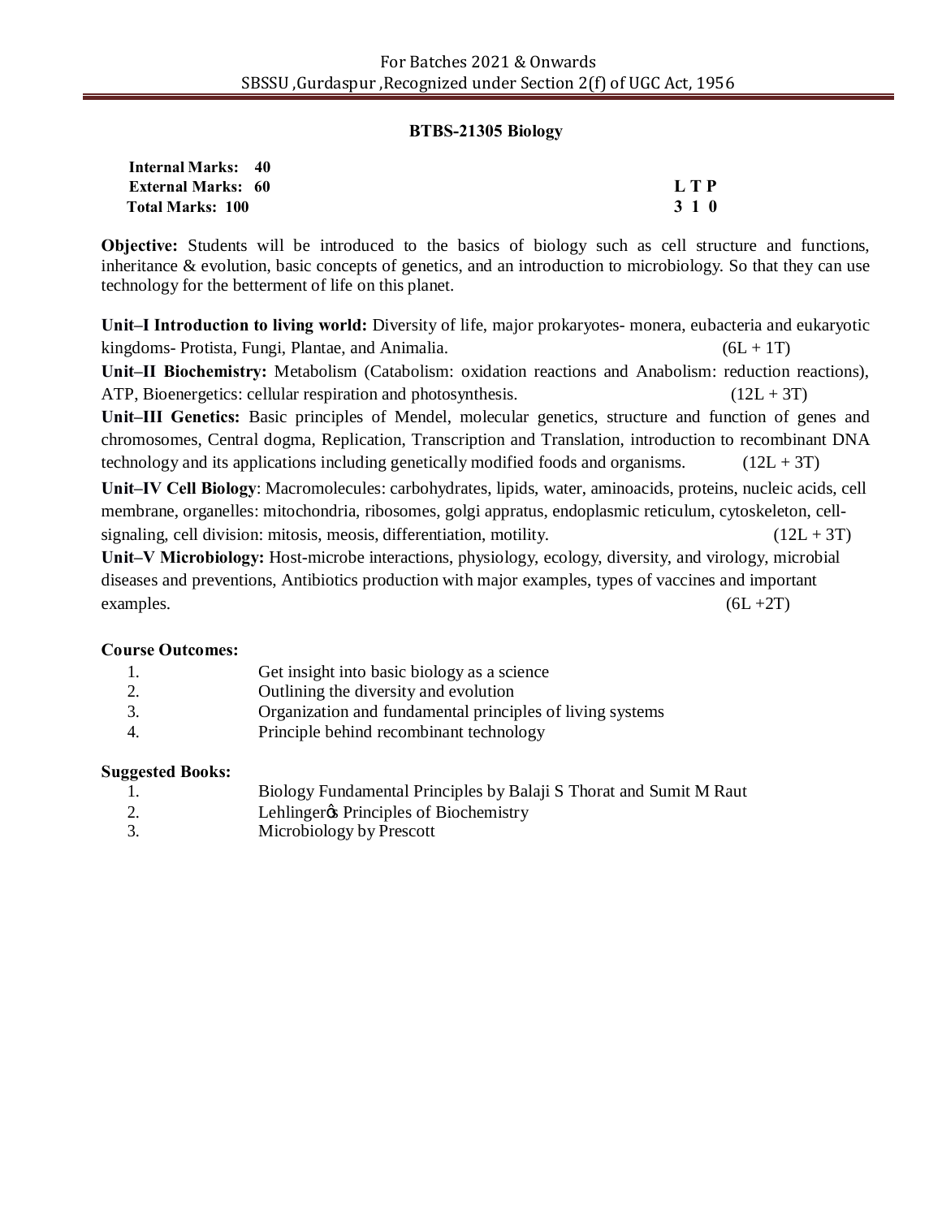## BTBS-21305 Biology

**Internal Marks: 40**
**External Marks: 60**
**Total Marks: 100**

| L | T | P |
|---|---|---|
| 3 | 1 | 0 |

**Objective:** Students will be introduced to the basics of biology such as cell structure and functions, inheritance & evolution, basic concepts of genetics, and an introduction to microbiology. So that they can use technology for the betterment of life on this planet.

**Unit–I Introduction to living world:** Diversity of life, major prokaryotes- monera, eubacteria and eukaryotic kingdoms- Protista, Fungi, Plantae, and Animalia. (6L + 1T)

**Unit–II Biochemistry:** Metabolism (Catabolism: oxidation reactions and Anabolism: reduction reactions), ATP, Bioenergetics: cellular respiration and photosynthesis. (12L + 3T)

**Unit–III Genetics:** Basic principles of Mendel, molecular genetics, structure and function of genes and chromosomes, Central dogma, Replication, Transcription and Translation, introduction to recombinant DNA technology and its applications including genetically modified foods and organisms. (12L + 3T)

**Unit–IV Cell Biology**: Macromolecules: carbohydrates, lipids, water, aminoacids, proteins, nucleic acids, cell membrane, organelles: mitochondria, ribosomes, golgi appratus, endoplasmic reticulum, cytoskeleton, cell-signaling, cell division: mitosis, meosis, differentiation, motility. (12L + 3T)

**Unit–V Microbiology:** Host-microbe interactions, physiology, ecology, diversity, and virology, microbial diseases and preventions, Antibiotics production with major examples, types of vaccines and important examples. (6L +2T)

**Course Outcomes:**

1. Get insight into basic biology as a science
2. Outlining the diversity and evolution
3. Organization and fundamental principles of living systems
4. Principle behind recombinant technology

**Suggested Books:**

1. Biology Fundamental Principles by Balaji S Thorat and Sumit M Raut
2. Lehlinger's Principles of Biochemistry
3. Microbiology by Prescott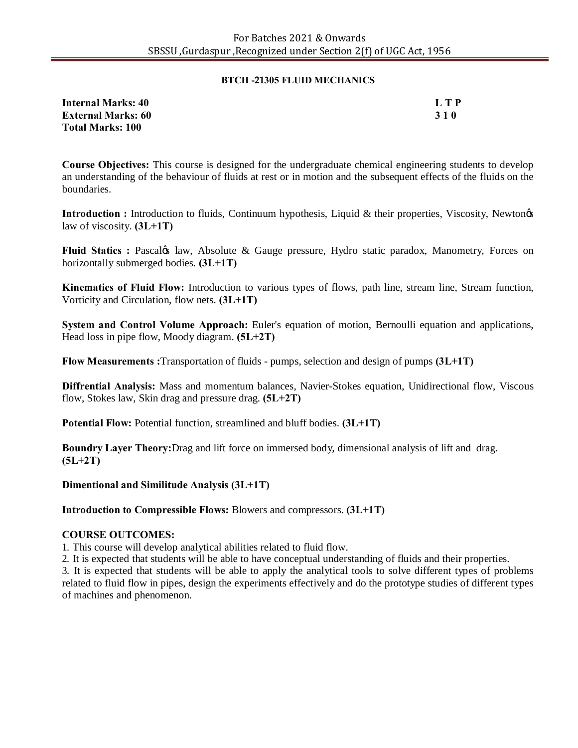## BTCH -21305 FLUID MECHANICS

| | |
|---|---|
| **Internal Marks: 40** | **L T P** |
| **External Marks: 60** | **3 1 0** |
| **Total Marks: 100** | |

**Course Objectives:** This course is designed for the undergraduate chemical engineering students to develop an understanding of the behaviour of fluids at rest or in motion and the subsequent effects of the fluids on the boundaries.

**Introduction :** Introduction to fluids, Continuum hypothesis, Liquid & their properties, Viscosity, Newtonꞌs law of viscosity. **(3L+1T)**

**Fluid Statics :** Pascalꞌs law, Absolute & Gauge pressure, Hydro static paradox, Manometry, Forces on horizontally submerged bodies. **(3L+1T)**

**Kinematics of Fluid Flow:** Introduction to various types of flows, path line, stream line, Stream function, Vorticity and Circulation, flow nets. **(3L+1T)**

**System and Control Volume Approach:** Euler's equation of motion, Bernoulli equation and applications, Head loss in pipe flow, Moody diagram. **(5L+2T)**

**Flow Measurements :**Transportation of fluids - pumps, selection and design of pumps **(3L+1T)**

**Diffrential Analysis:** Mass and momentum balances, Navier-Stokes equation, Unidirectional flow, Viscous flow, Stokes law, Skin drag and pressure drag. **(5L+2T)**

**Potential Flow:** Potential function, streamlined and bluff bodies. **(3L+1T)**

**Boundry Layer Theory:**Drag and lift force on immersed body, dimensional analysis of lift and drag. **(5L+2T)**

**Dimentional and Similitude Analysis (3L+1T)**

**Introduction to Compressible Flows:** Blowers and compressors. **(3L+1T)**

**COURSE OUTCOMES:**

1. This course will develop analytical abilities related to fluid flow.
2. It is expected that students will be able to have conceptual understanding of fluids and their properties.
3. It is expected that students will be able to apply the analytical tools to solve different types of problems related to fluid flow in pipes, design the experiments effectively and do the prototype studies of different types of machines and phenomenon.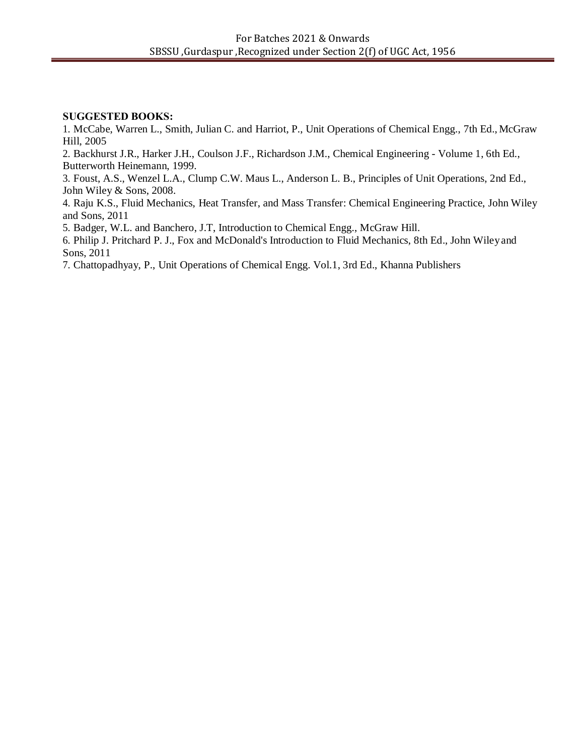**SUGGESTED BOOKS:**

1. McCabe, Warren L., Smith, Julian C. and Harriot, P., Unit Operations of Chemical Engg., 7th Ed., McGraw Hill, 2005
2. Backhurst J.R., Harker J.H., Coulson J.F., Richardson J.M., Chemical Engineering - Volume 1, 6th Ed., Butterworth Heinemann, 1999.
3. Foust, A.S., Wenzel L.A., Clump C.W. Maus L., Anderson L. B., Principles of Unit Operations, 2nd Ed., John Wiley & Sons, 2008.
4. Raju K.S., Fluid Mechanics, Heat Transfer, and Mass Transfer: Chemical Engineering Practice, John Wiley and Sons, 2011
5. Badger, W.L. and Banchero, J.T, Introduction to Chemical Engg., McGraw Hill.
6. Philip J. Pritchard P. J., Fox and McDonald's Introduction to Fluid Mechanics, 8th Ed., John Wiley and Sons, 2011
7. Chattopadhyay, P., Unit Operations of Chemical Engg. Vol.1, 3rd Ed., Khanna Publishers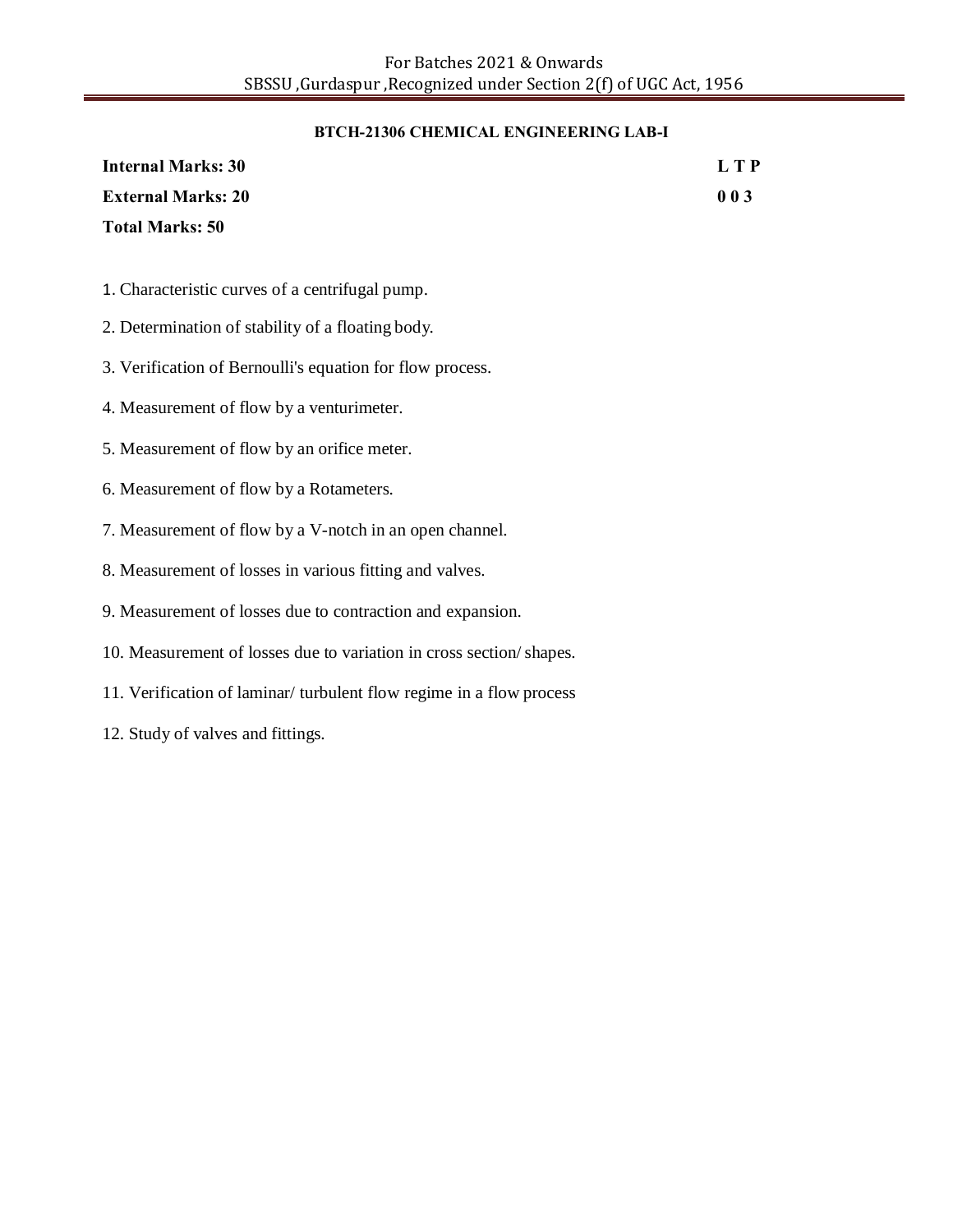## BTCH-21306 CHEMICAL ENGINEERING LAB-I

| | |
|---|---|
| **Internal Marks: 30** | **L T P** |
| **External Marks: 20** | **0 0 3** |
| **Total Marks: 50** | |

1. Characteristic curves of a centrifugal pump.
2. Determination of stability of a floating body.
3. Verification of Bernoulli's equation for flow process.
4. Measurement of flow by a venturimeter.
5. Measurement of flow by an orifice meter.
6. Measurement of flow by a Rotameters.
7. Measurement of flow by a V-notch in an open channel.
8. Measurement of losses in various fitting and valves.
9. Measurement of losses due to contraction and expansion.
10. Measurement of losses due to variation in cross section/ shapes.
11. Verification of laminar/ turbulent flow regime in a flow process
12. Study of valves and fittings.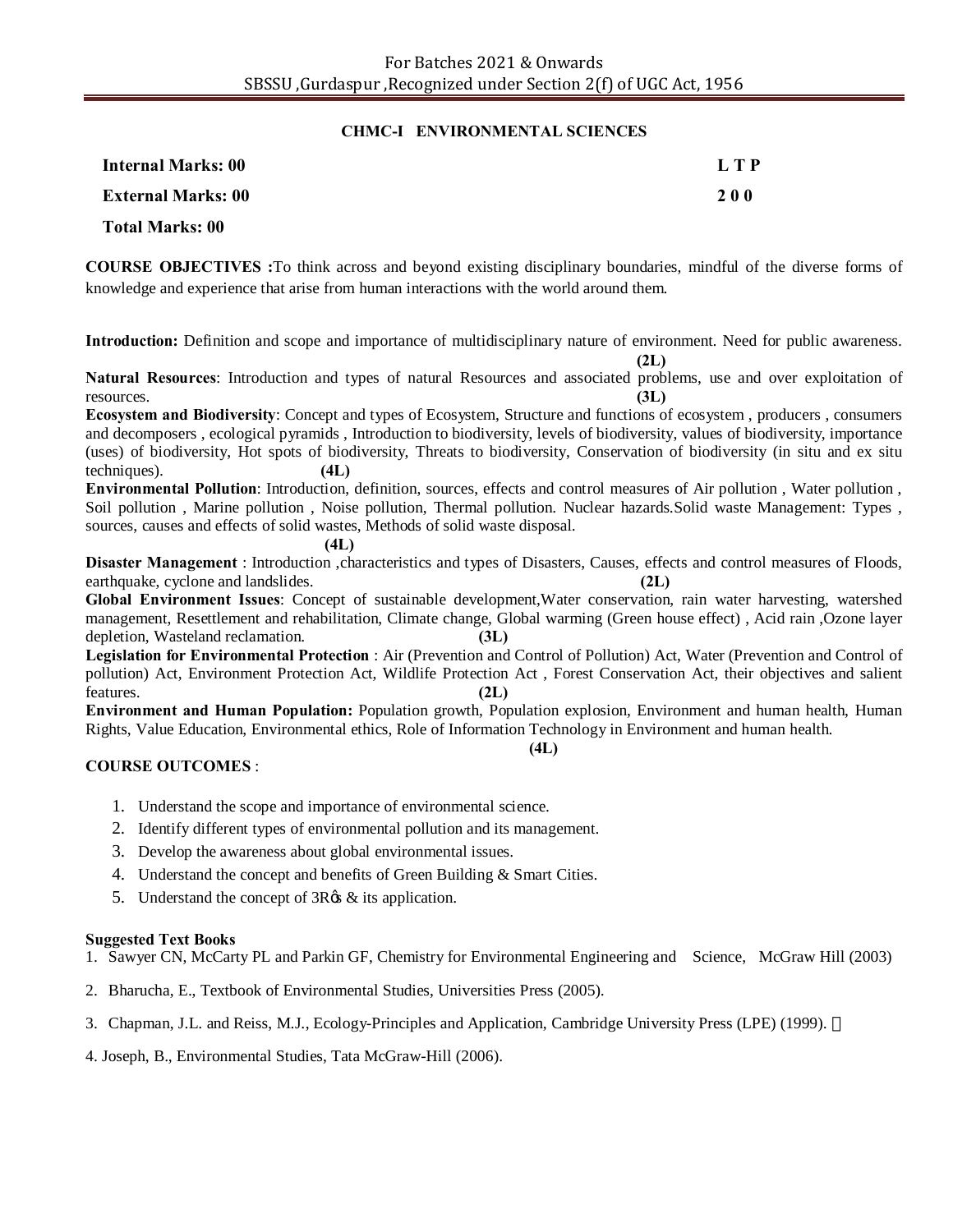## CHMC-I ENVIRONMENTAL SCIENCES

| | |
|---|---|
| **Internal Marks: 00** | **L T P** |
| **External Marks: 00** | **2 0 0** |
| **Total Marks: 00** | |

**COURSE OBJECTIVES :**To think across and beyond existing disciplinary boundaries, mindful of the diverse forms of knowledge and experience that arise from human interactions with the world around them.

**Introduction:** Definition and scope and importance of multidisciplinary nature of environment. Need for public awareness. **(2L)**

**Natural Resources**: Introduction and types of natural Resources and associated problems, use and over exploitation of resources. **(3L)**

**Ecosystem and Biodiversity**: Concept and types of Ecosystem, Structure and functions of ecosystem , producers , consumers and decomposers , ecological pyramids , Introduction to biodiversity, levels of biodiversity, values of biodiversity, importance (uses) of biodiversity, Hot spots of biodiversity, Threats to biodiversity, Conservation of biodiversity (in situ and ex situ techniques). **(4L)**

**Environmental Pollution**: Introduction, definition, sources, effects and control measures of Air pollution , Water pollution , Soil pollution , Marine pollution , Noise pollution, Thermal pollution. Nuclear hazards.Solid waste Management: Types , sources, causes and effects of solid wastes, Methods of solid waste disposal. **(4L)**

**Disaster Management** : Introduction ,characteristics and types of Disasters, Causes, effects and control measures of Floods, earthquake, cyclone and landslides. **(2L)**

**Global Environment Issues**: Concept of sustainable development,Water conservation, rain water harvesting, watershed management, Resettlement and rehabilitation, Climate change, Global warming (Green house effect) , Acid rain ,Ozone layer depletion, Wasteland reclamation. **(3L)**

**Legislation for Environmental Protection** : Air (Prevention and Control of Pollution) Act, Water (Prevention and Control of pollution) Act, Environment Protection Act, Wildlife Protection Act , Forest Conservation Act, their objectives and salient features. **(2L)**

**Environment and Human Population:** Population growth, Population explosion, Environment and human health, Human Rights, Value Education, Environmental ethics, Role of Information Technology in Environment and human health. **(4L)**

**COURSE OUTCOMES** :

1. Understand the scope and importance of environmental science.
2. Identify different types of environmental pollution and its management.
3. Develop the awareness about global environmental issues.
4. Understand the concept and benefits of Green Building & Smart Cities.
5. Understand the concept of 3R's & its application.

**Suggested Text Books**

1. Sawyer CN, McCarty PL and Parkin GF, Chemistry for Environmental Engineering and Science, McGraw Hill (2003)
2. Bharucha, E., Textbook of Environmental Studies, Universities Press (2005).
3. Chapman, J.L. and Reiss, M.J., Ecology-Principles and Application, Cambridge University Press (LPE) (1999).
4. Joseph, B., Environmental Studies, Tata McGraw-Hill (2006).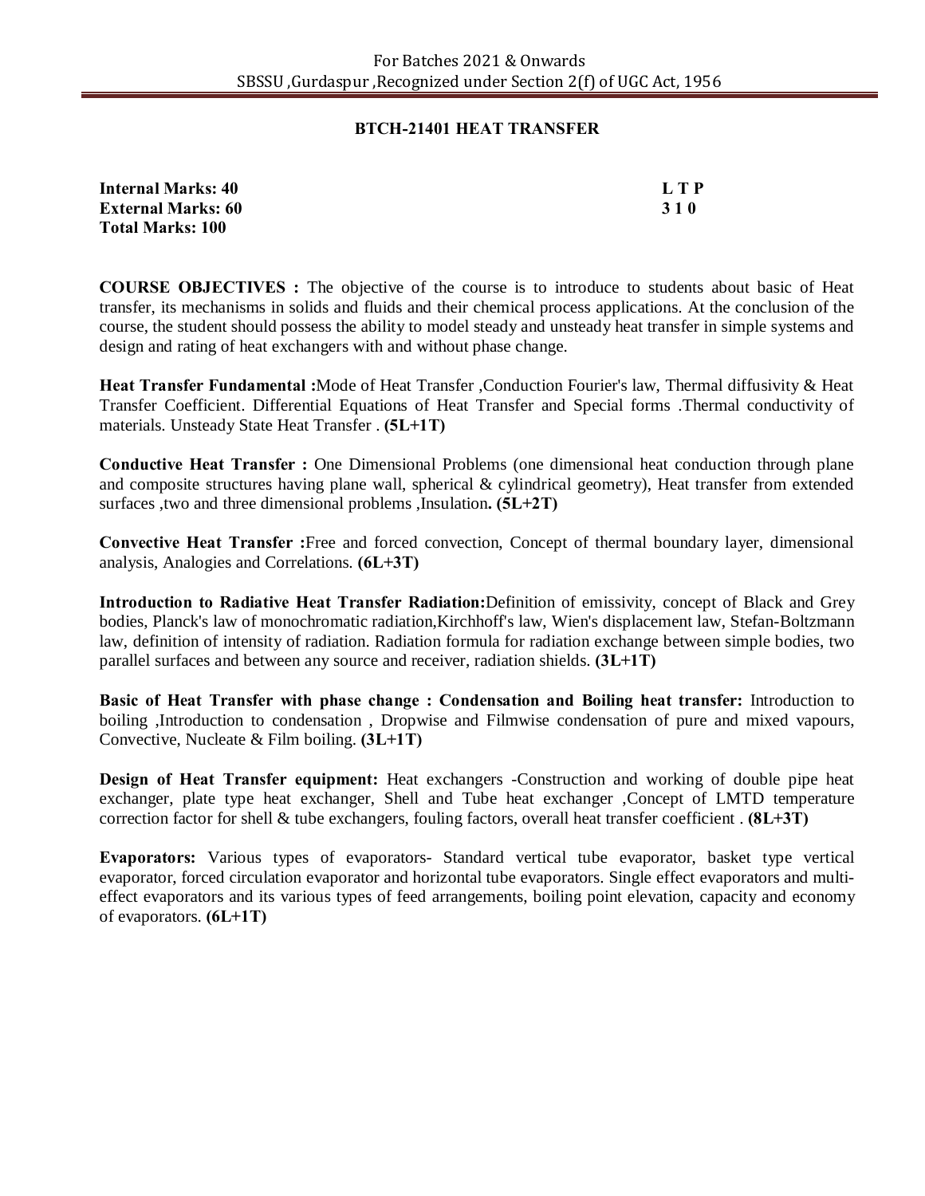## BTCH-21401 HEAT TRANSFER

| | |
|---|---|
| **Internal Marks: 40** | **L T P** |
| **External Marks: 60** | **3 1 0** |
| **Total Marks: 100** | |

**COURSE OBJECTIVES :** The objective of the course is to introduce to students about basic of Heat transfer, its mechanisms in solids and fluids and their chemical process applications. At the conclusion of the course, the student should possess the ability to model steady and unsteady heat transfer in simple systems and design and rating of heat exchangers with and without phase change.

**Heat Transfer Fundamental :**Mode of Heat Transfer ,Conduction Fourier's law, Thermal diffusivity & Heat Transfer Coefficient. Differential Equations of Heat Transfer and Special forms .Thermal conductivity of materials. Unsteady State Heat Transfer . **(5L+1T)**

**Conductive Heat Transfer :** One Dimensional Problems (one dimensional heat conduction through plane and composite structures having plane wall, spherical & cylindrical geometry), Heat transfer from extended surfaces ,two and three dimensional problems ,Insulation**. (5L+2T)**

**Convective Heat Transfer :**Free and forced convection, Concept of thermal boundary layer, dimensional analysis, Analogies and Correlations. **(6L+3T)**

**Introduction to Radiative Heat Transfer Radiation:**Definition of emissivity, concept of Black and Grey bodies, Planck's law of monochromatic radiation,Kirchhoff's law, Wien's displacement law, Stefan-Boltzmann law, definition of intensity of radiation. Radiation formula for radiation exchange between simple bodies, two parallel surfaces and between any source and receiver, radiation shields. **(3L+1T)**

**Basic of Heat Transfer with phase change : Condensation and Boiling heat transfer:** Introduction to boiling ,Introduction to condensation , Dropwise and Filmwise condensation of pure and mixed vapours, Convective, Nucleate & Film boiling. **(3L+1T)**

**Design of Heat Transfer equipment:** Heat exchangers -Construction and working of double pipe heat exchanger, plate type heat exchanger, Shell and Tube heat exchanger ,Concept of LMTD temperature correction factor for shell & tube exchangers, fouling factors, overall heat transfer coefficient . **(8L+3T)**

**Evaporators:** Various types of evaporators- Standard vertical tube evaporator, basket type vertical evaporator, forced circulation evaporator and horizontal tube evaporators. Single effect evaporators and multi-effect evaporators and its various types of feed arrangements, boiling point elevation, capacity and economy of evaporators. **(6L+1T)**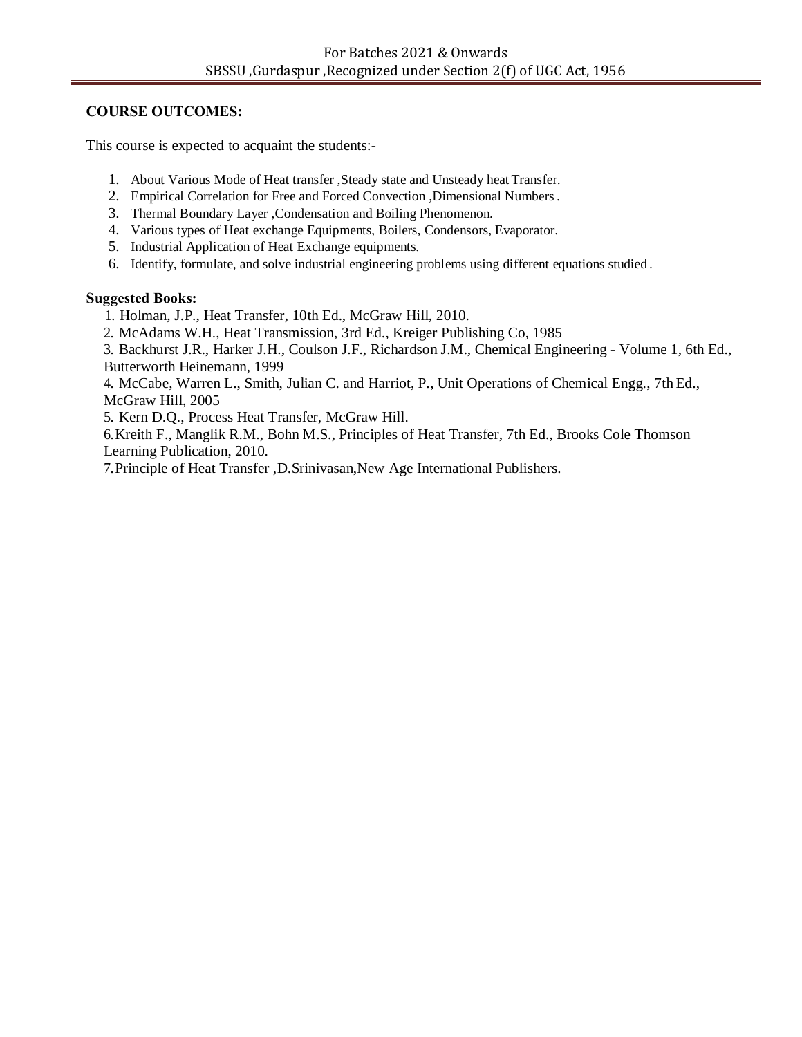**COURSE OUTCOMES:**

This course is expected to acquaint the students:-

1. About Various Mode of Heat transfer ,Steady state and Unsteady heat Transfer.
2. Empirical Correlation for Free and Forced Convection ,Dimensional Numbers .
3. Thermal Boundary Layer ,Condensation and Boiling Phenomenon.
4. Various types of Heat exchange Equipments, Boilers, Condensors, Evaporator.
5. Industrial Application of Heat Exchange equipments.
6. Identify, formulate, and solve industrial engineering problems using different equations studied .

**Suggested Books:**

1. Holman, J.P., Heat Transfer, 10th Ed., McGraw Hill, 2010.
2. McAdams W.H., Heat Transmission, 3rd Ed., Kreiger Publishing Co, 1985
3. Backhurst J.R., Harker J.H., Coulson J.F., Richardson J.M., Chemical Engineering - Volume 1, 6th Ed., Butterworth Heinemann, 1999
4. McCabe, Warren L., Smith, Julian C. and Harriot, P., Unit Operations of Chemical Engg., 7th Ed., McGraw Hill, 2005
5. Kern D.Q., Process Heat Transfer, McGraw Hill.
6. Kreith F., Manglik R.M., Bohn M.S., Principles of Heat Transfer, 7th Ed., Brooks Cole Thomson Learning Publication, 2010.
7. Principle of Heat Transfer ,D.Srinivasan,New Age International Publishers.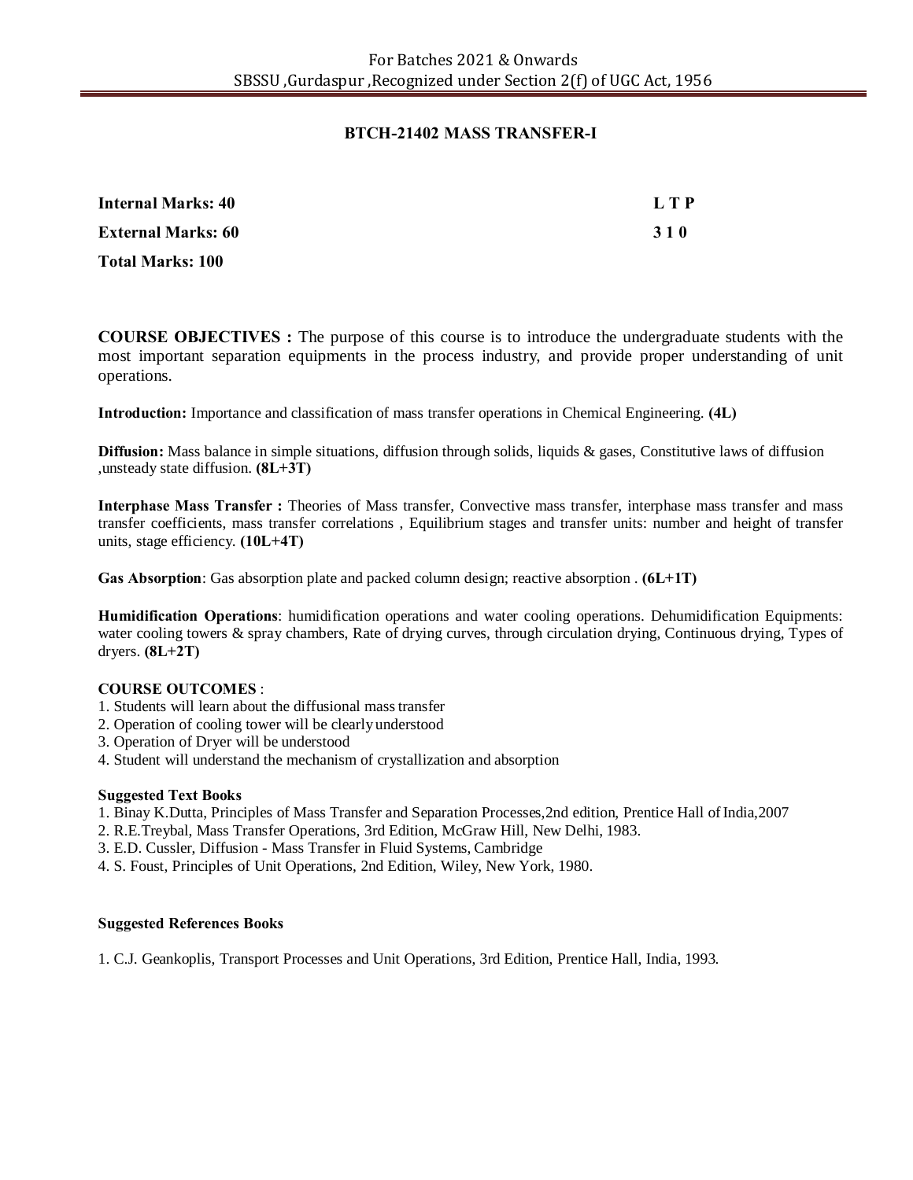## BTCH-21402 MASS TRANSFER-I

| | |
|---|---|
| **Internal Marks: 40** | **L T P** |
| **External Marks: 60** | **3 1 0** |
| **Total Marks: 100** | |

**COURSE OBJECTIVES :** The purpose of this course is to introduce the undergraduate students with the most important separation equipments in the process industry, and provide proper understanding of unit operations.

**Introduction:** Importance and classification of mass transfer operations in Chemical Engineering. **(4L)**

**Diffusion:** Mass balance in simple situations, diffusion through solids, liquids & gases, Constitutive laws of diffusion ,unsteady state diffusion. **(8L+3T)**

**Interphase Mass Transfer :** Theories of Mass transfer, Convective mass transfer, interphase mass transfer and mass transfer coefficients, mass transfer correlations , Equilibrium stages and transfer units: number and height of transfer units, stage efficiency. **(10L+4T)**

**Gas Absorption**: Gas absorption plate and packed column design; reactive absorption . **(6L+1T)**

**Humidification Operations**: humidification operations and water cooling operations. Dehumidification Equipments: water cooling towers & spray chambers, Rate of drying curves, through circulation drying, Continuous drying, Types of dryers. **(8L+2T)**

**COURSE OUTCOMES** :

1. Students will learn about the diffusional mass transfer
2. Operation of cooling tower will be clearly understood
3. Operation of Dryer will be understood
4. Student will understand the mechanism of crystallization and absorption

**Suggested Text Books**

1. Binay K.Dutta, Principles of Mass Transfer and Separation Processes,2nd edition, Prentice Hall of India,2007
2. R.E.Treybal, Mass Transfer Operations, 3rd Edition, McGraw Hill, New Delhi, 1983.
3. E.D. Cussler, Diffusion - Mass Transfer in Fluid Systems, Cambridge
4. S. Foust, Principles of Unit Operations, 2nd Edition, Wiley, New York, 1980.

**Suggested References Books**

1. C.J. Geankoplis, Transport Processes and Unit Operations, 3rd Edition, Prentice Hall, India, 1993.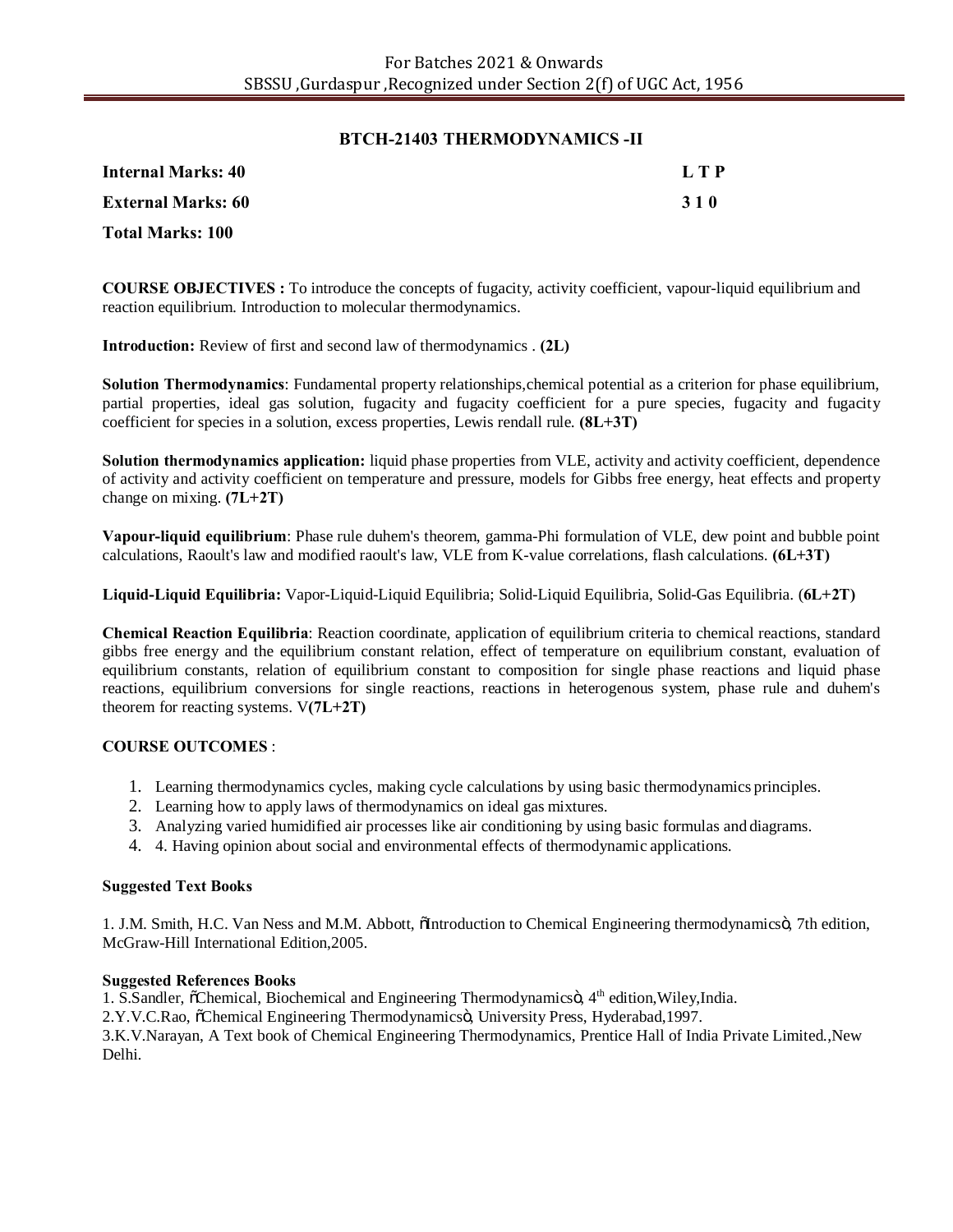## BTCH-21403 THERMODYNAMICS -II

| | |
|---|---|
| **Internal Marks: 40** | **L T P** |
| **External Marks: 60** | **3 1 0** |
| **Total Marks: 100** | |

**COURSE OBJECTIVES :** To introduce the concepts of fugacity, activity coefficient, vapour-liquid equilibrium and reaction equilibrium. Introduction to molecular thermodynamics.

**Introduction:** Review of first and second law of thermodynamics . **(2L)**

**Solution Thermodynamics**: Fundamental property relationships,chemical potential as a criterion for phase equilibrium, partial properties, ideal gas solution, fugacity and fugacity coefficient for a pure species, fugacity and fugacity coefficient for species in a solution, excess properties, Lewis rendall rule. **(8L+3T)**

**Solution thermodynamics application:** liquid phase properties from VLE, activity and activity coefficient, dependence of activity and activity coefficient on temperature and pressure, models for Gibbs free energy, heat effects and property change on mixing. **(7L+2T)**

**Vapour-liquid equilibrium**: Phase rule duhem's theorem, gamma-Phi formulation of VLE, dew point and bubble point calculations, Raoult's law and modified raoult's law, VLE from K-value correlations, flash calculations. **(6L+3T)**

**Liquid-Liquid Equilibria:** Vapor-Liquid-Liquid Equilibria; Solid-Liquid Equilibria, Solid-Gas Equilibria. (**6L+2T)**

**Chemical Reaction Equilibria**: Reaction coordinate, application of equilibrium criteria to chemical reactions, standard gibbs free energy and the equilibrium constant relation, effect of temperature on equilibrium constant, evaluation of equilibrium constants, relation of equilibrium constant to composition for single phase reactions and liquid phase reactions, equilibrium conversions for single reactions, reactions in heterogenous system, phase rule and duhem's theorem for reacting systems. V**(7L+2T)**

**COURSE OUTCOMES** :

1. Learning thermodynamics cycles, making cycle calculations by using basic thermodynamics principles.
2. Learning how to apply laws of thermodynamics on ideal gas mixtures.
3. Analyzing varied humidified air processes like air conditioning by using basic formulas and diagrams.
4. 4. Having opinion about social and environmental effects of thermodynamic applications.

**Suggested Text Books**

1. J.M. Smith, H.C. Van Ness and M.M. Abbott, "Introduction to Chemical Engineering thermodynamics", 7th edition, McGraw-Hill International Edition,2005.

**Suggested References Books**

1. S.Sandler, "Chemical, Biochemical and Engineering Thermodynamics", 4th edition,Wiley,India.
2. Y.V.C.Rao, "Chemical Engineering Thermodynamics", University Press, Hyderabad,1997.
3. K.V.Narayan, A Text book of Chemical Engineering Thermodynamics, Prentice Hall of India Private Limited.,New Delhi.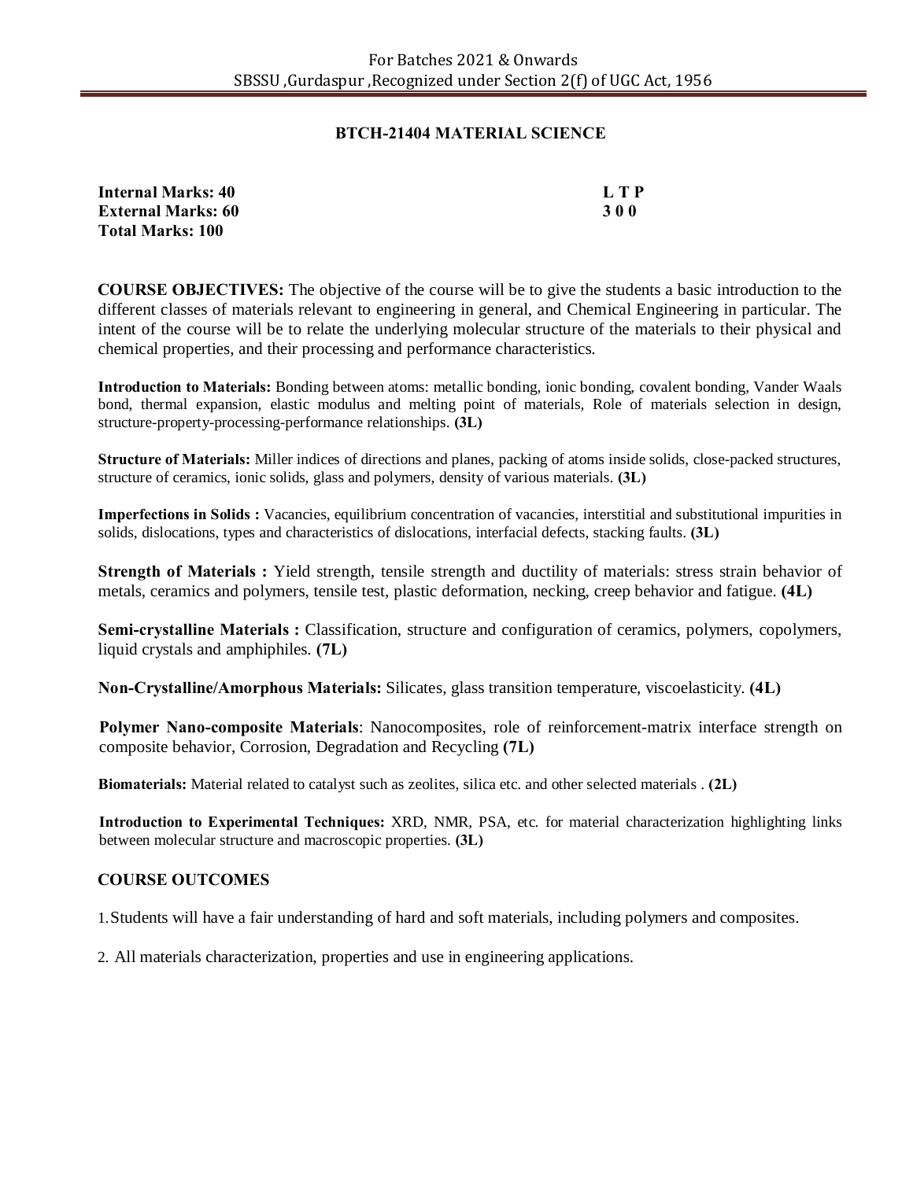## BTCH-21404 MATERIAL SCIENCE

**Internal Marks: 40**
**External Marks: 60**
**Total Marks: 100**

**L T P**
**3 0 0**

**COURSE OBJECTIVES:** The objective of the course will be to give the students a basic introduction to the different classes of materials relevant to engineering in general, and Chemical Engineering in particular. The intent of the course will be to relate the underlying molecular structure of the materials to their physical and chemical properties, and their processing and performance characteristics.

**Introduction to Materials:** Bonding between atoms: metallic bonding, ionic bonding, covalent bonding, Vander Waals bond, thermal expansion, elastic modulus and melting point of materials, Role of materials selection in design, structure-property-processing-performance relationships. **(3L)**

**Structure of Materials:** Miller indices of directions and planes, packing of atoms inside solids, close-packed structures, structure of ceramics, ionic solids, glass and polymers, density of various materials. **(3L)**

**Imperfections in Solids :** Vacancies, equilibrium concentration of vacancies, interstitial and substitutional impurities in solids, dislocations, types and characteristics of dislocations, interfacial defects, stacking faults. **(3L)**

**Strength of Materials :** Yield strength, tensile strength and ductility of materials: stress strain behavior of metals, ceramics and polymers, tensile test, plastic deformation, necking, creep behavior and fatigue. **(4L)**

**Semi-crystalline Materials :** Classification, structure and configuration of ceramics, polymers, copolymers, liquid crystals and amphiphiles. **(7L)**

**Non-Crystalline/Amorphous Materials:** Silicates, glass transition temperature, viscoelasticity. **(4L)**

**Polymer Nano-composite Materials**: Nanocomposites, role of reinforcement-matrix interface strength on composite behavior, Corrosion, Degradation and Recycling **(7L)**

**Biomaterials:** Material related to catalyst such as zeolites, silica etc. and other selected materials . **(2L)**

**Introduction to Experimental Techniques:** XRD, NMR, PSA, etc. for material characterization highlighting links between molecular structure and macroscopic properties. **(3L)**

### COURSE OUTCOMES

1. Students will have a fair understanding of hard and soft materials, including polymers and composites.
2. All materials characterization, properties and use in engineering applications.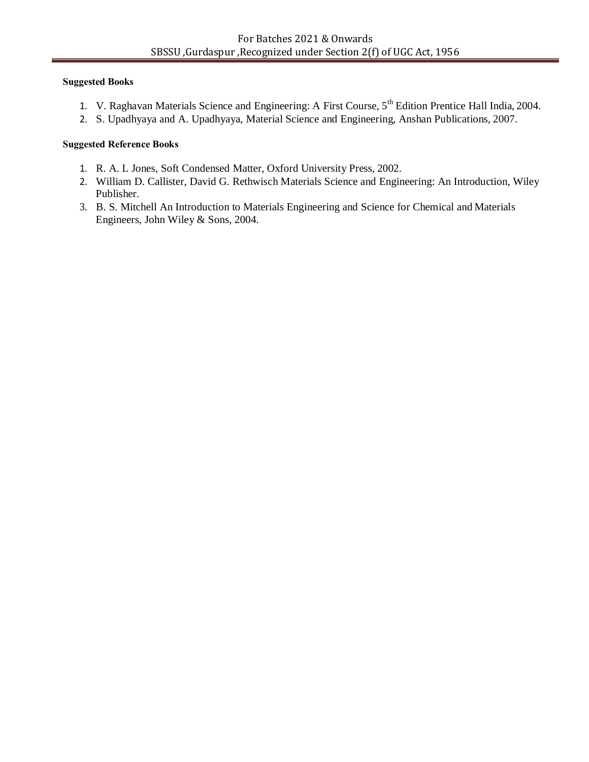**Suggested Books**

1. V. Raghavan Materials Science and Engineering: A First Course, 5th Edition Prentice Hall India, 2004.
2. S. Upadhyaya and A. Upadhyaya, Material Science and Engineering, Anshan Publications, 2007.

**Suggested Reference Books**

1. R. A. L Jones, Soft Condensed Matter, Oxford University Press, 2002.
2. William D. Callister, David G. Rethwisch Materials Science and Engineering: An Introduction, Wiley Publisher.
3. B. S. Mitchell An Introduction to Materials Engineering and Science for Chemical and Materials Engineers, John Wiley & Sons, 2004.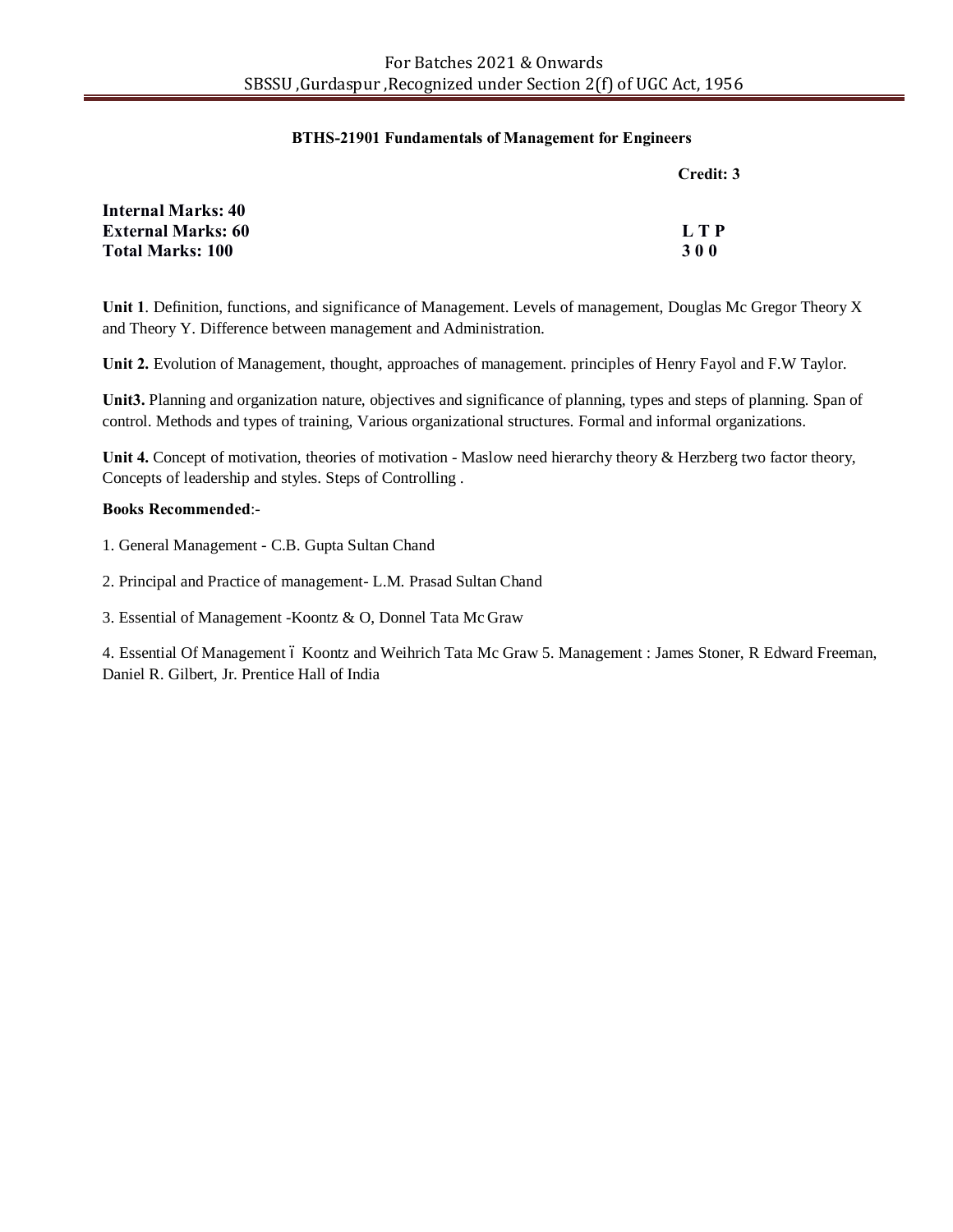### BTHS-21901 Fundamentals of Management for Engineers

**Credit: 3**

**Internal Marks: 40**
**External Marks: 60**
**Total Marks: 100**

| L | T | P |
|---|---|---|
| 3 | 0 | 0 |

**Unit 1**. Definition, functions, and significance of Management. Levels of management, Douglas Mc Gregor Theory X and Theory Y. Difference between management and Administration.

**Unit 2.** Evolution of Management, thought, approaches of management. principles of Henry Fayol and F.W Taylor.

**Unit3.** Planning and organization nature, objectives and significance of planning, types and steps of planning. Span of control. Methods and types of training, Various organizational structures. Formal and informal organizations.

**Unit 4.** Concept of motivation, theories of motivation - Maslow need hierarchy theory & Herzberg two factor theory, Concepts of leadership and styles. Steps of Controlling .

**Books Recommended**:-

1. General Management - C.B. Gupta Sultan Chand

2. Principal and Practice of management- L.M. Prasad Sultan Chand

3. Essential of Management -Koontz & O, Donnel Tata Mc Graw

4. Essential Of Management – Koontz and Weihrich Tata Mc Graw 5. Management : James Stoner, R Edward Freeman, Daniel R. Gilbert, Jr. Prentice Hall of India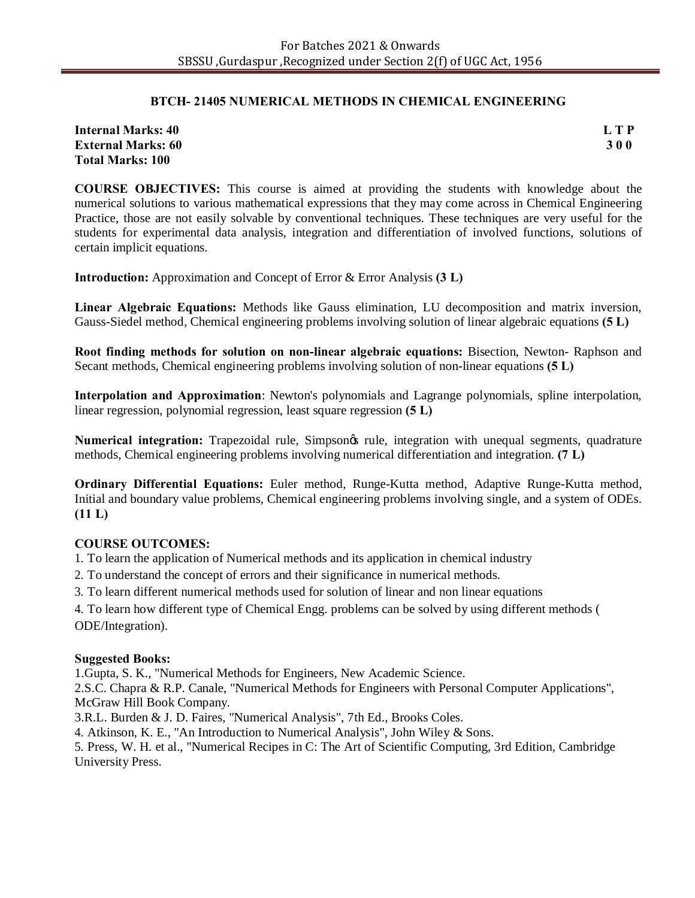## BTCH- 21405 NUMERICAL METHODS IN CHEMICAL ENGINEERING

**Internal Marks: 40** | **L T P**
**External Marks: 60** | **3 0 0**
**Total Marks: 100**

**COURSE OBJECTIVES:** This course is aimed at providing the students with knowledge about the numerical solutions to various mathematical expressions that they may come across in Chemical Engineering Practice, those are not easily solvable by conventional techniques. These techniques are very useful for the students for experimental data analysis, integration and differentiation of involved functions, solutions of certain implicit equations.

**Introduction:** Approximation and Concept of Error & Error Analysis **(3 L)**

**Linear Algebraic Equations:** Methods like Gauss elimination, LU decomposition and matrix inversion, Gauss-Siedel method, Chemical engineering problems involving solution of linear algebraic equations **(5 L)**

**Root finding methods for solution on non-linear algebraic equations:** Bisection, Newton- Raphson and Secant methods, Chemical engineering problems involving solution of non-linear equations **(5 L)**

**Interpolation and Approximation**: Newton's polynomials and Lagrange polynomials, spline interpolation, linear regression, polynomial regression, least square regression **(5 L)**

**Numerical integration:** Trapezoidal rule, Simpson's rule, integration with unequal segments, quadrature methods, Chemical engineering problems involving numerical differentiation and integration. **(7 L)**

**Ordinary Differential Equations:** Euler method, Runge-Kutta method, Adaptive Runge-Kutta method, Initial and boundary value problems, Chemical engineering problems involving single, and a system of ODEs. **(11 L)**

**COURSE OUTCOMES:**

1. To learn the application of Numerical methods and its application in chemical industry
2. To understand the concept of errors and their significance in numerical methods.
3. To learn different numerical methods used for solution of linear and non linear equations
4. To learn how different type of Chemical Engg. problems can be solved by using different methods ( ODE/Integration).

**Suggested Books:**

1. Gupta, S. K., "Numerical Methods for Engineers, New Academic Science.
2. S.C. Chapra & R.P. Canale, "Numerical Methods for Engineers with Personal Computer Applications", McGraw Hill Book Company.
3. R.L. Burden & J. D. Faires, "Numerical Analysis", 7th Ed., Brooks Coles.
4. Atkinson, K. E., "An Introduction to Numerical Analysis", John Wiley & Sons.
5. Press, W. H. et al., "Numerical Recipes in C: The Art of Scientific Computing, 3rd Edition, Cambridge University Press.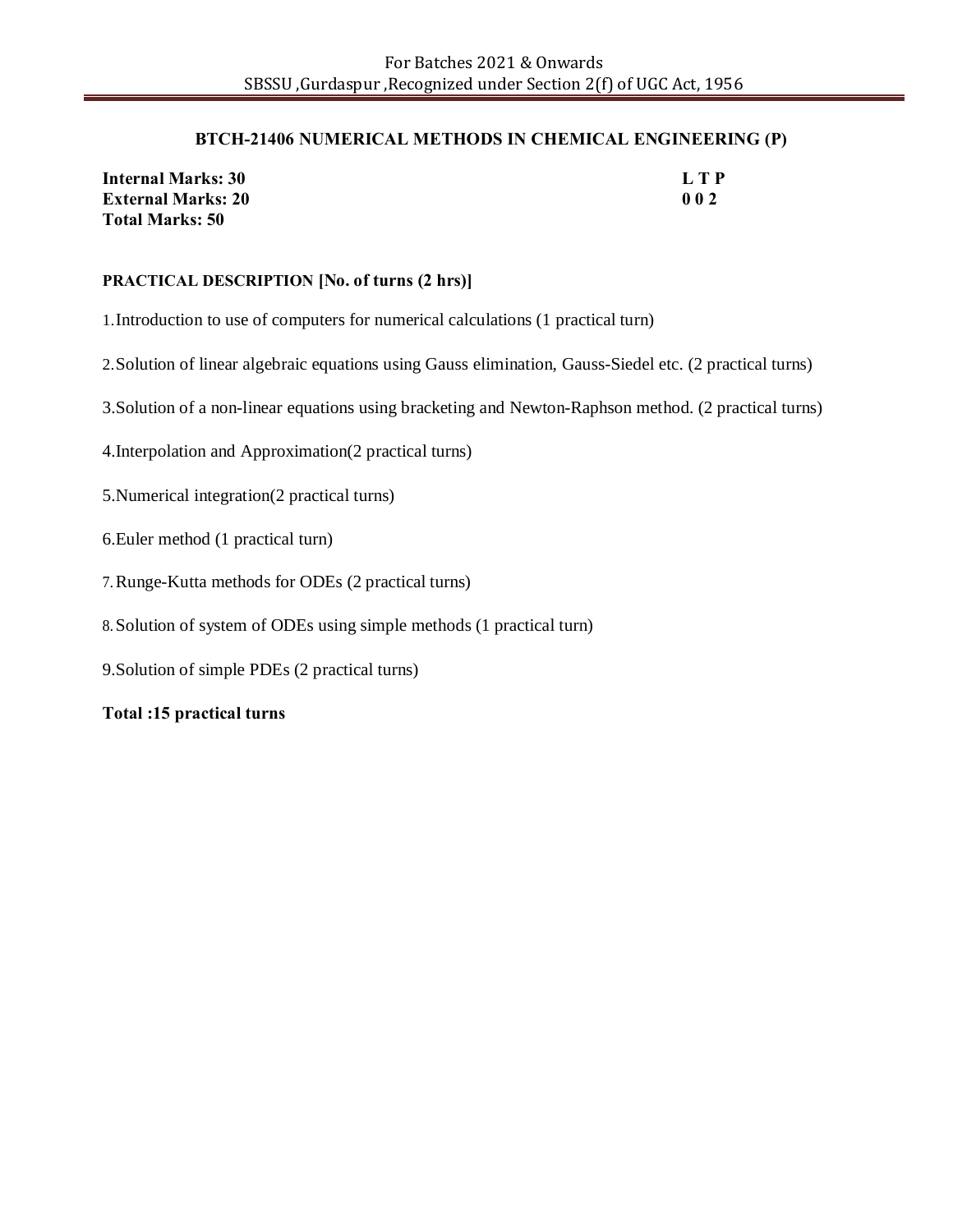## BTCH-21406 NUMERICAL METHODS IN CHEMICAL ENGINEERING (P)

| | |
|---|---|
| **Internal Marks: 30** | **L T P** |
| **External Marks: 20** | **0 0 2** |
| **Total Marks: 50** | |

**PRACTICAL DESCRIPTION [No. of turns (2 hrs)]**

1. Introduction to use of computers for numerical calculations (1 practical turn)
2. Solution of linear algebraic equations using Gauss elimination, Gauss-Siedel etc. (2 practical turns)
3. Solution of a non-linear equations using bracketing and Newton-Raphson method. (2 practical turns)
4. Interpolation and Approximation(2 practical turns)
5. Numerical integration(2 practical turns)
6. Euler method (1 practical turn)
7. Runge-Kutta methods for ODEs (2 practical turns)
8. Solution of system of ODEs using simple methods (1 practical turn)
9. Solution of simple PDEs (2 practical turns)

**Total :15 practical turns**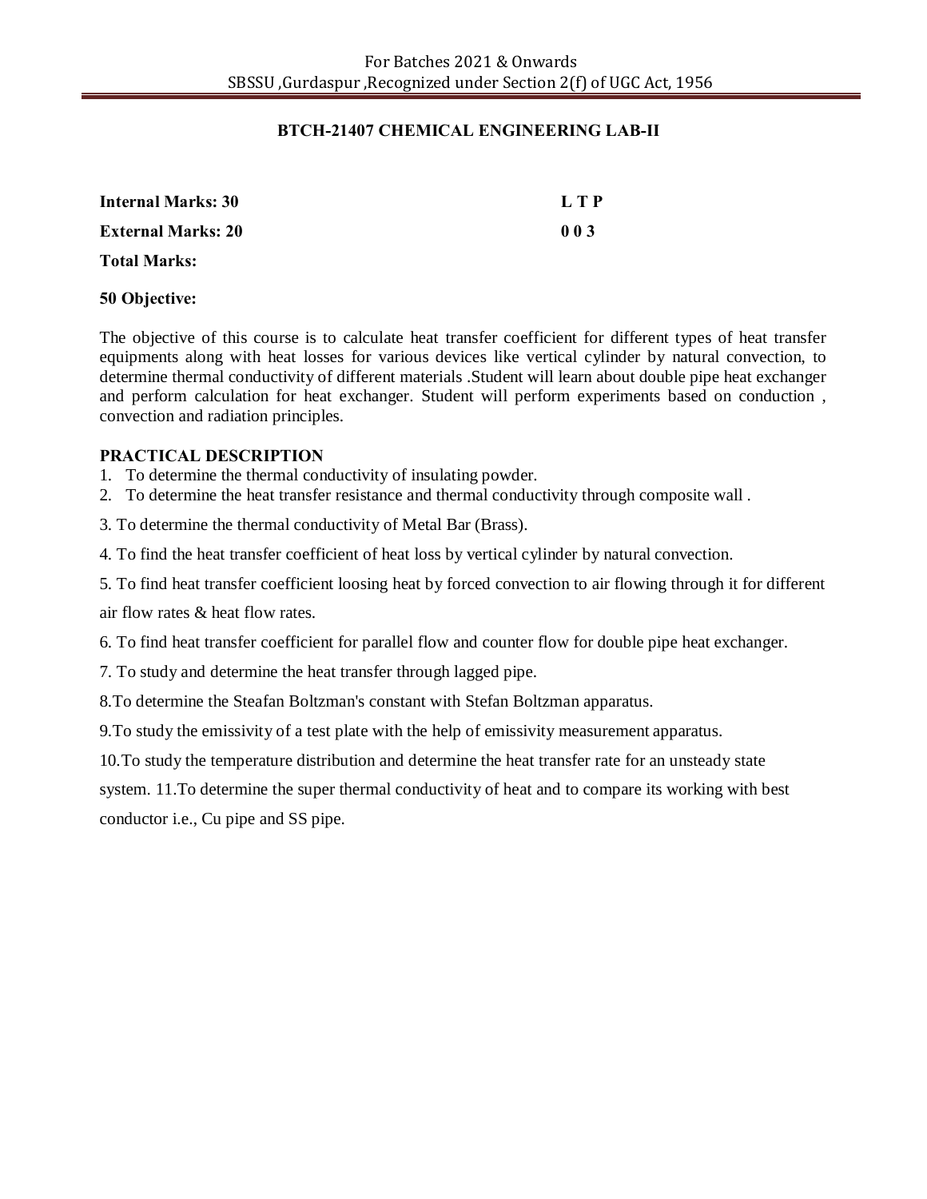## BTCH-21407 CHEMICAL ENGINEERING LAB-II

**Internal Marks: 30** **L T P**

**External Marks: 20** **0 0 3**

**Total Marks:**

**50 Objective:**

The objective of this course is to calculate heat transfer coefficient for different types of heat transfer equipments along with heat losses for various devices like vertical cylinder by natural convection, to determine thermal conductivity of different materials .Student will learn about double pipe heat exchanger and perform calculation for heat exchanger. Student will perform experiments based on conduction , convection and radiation principles.

**PRACTICAL DESCRIPTION**

1. To determine the thermal conductivity of insulating powder.
2. To determine the heat transfer resistance and thermal conductivity through composite wall .

3. To determine the thermal conductivity of Metal Bar (Brass).

4. To find the heat transfer coefficient of heat loss by vertical cylinder by natural convection.

5. To find heat transfer coefficient loosing heat by forced convection to air flowing through it for different air flow rates & heat flow rates.

6. To find heat transfer coefficient for parallel flow and counter flow for double pipe heat exchanger.

7. To study and determine the heat transfer through lagged pipe.

8.To determine the Steafan Boltzman's constant with Stefan Boltzman apparatus.

9.To study the emissivity of a test plate with the help of emissivity measurement apparatus.

10.To study the temperature distribution and determine the heat transfer rate for an unsteady state system. 11.To determine the super thermal conductivity of heat and to compare its working with best conductor i.e., Cu pipe and SS pipe.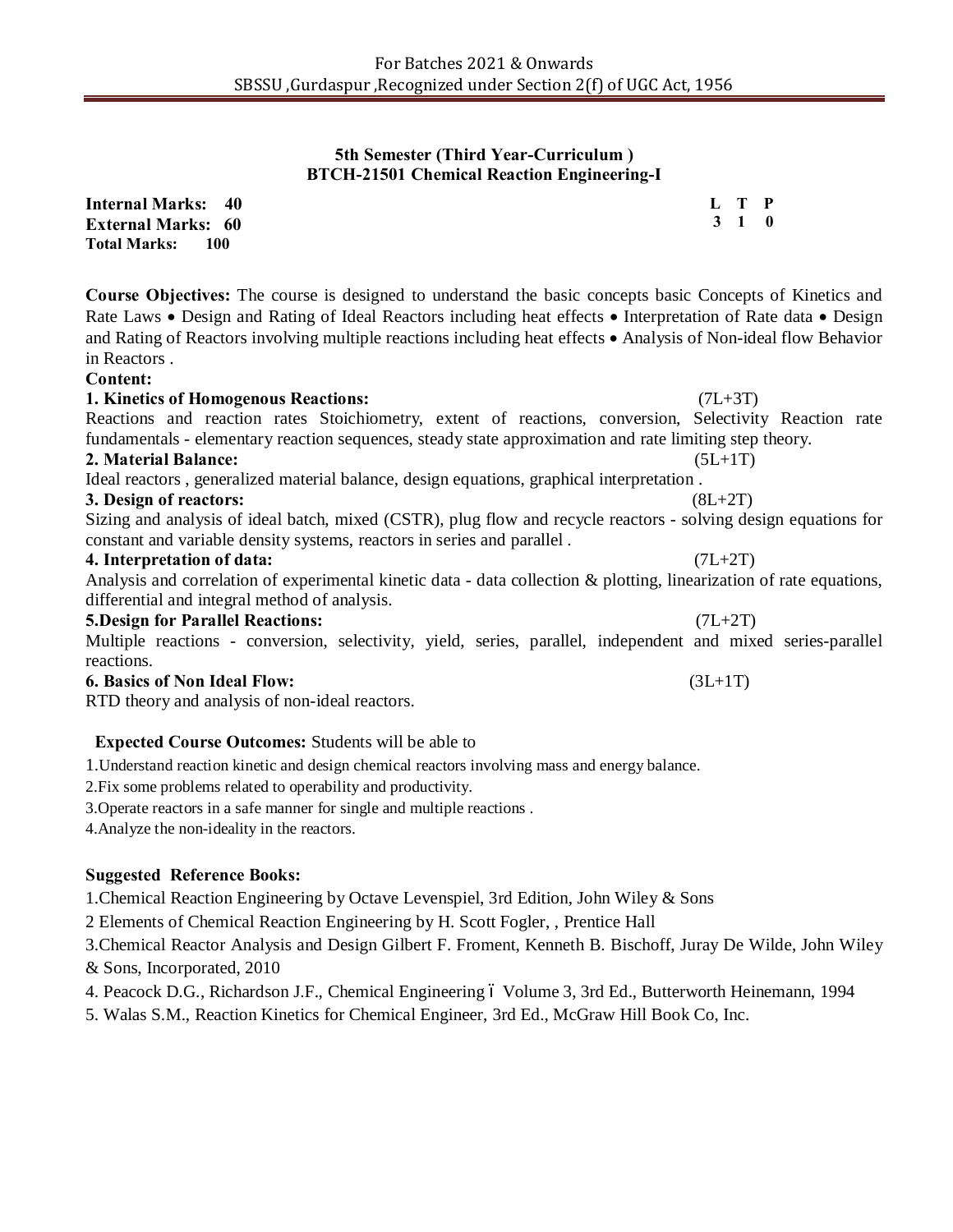**5th Semester (Third Year-Curriculum )**
**BTCH-21501 Chemical Reaction Engineering-I**

**Internal Marks: 40**
**External Marks: 60**
**Total Marks: 100**

| L | T | P |
|---|---|---|
| 3 | 1 | 0 |

**Course Objectives:** The course is designed to understand the basic concepts basic Concepts of Kinetics and Rate Laws • Design and Rating of Ideal Reactors including heat effects • Interpretation of Rate data • Design and Rating of Reactors involving multiple reactions including heat effects • Analysis of Non-ideal flow Behavior in Reactors .

**Content:**

**1. Kinetics of Homogenous Reactions:** (7L+3T)
Reactions and reaction rates Stoichiometry, extent of reactions, conversion, Selectivity Reaction rate fundamentals - elementary reaction sequences, steady state approximation and rate limiting step theory.

**2. Material Balance:** (5L+1T)
Ideal reactors , generalized material balance, design equations, graphical interpretation .

**3. Design of reactors:** (8L+2T)
Sizing and analysis of ideal batch, mixed (CSTR), plug flow and recycle reactors - solving design equations for constant and variable density systems, reactors in series and parallel .

**4. Interpretation of data:** (7L+2T)
Analysis and correlation of experimental kinetic data - data collection & plotting, linearization of rate equations, differential and integral method of analysis.

**5.Design for Parallel Reactions:** (7L+2T)
Multiple reactions - conversion, selectivity, yield, series, parallel, independent and mixed series-parallel reactions.

**6. Basics of Non Ideal Flow:** (3L+1T)
RTD theory and analysis of non-ideal reactors.

**Expected Course Outcomes:** Students will be able to

1.Understand reaction kinetic and design chemical reactors involving mass and energy balance.
2.Fix some problems related to operability and productivity.
3.Operate reactors in a safe manner for single and multiple reactions .
4.Analyze the non-ideality in the reactors.

**Suggested Reference Books:**

1.Chemical Reaction Engineering by Octave Levenspiel, 3rd Edition, John Wiley & Sons
2 Elements of Chemical Reaction Engineering by H. Scott Fogler, , Prentice Hall
3.Chemical Reactor Analysis and Design Gilbert F. Froment, Kenneth B. Bischoff, Juray De Wilde, John Wiley & Sons, Incorporated, 2010
4. Peacock D.G., Richardson J.F., Chemical Engineering – Volume 3, 3rd Ed., Butterworth Heinemann, 1994
5. Walas S.M., Reaction Kinetics for Chemical Engineer, 3rd Ed., McGraw Hill Book Co, Inc.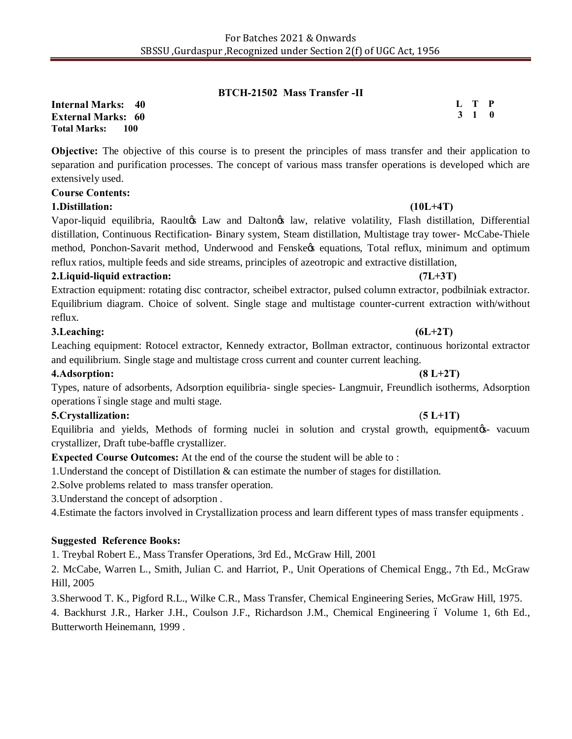## BTCH-21502 Mass Transfer -II

**Internal Marks: 40**
**External Marks: 60**
**Total Marks: 100**

| L | T | P |
|---|---|---|
| 3 | 1 | 0 |

**Objective:** The objective of this course is to present the principles of mass transfer and their application to separation and purification processes. The concept of various mass transfer operations is developed which are extensively used.

**Course Contents:**

**1.Distillation: (10L+4T)**

Vapor-liquid equilibria, Raoult's Law and Dalton's law, relative volatility, Flash distillation, Differential distillation, Continuous Rectification- Binary system, Steam distillation, Multistage tray tower- McCabe-Thiele method, Ponchon-Savarit method, Underwood and Fenske's equations, Total reflux, minimum and optimum reflux ratios, multiple feeds and side streams, principles of azeotropic and extractive distillation,

**2.Liquid-liquid extraction: (7L+3T)**

Extraction equipment: rotating disc contractor, scheibel extractor, pulsed column extractor, podbilniak extractor. Equilibrium diagram. Choice of solvent. Single stage and multistage counter-current extraction with/without reflux.

**3.Leaching: (6L+2T)**

Leaching equipment: Rotocel extractor, Kennedy extractor, Bollman extractor, continuous horizontal extractor and equilibrium. Single stage and multistage cross current and counter current leaching.

**4.Adsorption: (8 L+2T)**

Types, nature of adsorbents, Adsorption equilibria- single species- Langmuir, Freundlich isotherms, Adsorption operations – single stage and multi stage.

**5.Crystallization: (5 L+1T)**

Equilibria and yields, Methods of forming nuclei in solution and crystal growth, equipment's- vacuum crystallizer, Draft tube-baffle crystallizer.

**Expected Course Outcomes:** At the end of the course the student will be able to :

1.Understand the concept of Distillation & can estimate the number of stages for distillation.

2.Solve problems related to mass transfer operation.

3.Understand the concept of adsorption .

4.Estimate the factors involved in Crystallization process and learn different types of mass transfer equipments .

**Suggested Reference Books:**

1. Treybal Robert E., Mass Transfer Operations, 3rd Ed., McGraw Hill, 2001
2. McCabe, Warren L., Smith, Julian C. and Harriot, P., Unit Operations of Chemical Engg., 7th Ed., McGraw Hill, 2005
3. Sherwood T. K., Pigford R.L., Wilke C.R., Mass Transfer, Chemical Engineering Series, McGraw Hill, 1975.
4. Backhurst J.R., Harker J.H., Coulson J.F., Richardson J.M., Chemical Engineering – Volume 1, 6th Ed., Butterworth Heinemann, 1999 .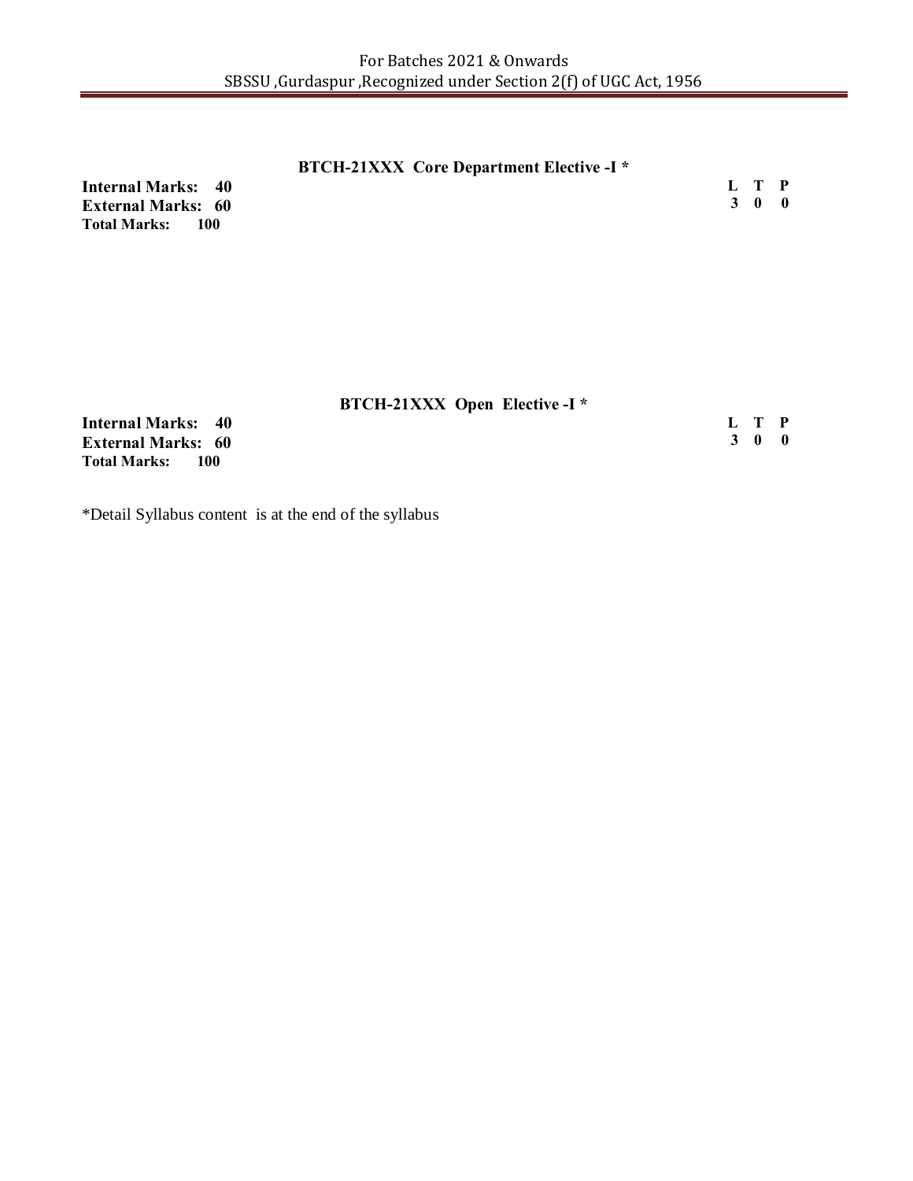### BTCH-21XXX Core Department Elective -I *

**Internal Marks: 40**
**External Marks: 60**
**Total Marks: 100**

| L | T | P |
|---|---|---|
| 3 | 0 | 0 |

### BTCH-21XXX Open Elective -I *

**Internal Marks: 40**
**External Marks: 60**
**Total Marks: 100**

| L | T | P |
|---|---|---|
| 3 | 0 | 0 |

*Detail Syllabus content is at the end of the syllabus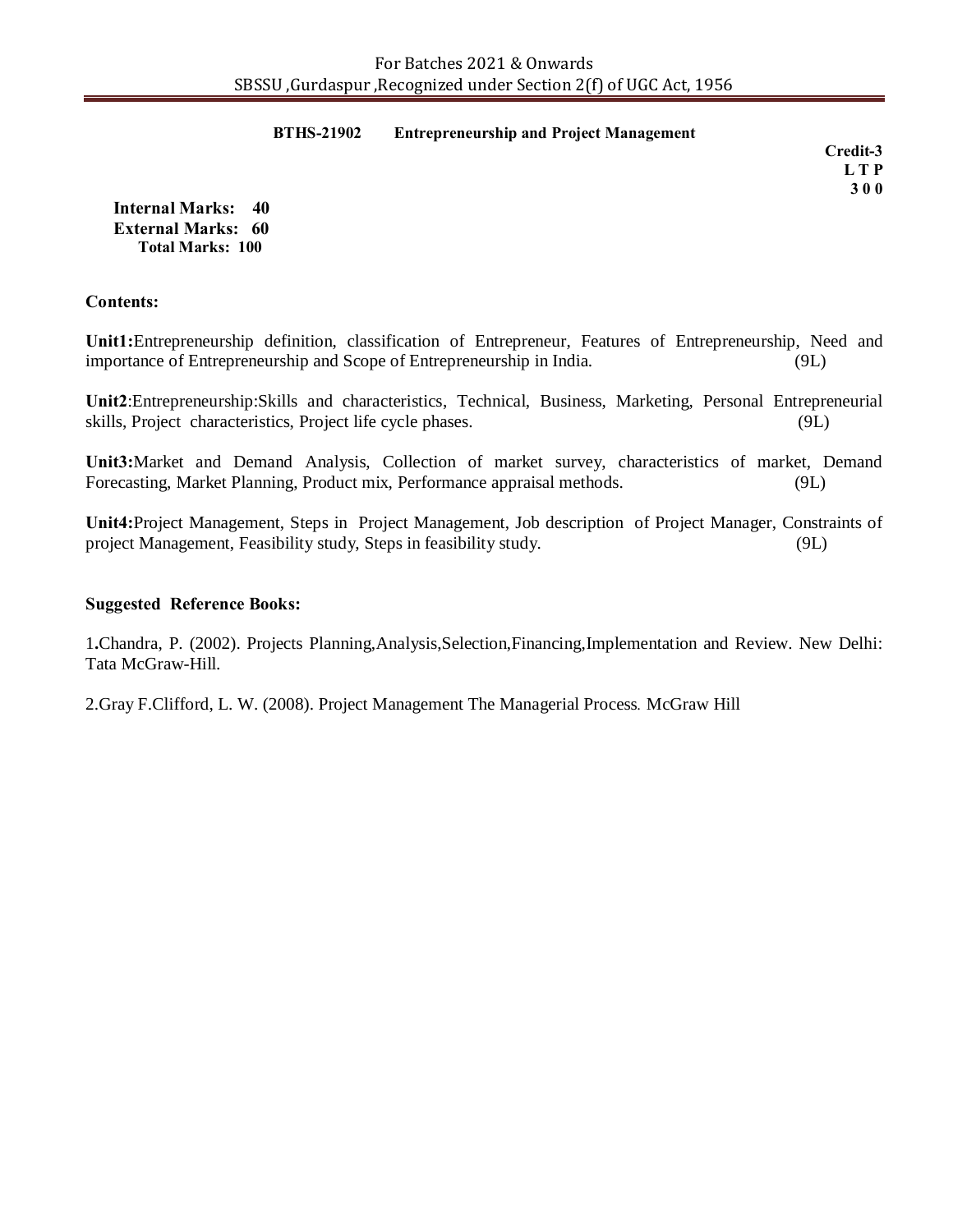## BTHS-21902 Entrepreneurship and Project Management

**Credit-3**
**L T P**
**3 0 0**

**Internal Marks: 40**
**External Marks: 60**
**Total Marks: 100**

**Contents:**

**Unit1:**Entrepreneurship definition, classification of Entrepreneur, Features of Entrepreneurship, Need and importance of Entrepreneurship and Scope of Entrepreneurship in India. (9L)

**Unit2**:Entrepreneurship:Skills and characteristics, Technical, Business, Marketing, Personal Entrepreneurial skills, Project characteristics, Project life cycle phases. (9L)

**Unit3:**Market and Demand Analysis, Collection of market survey, characteristics of market, Demand Forecasting, Market Planning, Product mix, Performance appraisal methods. (9L)

**Unit4:**Project Management, Steps in Project Management, Job description of Project Manager, Constraints of project Management, Feasibility study, Steps in feasibility study. (9L)

**Suggested Reference Books:**

1. Chandra, P. (2002). Projects Planning,Analysis,Selection,Financing,Implementation and Review. New Delhi: Tata McGraw-Hill.

2. Gray F.Clifford, L. W. (2008). Project Management The Managerial Process. McGraw Hill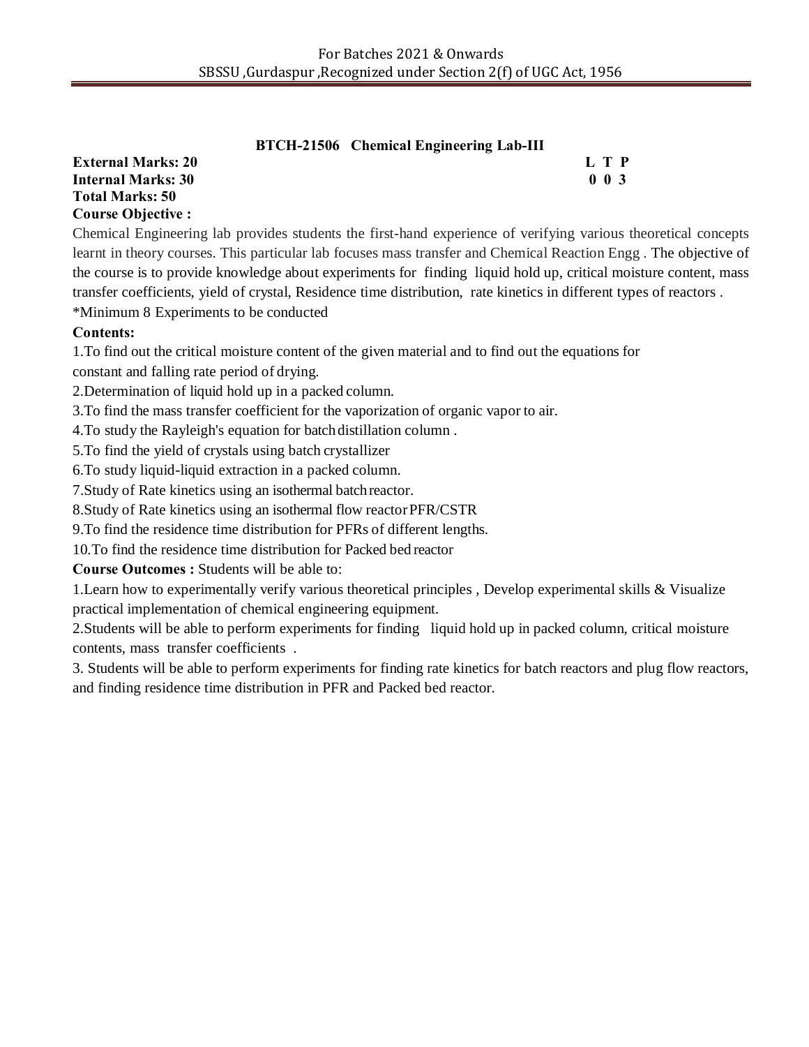## BTCH-21506 Chemical Engineering Lab-III

**External Marks: 20** **L T P**
**Internal Marks: 30** **0 0 3**
**Total Marks: 50**

**Course Objective :**

Chemical Engineering lab provides students the first-hand experience of verifying various theoretical concepts learnt in theory courses. This particular lab focuses mass transfer and Chemical Reaction Engg . The objective of the course is to provide knowledge about experiments for finding liquid hold up, critical moisture content, mass transfer coefficients, yield of crystal, Residence time distribution, rate kinetics in different types of reactors .

*Minimum 8 Experiments to be conducted

**Contents:**

1.To find out the critical moisture content of the given material and to find out the equations for constant and falling rate period of drying.
2.Determination of liquid hold up in a packed column.
3.To find the mass transfer coefficient for the vaporization of organic vapor to air.
4.To study the Rayleigh's equation for batch distillation column .
5.To find the yield of crystals using batch crystallizer
6.To study liquid-liquid extraction in a packed column.
7.Study of Rate kinetics using an isothermal batch reactor.
8.Study of Rate kinetics using an isothermal flow reactor PFR/CSTR
9.To find the residence time distribution for PFRs of different lengths.
10.To find the residence time distribution for Packed bed reactor

**Course Outcomes :** Students will be able to:

1.Learn how to experimentally verify various theoretical principles , Develop experimental skills & Visualize practical implementation of chemical engineering equipment.

2.Students will be able to perform experiments for finding liquid hold up in packed column, critical moisture contents, mass transfer coefficients .

3. Students will be able to perform experiments for finding rate kinetics for batch reactors and plug flow reactors, and finding residence time distribution in PFR and Packed bed reactor.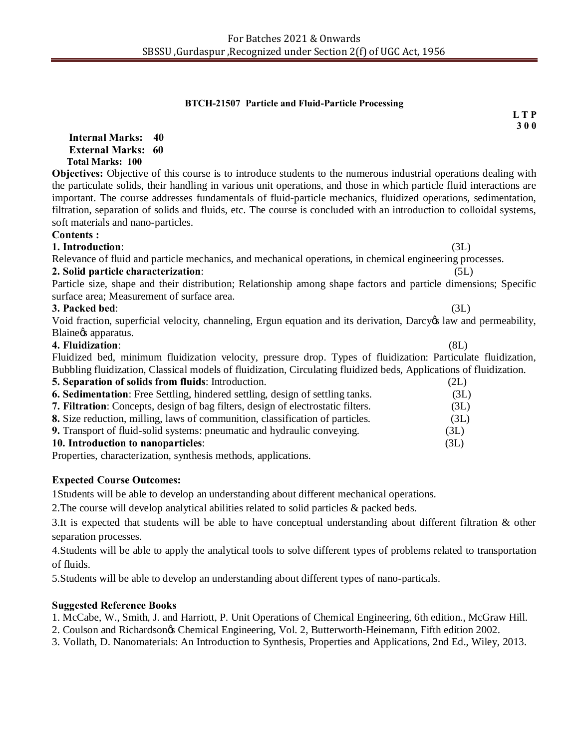## BTCH-21507 Particle and Fluid-Particle Processing

**L T P**
**3 0 0**

**Internal Marks: 40**
**External Marks: 60**
**Total Marks: 100**

**Objectives:** Objective of this course is to introduce students to the numerous industrial operations dealing with the particulate solids, their handling in various unit operations, and those in which particle fluid interactions are important. The course addresses fundamentals of fluid-particle mechanics, fluidized operations, sedimentation, filtration, separation of solids and fluids, etc. The course is concluded with an introduction to colloidal systems, soft materials and nano-particles.

**Contents :**

**1. Introduction**: (3L)
Relevance of fluid and particle mechanics, and mechanical operations, in chemical engineering processes.

**2. Solid particle characterization**: (5L)
Particle size, shape and their distribution; Relationship among shape factors and particle dimensions; Specific surface area; Measurement of surface area.

**3. Packed bed**: (3L)
Void fraction, superficial velocity, channeling, Ergun equation and its derivation, Darcy's law and permeability, Blaine's apparatus.

**4. Fluidization**: (8L)
Fluidized bed, minimum fluidization velocity, pressure drop. Types of fluidization: Particulate fluidization, Bubbling fluidization, Classical models of fluidization, Circulating fluidized beds, Applications of fluidization.

**5. Separation of solids from fluids**: Introduction. (2L)

**6. Sedimentation**: Free Settling, hindered settling, design of settling tanks. (3L)

**7. Filtration**: Concepts, design of bag filters, design of electrostatic filters. (3L)

**8.** Size reduction, milling, laws of communition, classification of particles. (3L)

**9.** Transport of fluid-solid systems: pneumatic and hydraulic conveying. (3L)

**10. Introduction to nanoparticles**: (3L)
Properties, characterization, synthesis methods, applications.

**Expected Course Outcomes:**

1Students will be able to develop an understanding about different mechanical operations.

2.The course will develop analytical abilities related to solid particles & packed beds.

3.It is expected that students will be able to have conceptual understanding about different filtration & other separation processes.

4.Students will be able to apply the analytical tools to solve different types of problems related to transportation of fluids.

5.Students will be able to develop an understanding about different types of nano-particals.

**Suggested Reference Books**

1. McCabe, W., Smith, J. and Harriott, P. Unit Operations of Chemical Engineering, 6th edition., McGraw Hill.
2. Coulson and Richardson's Chemical Engineering, Vol. 2, Butterworth-Heinemann, Fifth edition 2002.
3. Vollath, D. Nanomaterials: An Introduction to Synthesis, Properties and Applications, 2nd Ed., Wiley, 2013.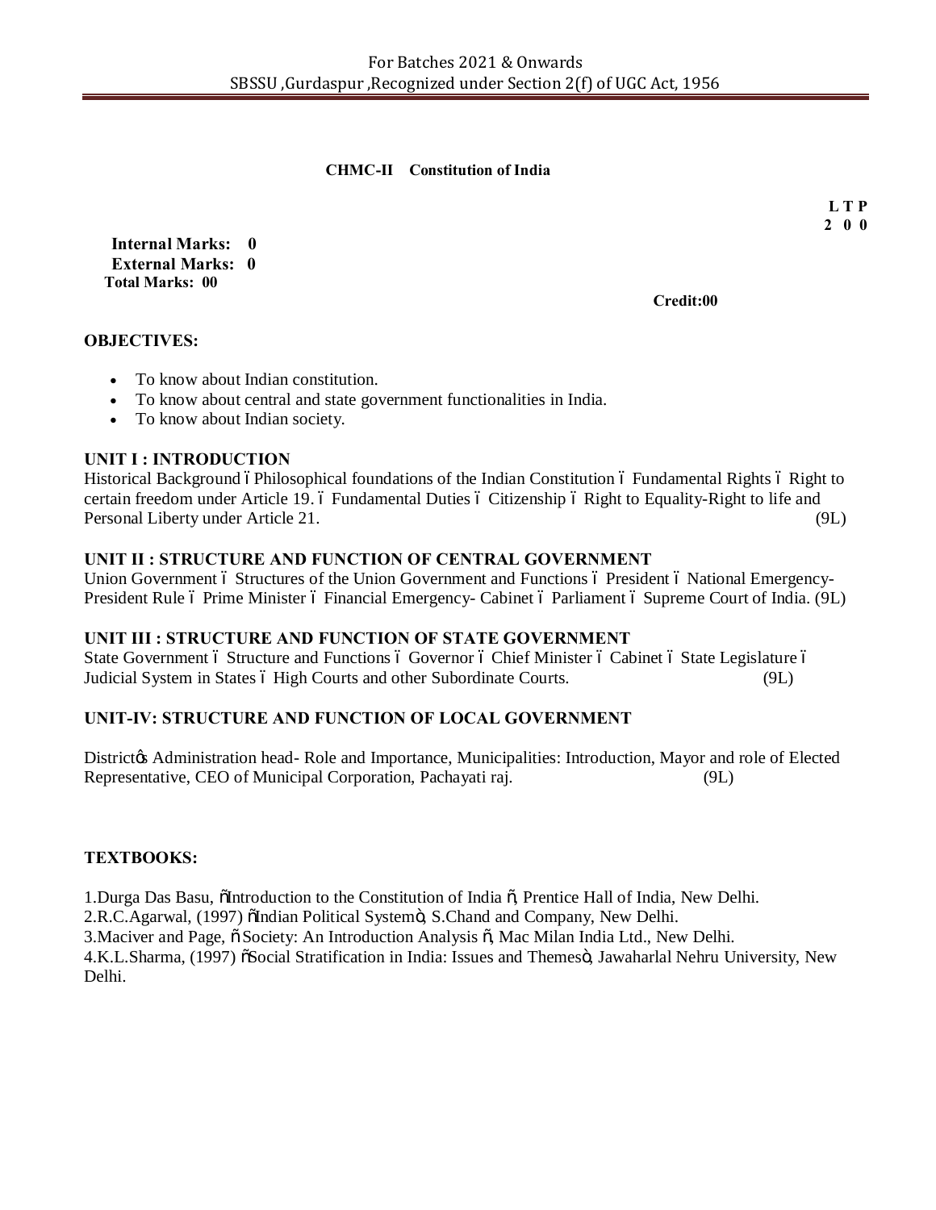## CHMC-II Constitution of India

**L T P**
**2 0 0**

**Internal Marks: 0**
**External Marks: 0**
**Total Marks: 00**

**Credit:00**

### OBJECTIVES:

- To know about Indian constitution.
- To know about central and state government functionalities in India.
- To know about Indian society.

### UNIT I : INTRODUCTION

Historical Background – Philosophical foundations of the Indian Constitution – Fundamental Rights – Right to certain freedom under Article 19. – Fundamental Duties – Citizenship – Right to Equality-Right to life and Personal Liberty under Article 21. (9L)

### UNIT II : STRUCTURE AND FUNCTION OF CENTRAL GOVERNMENT

Union Government – Structures of the Union Government and Functions – President – National Emergency-President Rule – Prime Minister – Financial Emergency- Cabinet – Parliament – Supreme Court of India. (9L)

### UNIT III : STRUCTURE AND FUNCTION OF STATE GOVERNMENT

State Government – Structure and Functions – Governor – Chief Minister – Cabinet – State Legislature – Judicial System in States – High Courts and other Subordinate Courts. (9L)

### UNIT-IV: STRUCTURE AND FUNCTION OF LOCAL GOVERNMENT

District's Administration head- Role and Importance, Municipalities: Introduction, Mayor and role of Elected Representative, CEO of Municipal Corporation, Pachayati raj. (9L)

### TEXTBOOKS:

1.Durga Das Basu, "Introduction to the Constitution of India ", Prentice Hall of India, New Delhi.
2.R.C.Agarwal, (1997) "Indian Political System", S.Chand and Company, New Delhi.
3.Maciver and Page, " Society: An Introduction Analysis ", Mac Milan India Ltd., New Delhi.
4.K.L.Sharma, (1997) "Social Stratification in India: Issues and Themes", Jawaharlal Nehru University, New Delhi.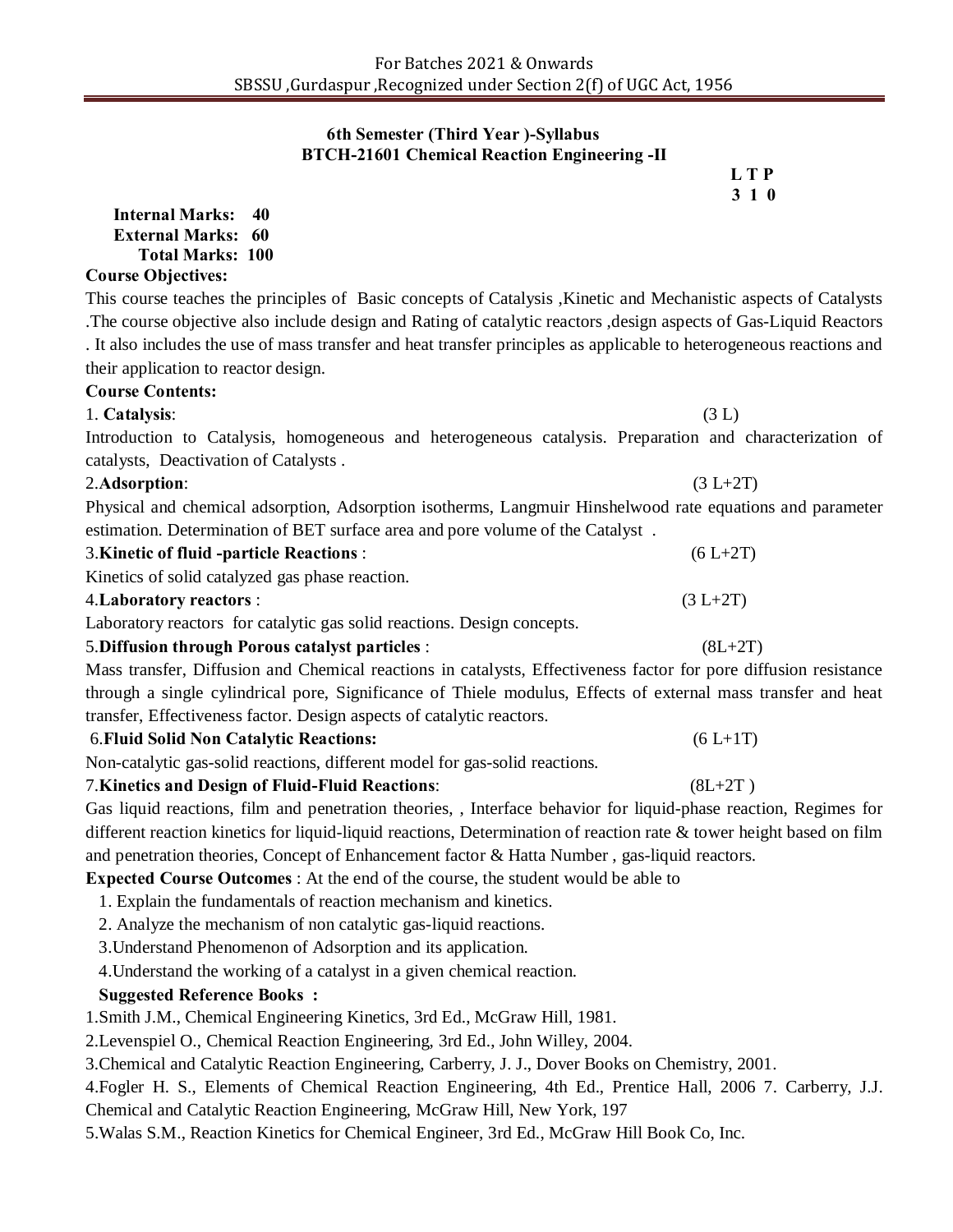## 6th Semester (Third Year )-Syllabus

## BTCH-21601 Chemical Reaction Engineering -II

**L T P**
**3 1 0**

**Internal Marks: 40**
**External Marks: 60**
**Total Marks: 100**

**Course Objectives:**

This course teaches the principles of Basic concepts of Catalysis ,Kinetic and Mechanistic aspects of Catalysts .The course objective also include design and Rating of catalytic reactors ,design aspects of Gas-Liquid Reactors . It also includes the use of mass transfer and heat transfer principles as applicable to heterogeneous reactions and their application to reactor design.

**Course Contents:**

1. **Catalysis**: (3 L)

Introduction to Catalysis, homogeneous and heterogeneous catalysis. Preparation and characterization of catalysts, Deactivation of Catalysts .

2.**Adsorption**: (3 L+2T)

Physical and chemical adsorption, Adsorption isotherms, Langmuir Hinshelwood rate equations and parameter estimation. Determination of BET surface area and pore volume of the Catalyst .

3.**Kinetic of fluid -particle Reactions** : (6 L+2T)

Kinetics of solid catalyzed gas phase reaction.

4.**Laboratory reactors** : (3 L+2T)

Laboratory reactors for catalytic gas solid reactions. Design concepts.

5.**Diffusion through Porous catalyst particles** : (8L+2T)

Mass transfer, Diffusion and Chemical reactions in catalysts, Effectiveness factor for pore diffusion resistance through a single cylindrical pore, Significance of Thiele modulus, Effects of external mass transfer and heat transfer, Effectiveness factor. Design aspects of catalytic reactors.

6.**Fluid Solid Non Catalytic Reactions:** (6 L+1T)

Non-catalytic gas-solid reactions, different model for gas-solid reactions.

7.**Kinetics and Design of Fluid-Fluid Reactions**: (8L+2T )

Gas liquid reactions, film and penetration theories, , Interface behavior for liquid-phase reaction, Regimes for different reaction kinetics for liquid-liquid reactions, Determination of reaction rate & tower height based on film and penetration theories, Concept of Enhancement factor & Hatta Number , gas-liquid reactors.

**Expected Course Outcomes** : At the end of the course, the student would be able to

1. Explain the fundamentals of reaction mechanism and kinetics.
2. Analyze the mechanism of non catalytic gas-liquid reactions.
3. Understand Phenomenon of Adsorption and its application.
4. Understand the working of a catalyst in a given chemical reaction.

**Suggested Reference Books :**

1.Smith J.M., Chemical Engineering Kinetics, 3rd Ed., McGraw Hill, 1981.

2.Levenspiel O., Chemical Reaction Engineering, 3rd Ed., John Willey, 2004.

3.Chemical and Catalytic Reaction Engineering, Carberry, J. J., Dover Books on Chemistry, 2001.

4.Fogler H. S., Elements of Chemical Reaction Engineering, 4th Ed., Prentice Hall, 2006 7. Carberry, J.J. Chemical and Catalytic Reaction Engineering, McGraw Hill, New York, 197

5.Walas S.M., Reaction Kinetics for Chemical Engineer, 3rd Ed., McGraw Hill Book Co, Inc.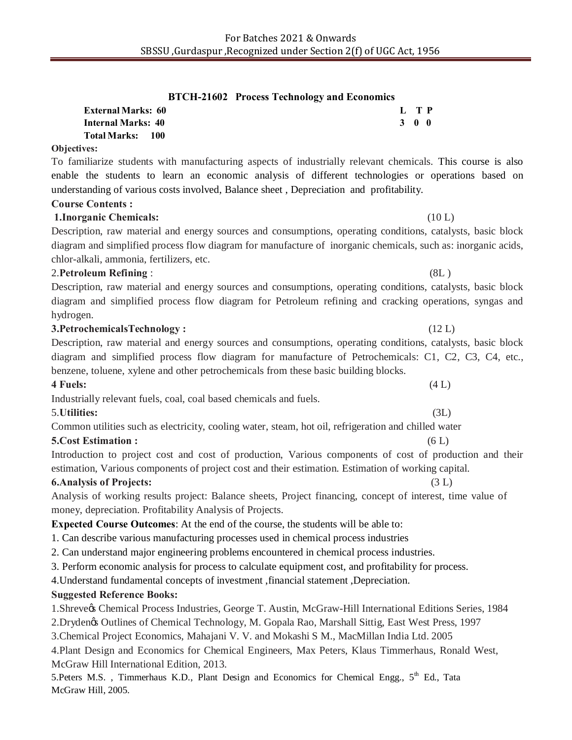## BTCH-21602 Process Technology and Economics

**External Marks: 60**
**Internal Marks: 40**
**Total Marks: 100**

| L | T | P |
|---|---|---|
| 3 | 0 | 0 |

**Objectives:**

To familiarize students with manufacturing aspects of industrially relevant chemicals. This course is also enable the students to learn an economic analysis of different technologies or operations based on understanding of various costs involved, Balance sheet , Depreciation and profitability.

**Course Contents :**

**1.Inorganic Chemicals:** (10 L)

Description, raw material and energy sources and consumptions, operating conditions, catalysts, basic block diagram and simplified process flow diagram for manufacture of inorganic chemicals, such as: inorganic acids, chlor-alkali, ammonia, fertilizers, etc.

2.**Petroleum Refining** : (8L )

Description, raw material and energy sources and consumptions, operating conditions, catalysts, basic block diagram and simplified process flow diagram for Petroleum refining and cracking operations, syngas and hydrogen.

**3.PetrochemicalsTechnology :** (12 L)

Description, raw material and energy sources and consumptions, operating conditions, catalysts, basic block diagram and simplified process flow diagram for manufacture of Petrochemicals: C1, C2, C3, C4, etc., benzene, toluene, xylene and other petrochemicals from these basic building blocks.

**4 Fuels:** (4 L)

Industrially relevant fuels, coal, coal based chemicals and fuels.

5.**Utilities:** (3L)

Common utilities such as electricity, cooling water, steam, hot oil, refrigeration and chilled water

**5.Cost Estimation :** (6 L)

Introduction to project cost and cost of production, Various components of cost of production and their estimation, Various components of project cost and their estimation. Estimation of working capital.

**6.Analysis of Projects:** (3 L)

Analysis of working results project: Balance sheets, Project financing, concept of interest, time value of money, depreciation. Profitability Analysis of Projects.

**Expected Course Outcomes**: At the end of the course, the students will be able to:

1. Can describe various manufacturing processes used in chemical process industries
2. Can understand major engineering problems encountered in chemical process industries.
3. Perform economic analysis for process to calculate equipment cost, and profitability for process.
4. Understand fundamental concepts of investment ,financial statement ,Depreciation.

**Suggested Reference Books:**

1. Shreve's Chemical Process Industries, George T. Austin, McGraw-Hill International Editions Series, 1984
2. Dryden's Outlines of Chemical Technology, M. Gopala Rao, Marshall Sittig, East West Press, 1997
3. Chemical Project Economics, Mahajani V. V. and Mokashi S M., MacMillan India Ltd. 2005
4. Plant Design and Economics for Chemical Engineers, Max Peters, Klaus Timmerhaus, Ronald West, McGraw Hill International Edition, 2013.
5. Peters M.S. , Timmerhaus K.D., Plant Design and Economics for Chemical Engg., 5th Ed., Tata McGraw Hill, 2005.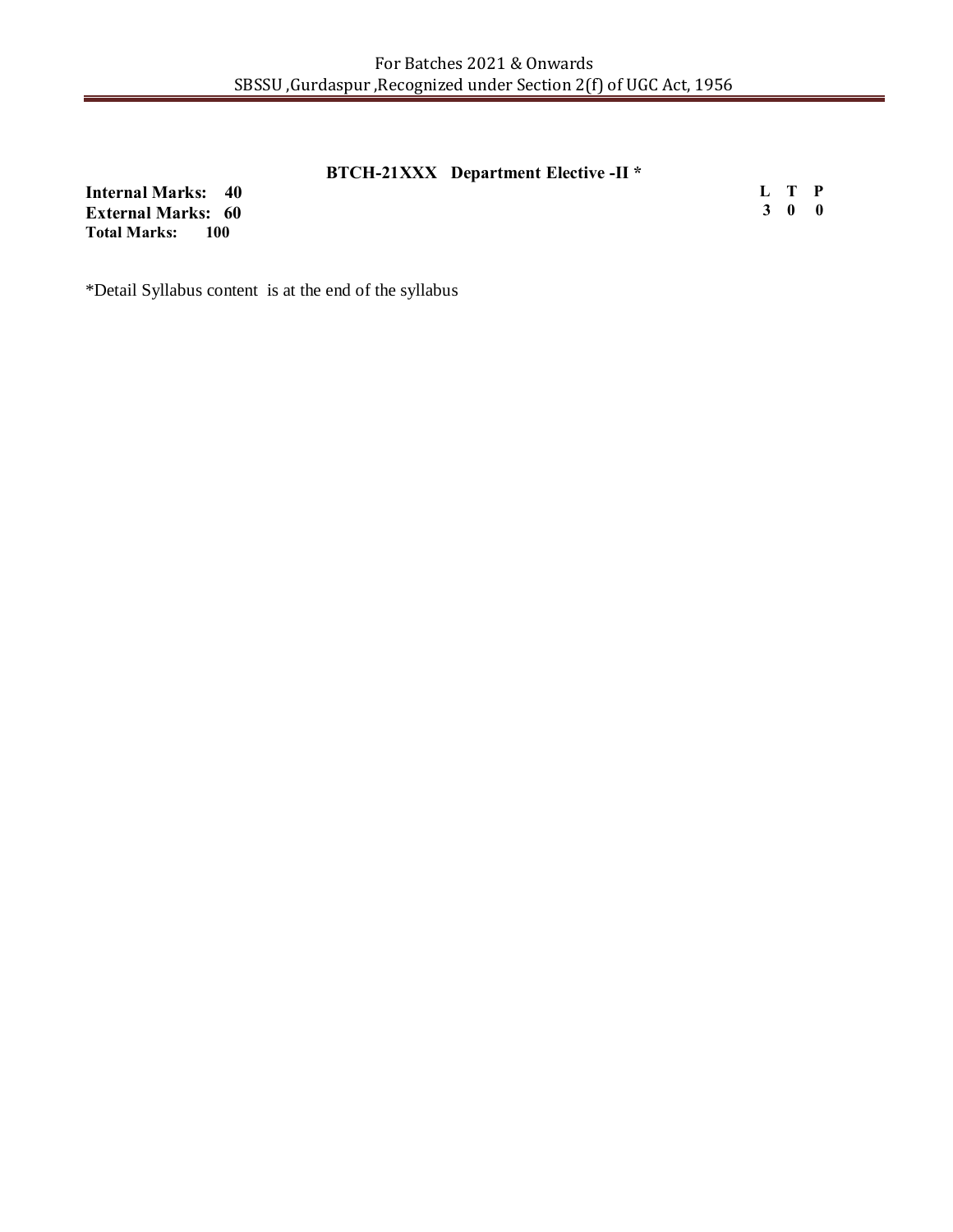## BTCH-21XXX Department Elective -II *

**Internal Marks: 40**
**External Marks: 60**
**Total Marks: 100**

| L | T | P |
|---|---|---|
| 3 | 0 | 0 |

*Detail Syllabus content is at the end of the syllabus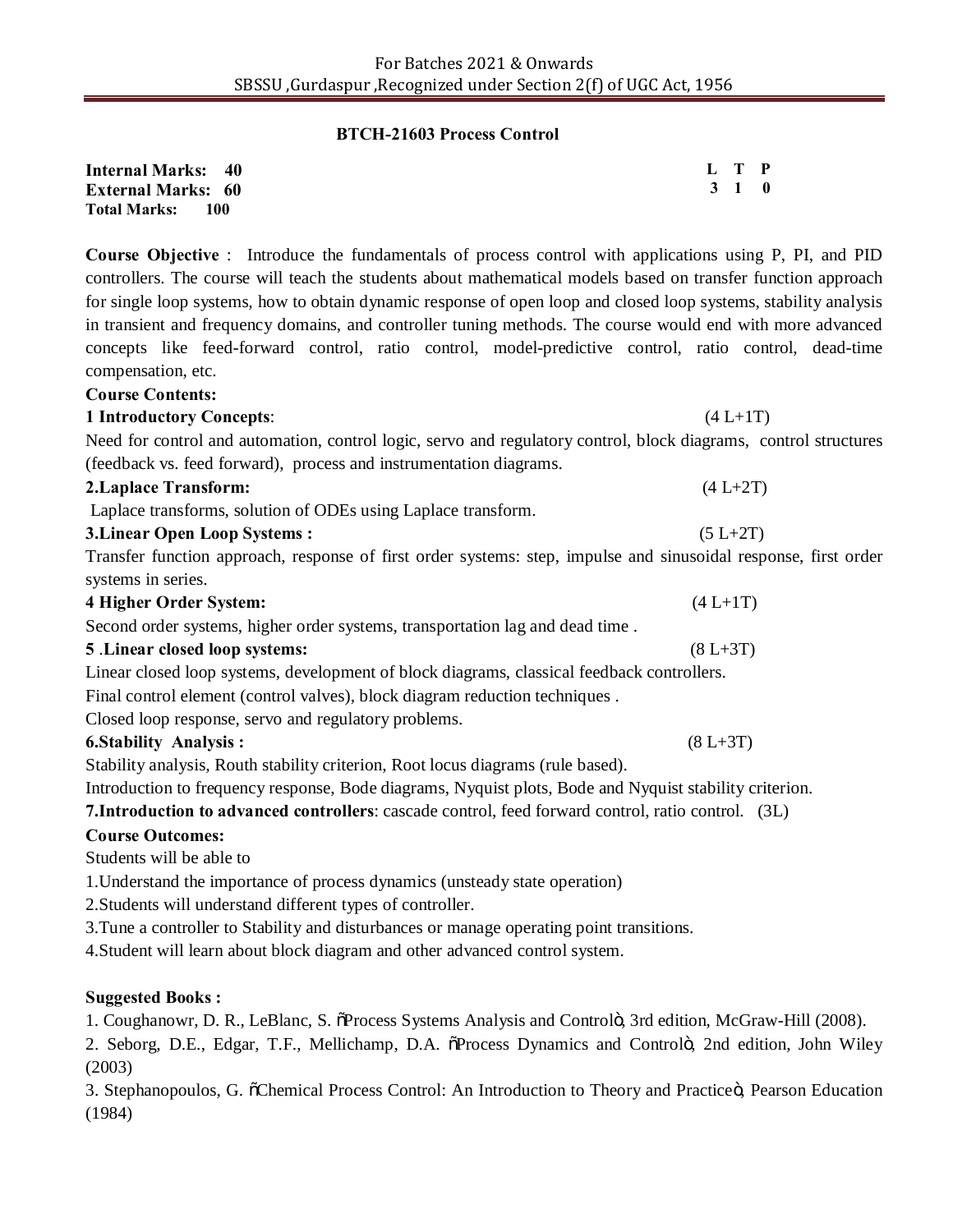## BTCH-21603 Process Control

**Internal Marks: 40**
**External Marks: 60**
**Total Marks: 100**

| L | T | P |
|---|---|---|
| 3 | 1 | 0 |

**Course Objective** : Introduce the fundamentals of process control with applications using P, PI, and PID controllers. The course will teach the students about mathematical models based on transfer function approach for single loop systems, how to obtain dynamic response of open loop and closed loop systems, stability analysis in transient and frequency domains, and controller tuning methods. The course would end with more advanced concepts like feed-forward control, ratio control, model-predictive control, ratio control, dead-time compensation, etc.

**Course Contents:**

**1 Introductory Concepts**: (4 L+1T)

Need for control and automation, control logic, servo and regulatory control, block diagrams, control structures (feedback vs. feed forward), process and instrumentation diagrams.

**2.Laplace Transform:** (4 L+2T)

Laplace transforms, solution of ODEs using Laplace transform.

**3.Linear Open Loop Systems :** (5 L+2T)

Transfer function approach, response of first order systems: step, impulse and sinusoidal response, first order systems in series.

**4 Higher Order System:** (4 L+1T)

Second order systems, higher order systems, transportation lag and dead time .

**5 .Linear closed loop systems:** (8 L+3T)

Linear closed loop systems, development of block diagrams, classical feedback controllers.

Final control element (control valves), block diagram reduction techniques .

Closed loop response, servo and regulatory problems.

**6.Stability Analysis :** (8 L+3T)

Stability analysis, Routh stability criterion, Root locus diagrams (rule based).

Introduction to frequency response, Bode diagrams, Nyquist plots, Bode and Nyquist stability criterion.

**7.Introduction to advanced controllers**: cascade control, feed forward control, ratio control. (3L)

**Course Outcomes:**

Students will be able to

1.Understand the importance of process dynamics (unsteady state operation)

2.Students will understand different types of controller.

3.Tune a controller to Stability and disturbances or manage operating point transitions.

4.Student will learn about block diagram and other advanced control system.

**Suggested Books :**

1. Coughanowr, D. R., LeBlanc, S. "Process Systems Analysis and Control", 3rd edition, McGraw-Hill (2008).
2. Seborg, D.E., Edgar, T.F., Mellichamp, D.A. "Process Dynamics and Control", 2nd edition, John Wiley (2003)
3. Stephanopoulos, G. "Chemical Process Control: An Introduction to Theory and Practice", Pearson Education (1984)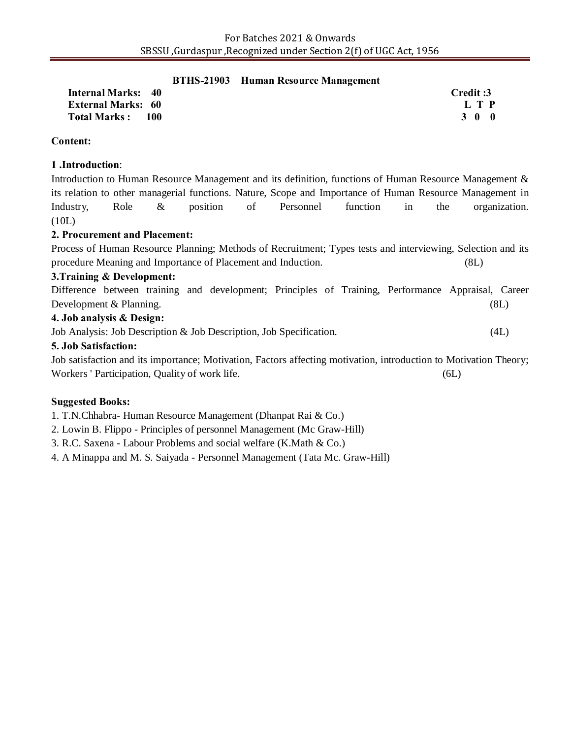## BTHS-21903 Human Resource Management

| | |
|---|---|
| **Internal Marks: 40** | **Credit :3** |
| **External Marks: 60** | **L T P** |
| **Total Marks : 100** | **3 0 0** |

**Content:**

**1 .Introduction**:

Introduction to Human Resource Management and its definition, functions of Human Resource Management & its relation to other managerial functions. Nature, Scope and Importance of Human Resource Management in Industry, Role & position of Personnel function in the organization. (10L)

**2. Procurement and Placement:**

Process of Human Resource Planning; Methods of Recruitment; Types tests and interviewing, Selection and its procedure Meaning and Importance of Placement and Induction. (8L)

**3.Training & Development:**

Difference between training and development; Principles of Training, Performance Appraisal, Career Development & Planning. (8L)

**4. Job analysis & Design:**

Job Analysis: Job Description & Job Description, Job Specification. (4L)

**5. Job Satisfaction:**

Job satisfaction and its importance; Motivation, Factors affecting motivation, introduction to Motivation Theory; Workers ' Participation, Quality of work life. (6L)

**Suggested Books:**

1. T.N.Chhabra- Human Resource Management (Dhanpat Rai & Co.)
2. Lowin B. Flippo - Principles of personnel Management (Mc Graw-Hill)
3. R.C. Saxena - Labour Problems and social welfare (K.Math & Co.)
4. A Minappa and M. S. Saiyada - Personnel Management (Tata Mc. Graw-Hill)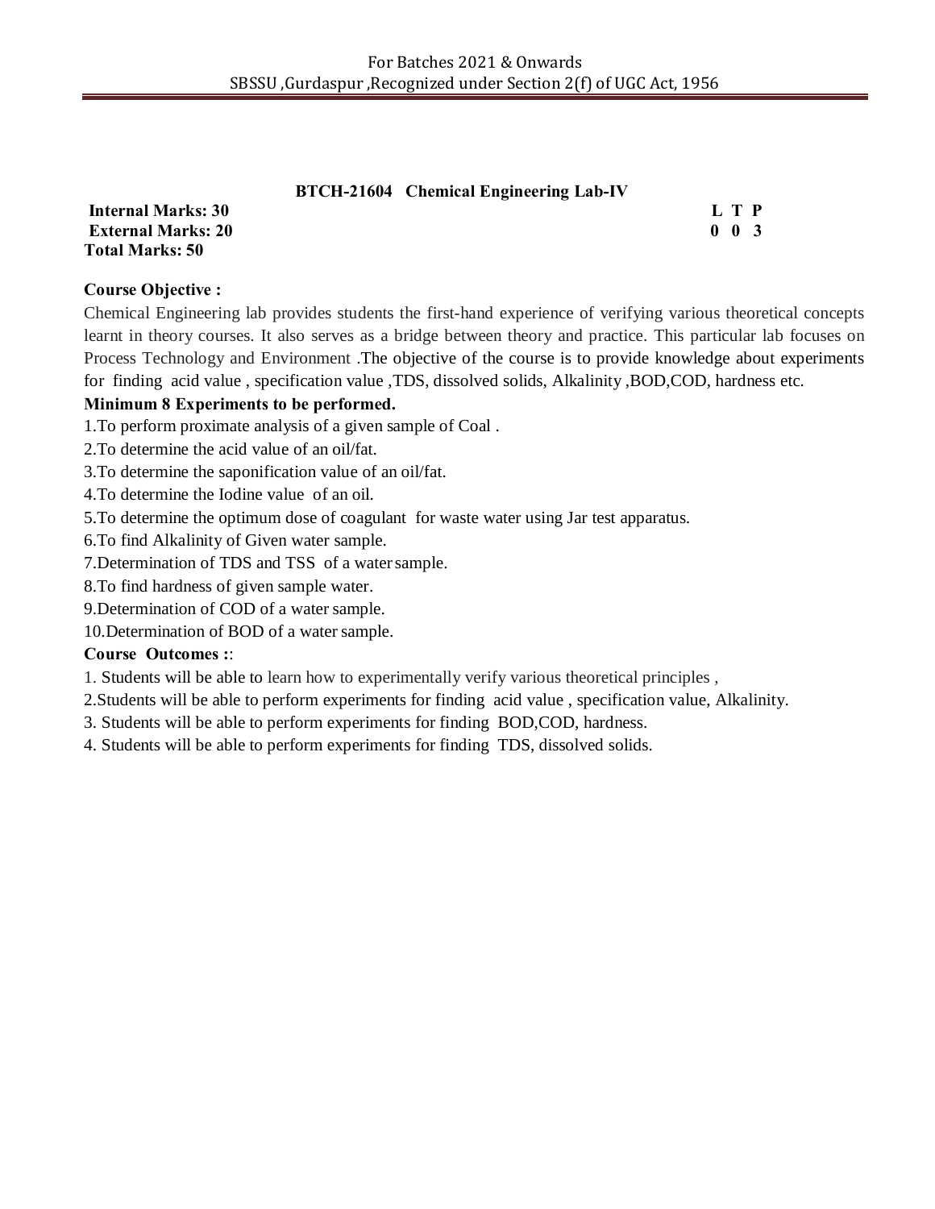## BTCH-21604 Chemical Engineering Lab-IV

**Internal Marks: 30** **L T P**
**External Marks: 20** **0 0 3**
**Total Marks: 50**

**Course Objective :**

Chemical Engineering lab provides students the first-hand experience of verifying various theoretical concepts learnt in theory courses. It also serves as a bridge between theory and practice. This particular lab focuses on Process Technology and Environment .The objective of the course is to provide knowledge about experiments for finding acid value , specification value ,TDS, dissolved solids, Alkalinity ,BOD,COD, hardness etc.

**Minimum 8 Experiments to be performed.**

1.To perform proximate analysis of a given sample of Coal .

2.To determine the acid value of an oil/fat.

3.To determine the saponification value of an oil/fat.

4.To determine the Iodine value of an oil.

5.To determine the optimum dose of coagulant for waste water using Jar test apparatus.

6.To find Alkalinity of Given water sample.

7.Determination of TDS and TSS of a water sample.

8.To find hardness of given sample water.

9.Determination of COD of a water sample.

10.Determination of BOD of a water sample.

**Course Outcomes :**:

1. Students will be able to learn how to experimentally verify various theoretical principles ,

2.Students will be able to perform experiments for finding acid value , specification value, Alkalinity.

3. Students will be able to perform experiments for finding BOD,COD, hardness.

4. Students will be able to perform experiments for finding TDS, dissolved solids.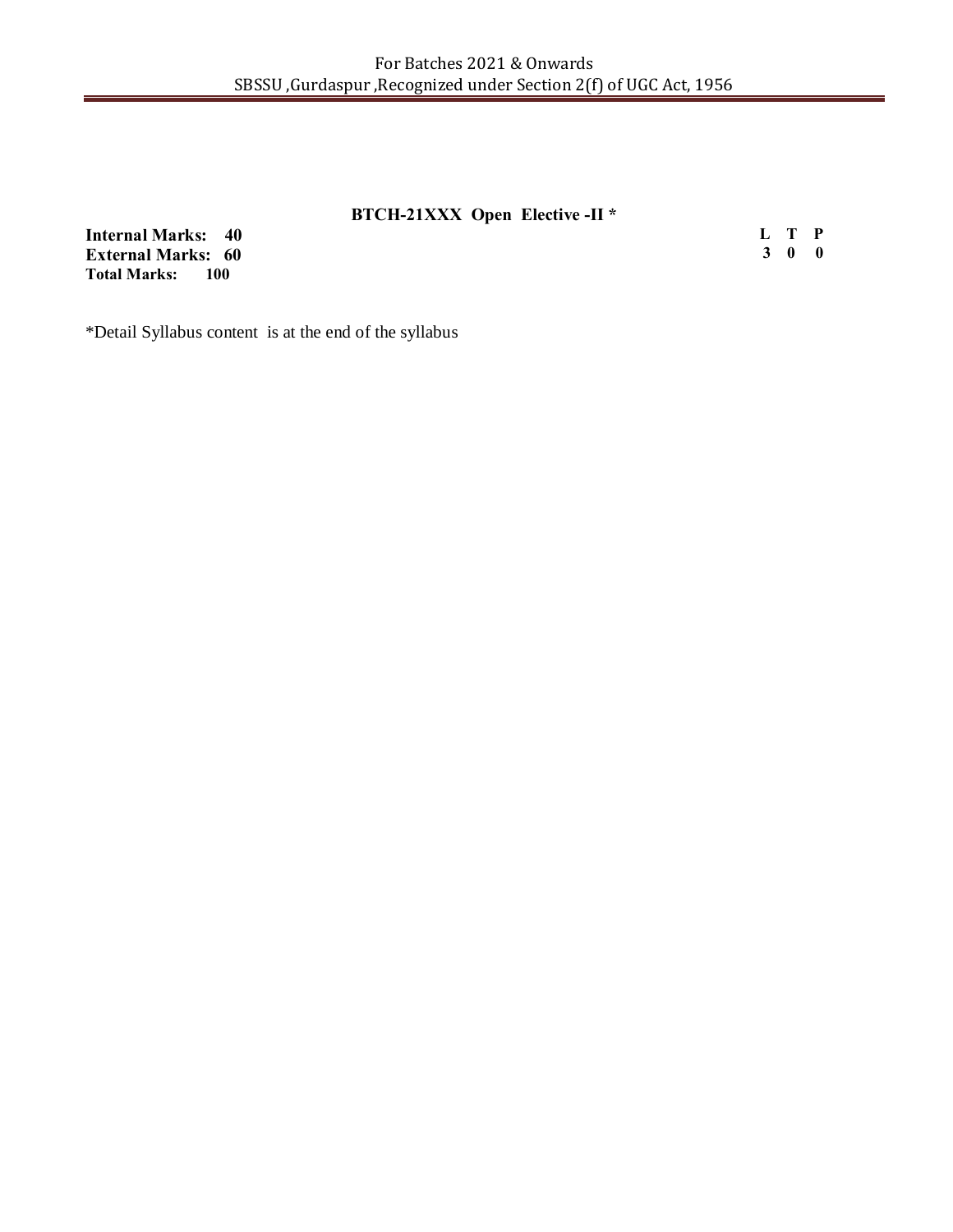### BTCH-21XXX Open Elective -II *

**Internal Marks: 40**
**External Marks: 60**
**Total Marks: 100**

| L | T | P |
|---|---|---|
| 3 | 0 | 0 |

*Detail Syllabus content is at the end of the syllabus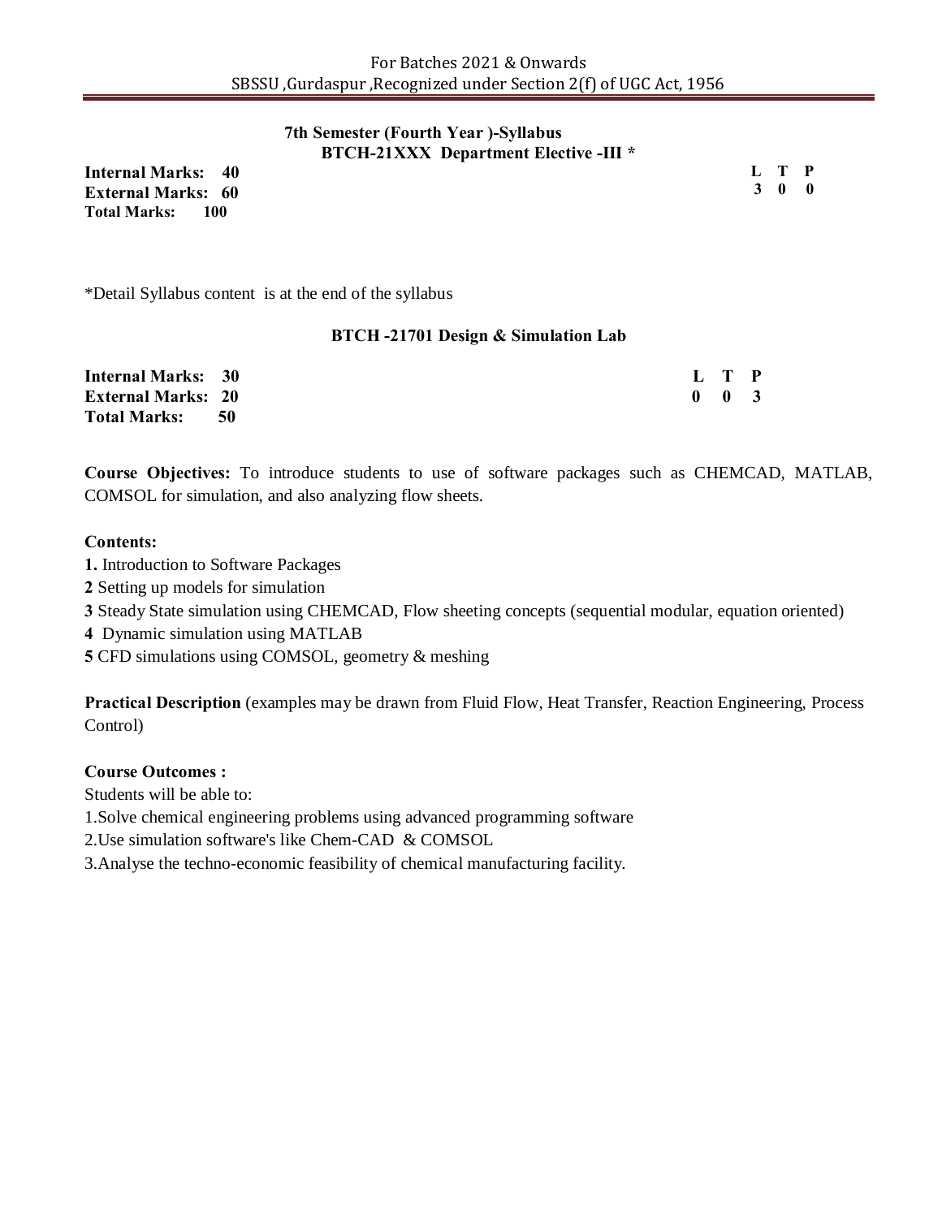## 7th Semester (Fourth Year )-Syllabus

### BTCH-21XXX Department Elective -III *

**Internal Marks: 40**
**External Marks: 60**
**Total Marks: 100**

| L | T | P |
|---|---|---|
| 3 | 0 | 0 |

*Detail Syllabus content is at the end of the syllabus

### BTCH -21701 Design & Simulation Lab

**Internal Marks: 30**
**External Marks: 20**
**Total Marks: 50**

| L | T | P |
|---|---|---|
| 0 | 0 | 3 |

**Course Objectives:** To introduce students to use of software packages such as CHEMCAD, MATLAB, COMSOL for simulation, and also analyzing flow sheets.

**Contents:**

**1.** Introduction to Software Packages
**2** Setting up models for simulation
**3** Steady State simulation using CHEMCAD, Flow sheeting concepts (sequential modular, equation oriented)
**4** Dynamic simulation using MATLAB
**5** CFD simulations using COMSOL, geometry & meshing

**Practical Description** (examples may be drawn from Fluid Flow, Heat Transfer, Reaction Engineering, Process Control)

**Course Outcomes :**

Students will be able to:

1.Solve chemical engineering problems using advanced programming software
2.Use simulation software's like Chem-CAD & COMSOL
3.Analyse the techno-economic feasibility of chemical manufacturing facility.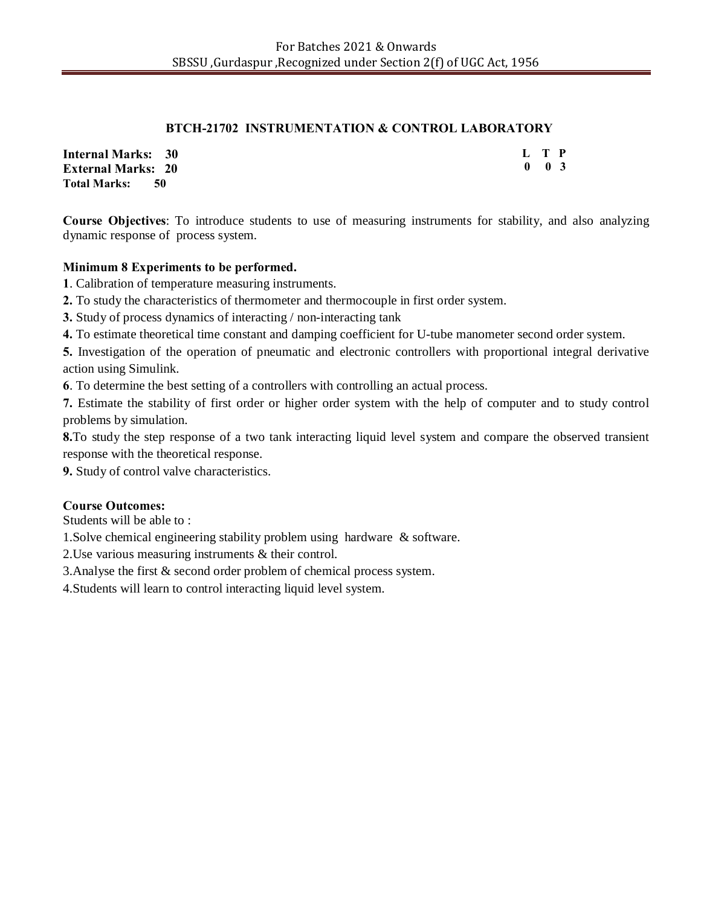## BTCH-21702 INSTRUMENTATION & CONTROL LABORATORY

**Internal Marks: 30**
**External Marks: 20**
**Total Marks: 50**

| L | T | P |
|---|---|---|
| 0 | 0 | 3 |

**Course Objectives**: To introduce students to use of measuring instruments for stability, and also analyzing dynamic response of process system.

**Minimum 8 Experiments to be performed.**

**1**. Calibration of temperature measuring instruments.

**2.** To study the characteristics of thermometer and thermocouple in first order system.

**3.** Study of process dynamics of interacting / non-interacting tank

**4.** To estimate theoretical time constant and damping coefficient for U-tube manometer second order system.

**5.** Investigation of the operation of pneumatic and electronic controllers with proportional integral derivative action using Simulink.

**6**. To determine the best setting of a controllers with controlling an actual process.

**7.** Estimate the stability of first order or higher order system with the help of computer and to study control problems by simulation.

**8.**To study the step response of a two tank interacting liquid level system and compare the observed transient response with the theoretical response.

**9.** Study of control valve characteristics.

**Course Outcomes:**

Students will be able to :

1.Solve chemical engineering stability problem using hardware & software.

2.Use various measuring instruments & their control.

3.Analyse the first & second order problem of chemical process system.

4.Students will learn to control interacting liquid level system.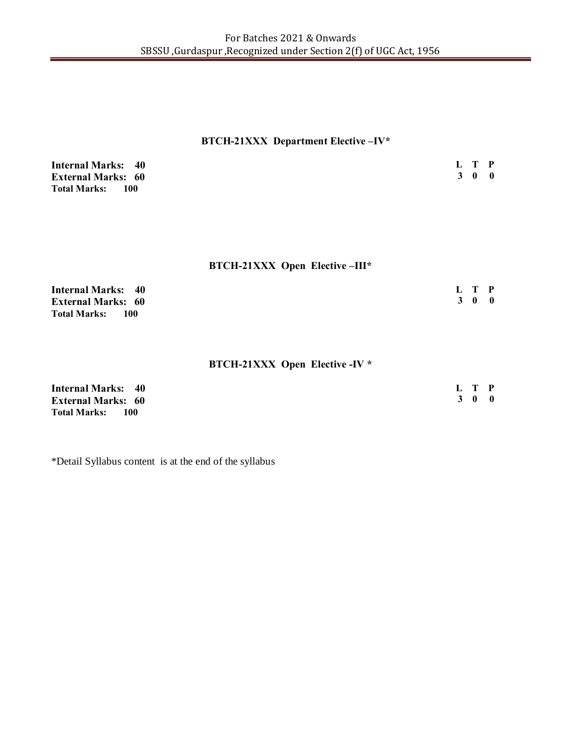### BTCH-21XXX Department Elective –IV*

| | L | T | P |
|---|---|---|---|
| **Internal Marks: 40** | **3** | **0** | **0** |
| **External Marks: 60** | | | |
| **Total Marks: 100** | | | |

### BTCH-21XXX Open Elective –III*

| | L | T | P |
|---|---|---|---|
| **Internal Marks: 40** | **3** | **0** | **0** |
| **External Marks: 60** | | | |
| **Total Marks: 100** | | | |

### BTCH-21XXX Open Elective -IV *

| | L | T | P |
|---|---|---|---|
| **Internal Marks: 40** | **3** | **0** | **0** |
| **External Marks: 60** | | | |
| **Total Marks: 100** | | | |

*Detail Syllabus content is at the end of the syllabus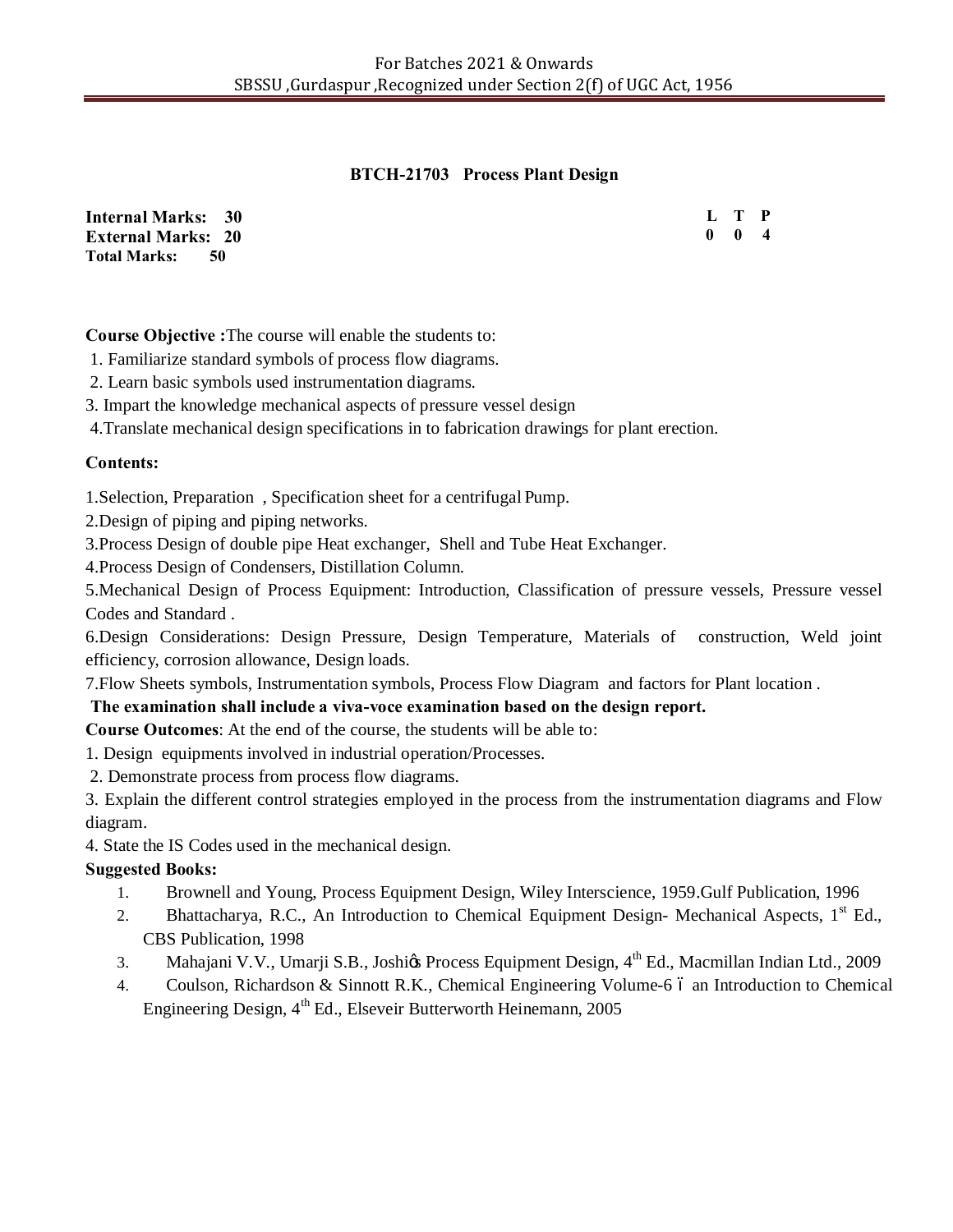## BTCH-21703 Process Plant Design

**Internal Marks: 30**
**External Marks: 20**
**Total Marks: 50**

| L | T | P |
|---|---|---|
| 0 | 0 | 4 |

**Course Objective :** The course will enable the students to:

1. Familiarize standard symbols of process flow diagrams.
2. Learn basic symbols used instrumentation diagrams.
3. Impart the knowledge mechanical aspects of pressure vessel design
4. Translate mechanical design specifications in to fabrication drawings for plant erection.

**Contents:**

1. Selection, Preparation , Specification sheet for a centrifugal Pump.
2. Design of piping and piping networks.
3. Process Design of double pipe Heat exchanger, Shell and Tube Heat Exchanger.
4. Process Design of Condensers, Distillation Column.
5. Mechanical Design of Process Equipment: Introduction, Classification of pressure vessels, Pressure vessel Codes and Standard .
6. Design Considerations: Design Pressure, Design Temperature, Materials of construction, Weld joint efficiency, corrosion allowance, Design loads.
7. Flow Sheets symbols, Instrumentation symbols, Process Flow Diagram and factors for Plant location .

**The examination shall include a viva-voce examination based on the design report.**

**Course Outcomes**: At the end of the course, the students will be able to:

1. Design equipments involved in industrial operation/Processes.
2. Demonstrate process from process flow diagrams.
3. Explain the different control strategies employed in the process from the instrumentation diagrams and Flow diagram.
4. State the IS Codes used in the mechanical design.

**Suggested Books:**

1. Brownell and Young, Process Equipment Design, Wiley Interscience, 1959.Gulf Publication, 1996
2. Bhattacharya, R.C., An Introduction to Chemical Equipment Design- Mechanical Aspects, 1st Ed., CBS Publication, 1998
3. Mahajani V.V., Umarji S.B., Joshi's Process Equipment Design, 4th Ed., Macmillan Indian Ltd., 2009
4. Coulson, Richardson & Sinnott R.K., Chemical Engineering Volume-6 – an Introduction to Chemical Engineering Design, 4th Ed., Elseveir Butterworth Heinemann, 2005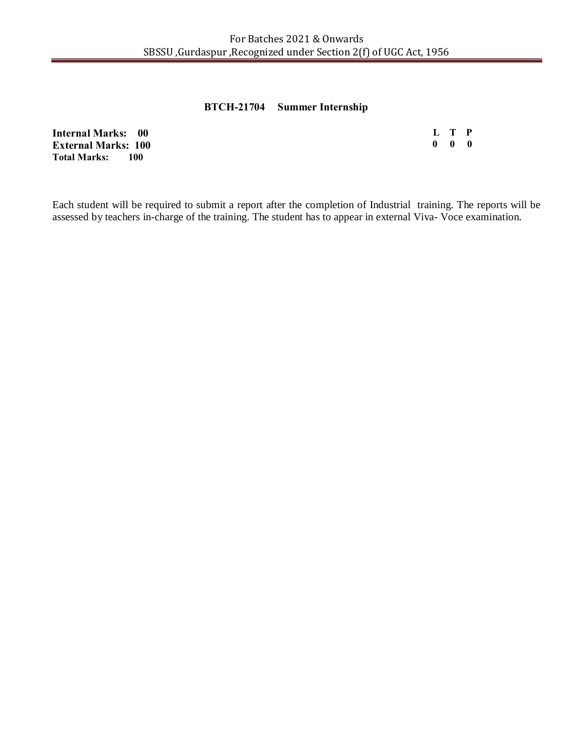### BTCH-21704 Summer Internship

| | L | T | P |
|---|---|---|---|
| **Internal Marks: 00** | **0** | **0** | **0** |
| **External Marks: 100** | | | |
| **Total Marks: 100** | | | |

Each student will be required to submit a report after the completion of Industrial training. The reports will be assessed by teachers in-charge of the training. The student has to appear in external Viva- Voce examination.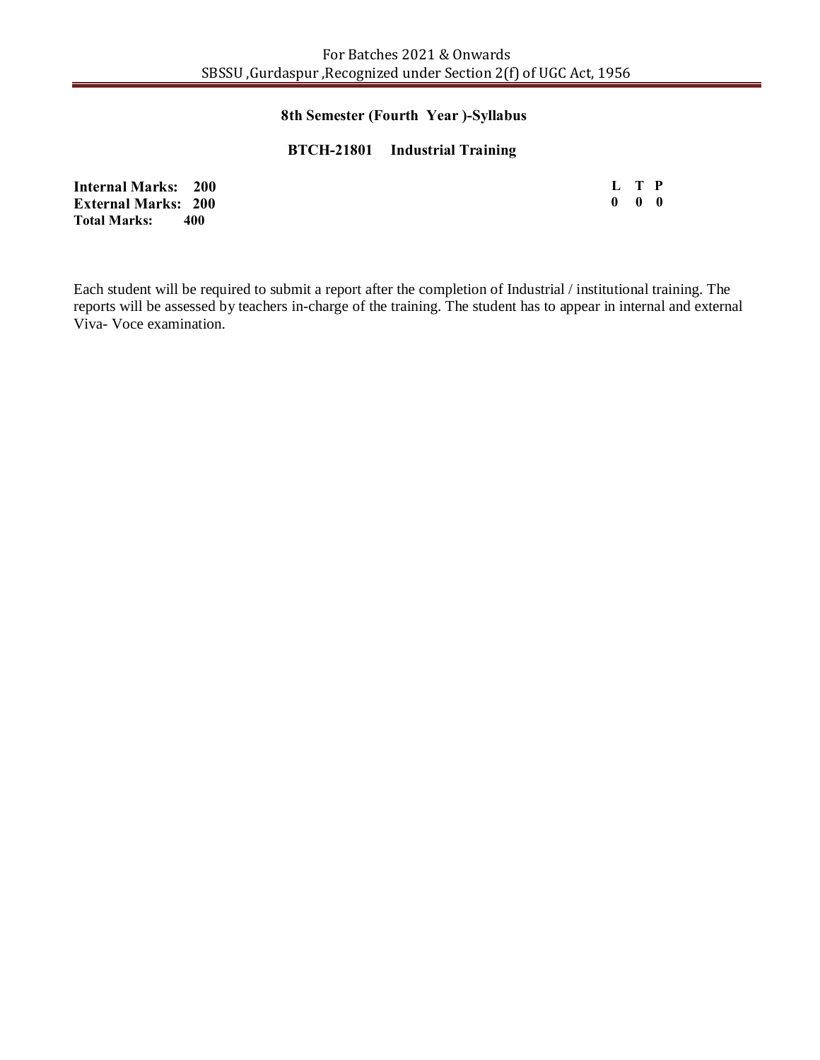## 8th Semester (Fourth Year )-Syllabus

### BTCH-21801 Industrial Training

**Internal Marks: 200**
**External Marks: 200**
**Total Marks: 400**

| L | T | P |
|---|---|---|
| 0 | 0 | 0 |

Each student will be required to submit a report after the completion of Industrial / institutional training. The reports will be assessed by teachers in-charge of the training. The student has to appear in internal and external Viva- Voce examination.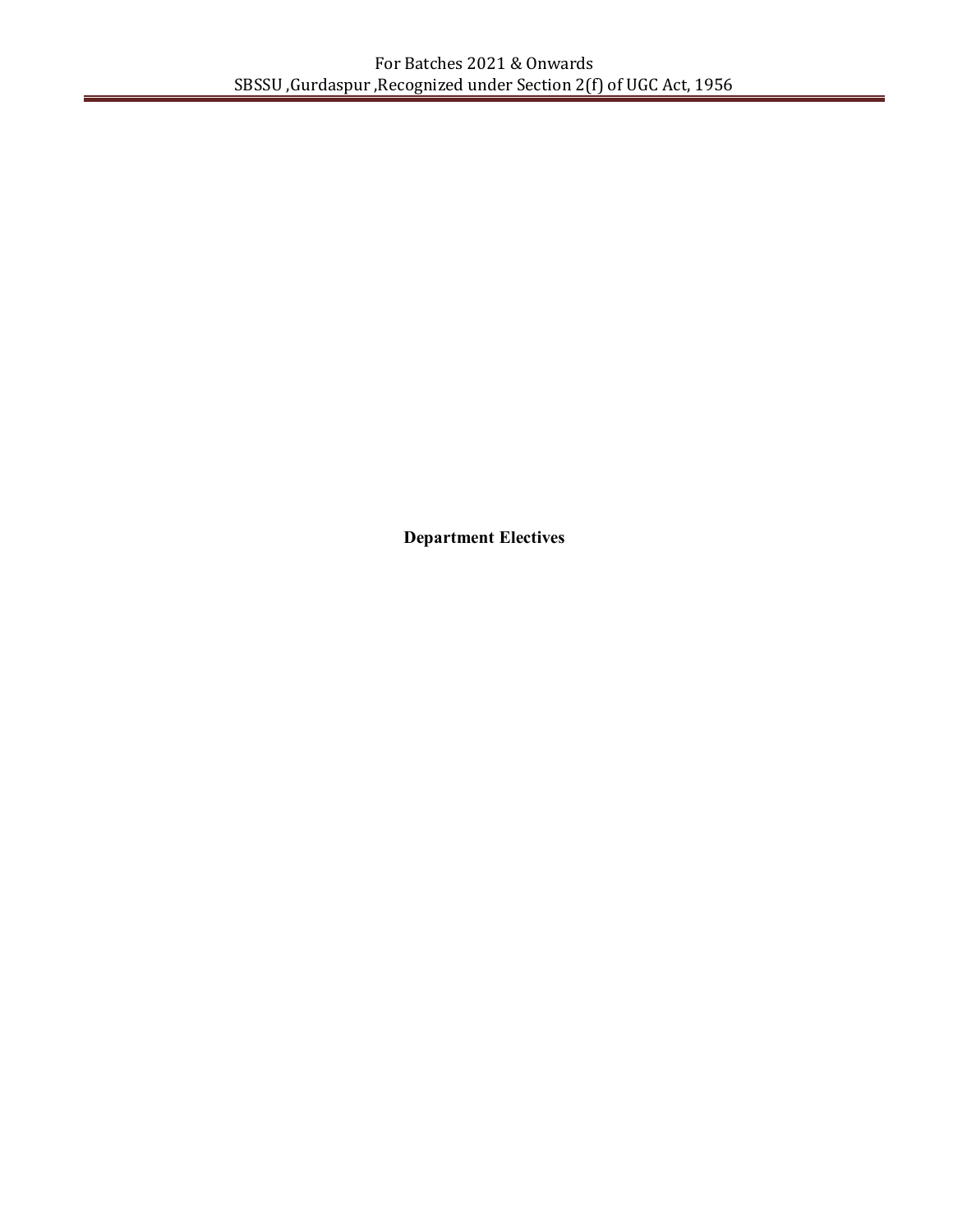**Department Electives**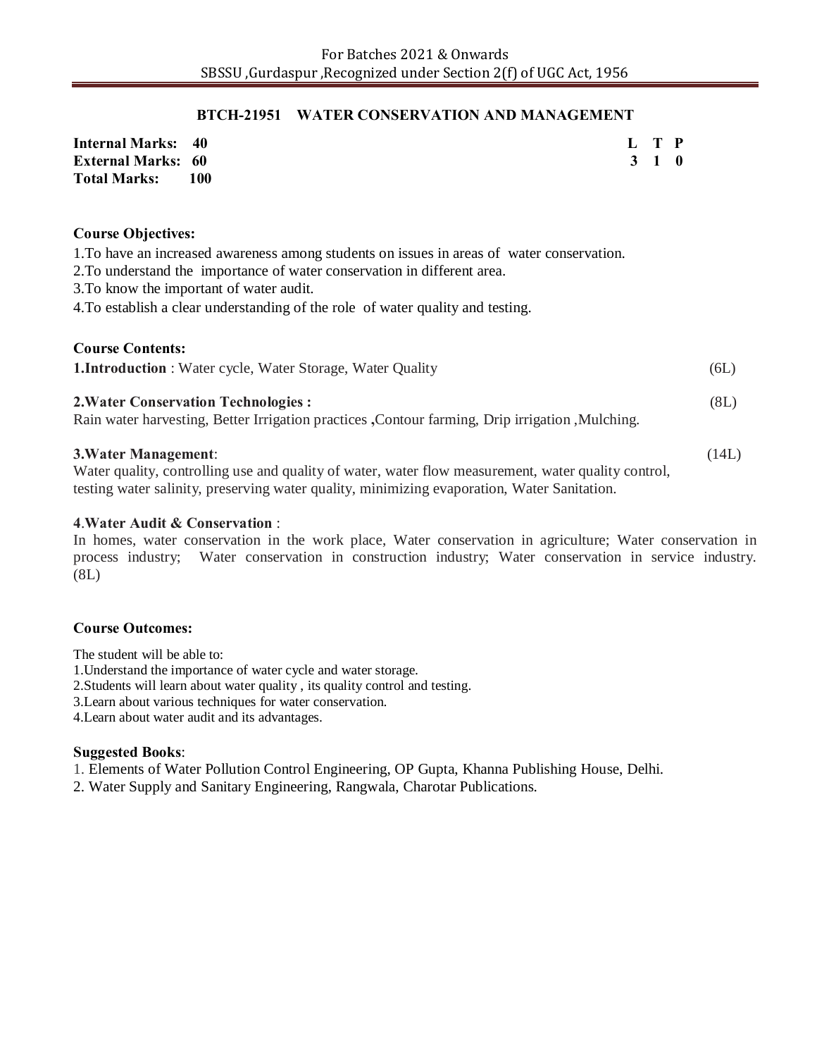## BTCH-21951 WATER CONSERVATION AND MANAGEMENT

| | | | |
|---|---|---|---|
| **Internal Marks: 40** | **L** | **T** | **P** |
| **External Marks: 60** | **3** | **1** | **0** |
| **Total Marks: 100** | | | |

**Course Objectives:**

1.To have an increased awareness among students on issues in areas of water conservation.
2.To understand the importance of water conservation in different area.
3.To know the important of water audit.
4.To establish a clear understanding of the role of water quality and testing.

**Course Contents:**

**1.Introduction** : Water cycle, Water Storage, Water Quality (6L)

**2.Water Conservation Technologies :** (8L)
Rain water harvesting, Better Irrigation practices **,**Contour farming, Drip irrigation ,Mulching.

**3.Water Management**: (14L)
Water quality, controlling use and quality of water, water flow measurement, water quality control, testing water salinity, preserving water quality, minimizing evaporation, Water Sanitation.

**4**.**Water Audit & Conservation** :
In homes, water conservation in the work place, Water conservation in agriculture; Water conservation in process industry; Water conservation in construction industry; Water conservation in service industry. (8L)

**Course Outcomes:**

The student will be able to:
1.Understand the importance of water cycle and water storage.
2.Students will learn about water quality , its quality control and testing.
3.Learn about various techniques for water conservation.
4.Learn about water audit and its advantages.

**Suggested Books**:

1. Elements of Water Pollution Control Engineering, OP Gupta, Khanna Publishing House, Delhi.
2. Water Supply and Sanitary Engineering, Rangwala, Charotar Publications.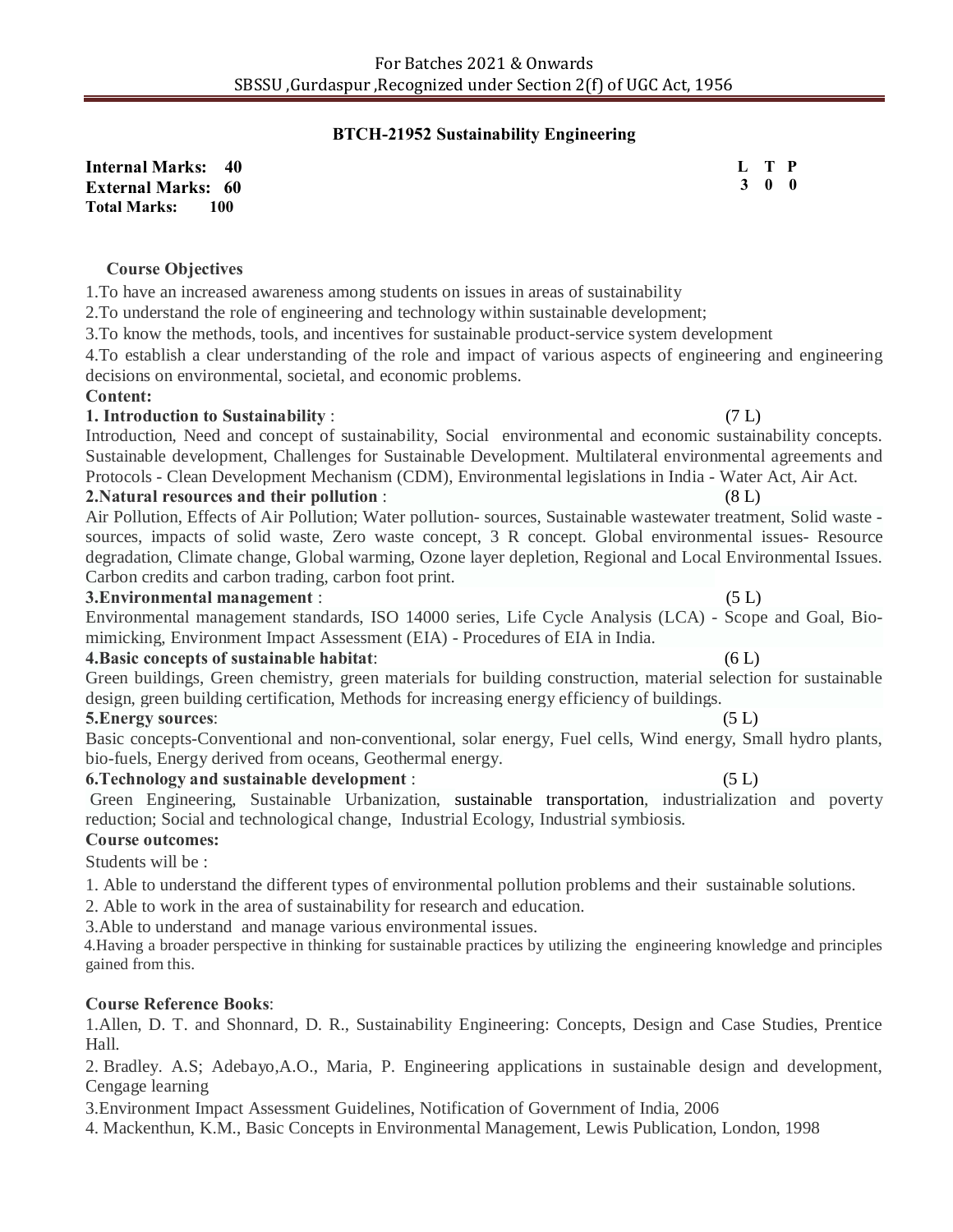## BTCH-21952 Sustainability Engineering

**Internal Marks: 40**
**External Marks: 60**
**Total Marks: 100**

| L | T | P |
|---|---|---|
| 3 | 0 | 0 |

**Course Objectives**

1.To have an increased awareness among students on issues in areas of sustainability
2.To understand the role of engineering and technology within sustainable development;
3.To know the methods, tools, and incentives for sustainable product-service system development
4.To establish a clear understanding of the role and impact of various aspects of engineering and engineering decisions on environmental, societal, and economic problems.

**Content:**

**1. Introduction to Sustainability** : (7 L)
Introduction, Need and concept of sustainability, Social environmental and economic sustainability concepts. Sustainable development, Challenges for Sustainable Development. Multilateral environmental agreements and Protocols - Clean Development Mechanism (CDM), Environmental legislations in India - Water Act, Air Act.

**2.Natural resources and their pollution** : (8 L)
Air Pollution, Effects of Air Pollution; Water pollution- sources, Sustainable wastewater treatment, Solid waste - sources, impacts of solid waste, Zero waste concept, 3 R concept. Global environmental issues- Resource degradation, Climate change, Global warming, Ozone layer depletion, Regional and Local Environmental Issues. Carbon credits and carbon trading, carbon foot print.

**3.Environmental management** : (5 L)
Environmental management standards, ISO 14000 series, Life Cycle Analysis (LCA) - Scope and Goal, Bio-mimicking, Environment Impact Assessment (EIA) - Procedures of EIA in India.

**4.Basic concepts of sustainable habitat**: (6 L)
Green buildings, Green chemistry, green materials for building construction, material selection for sustainable design, green building certification, Methods for increasing energy efficiency of buildings.

**5.Energy sources**: (5 L)
Basic concepts-Conventional and non-conventional, solar energy, Fuel cells, Wind energy, Small hydro plants, bio-fuels, Energy derived from oceans, Geothermal energy.

**6.Technology and sustainable development** : (5 L)
Green Engineering, Sustainable Urbanization, sustainable transportation, industrialization and poverty reduction; Social and technological change, Industrial Ecology, Industrial symbiosis.

**Course outcomes:**

Students will be :

1. Able to understand the different types of environmental pollution problems and their sustainable solutions.
2. Able to work in the area of sustainability for research and education.
3.Able to understand and manage various environmental issues.
4.Having a broader perspective in thinking for sustainable practices by utilizing the engineering knowledge and principles gained from this.

**Course Reference Books**:

1.Allen, D. T. and Shonnard, D. R., Sustainability Engineering: Concepts, Design and Case Studies, Prentice Hall.
2. Bradley. A.S; Adebayo,A.O., Maria, P. Engineering applications in sustainable design and development, Cengage learning
3.Environment Impact Assessment Guidelines, Notification of Government of India, 2006
4. Mackenthun, K.M., Basic Concepts in Environmental Management, Lewis Publication, London, 1998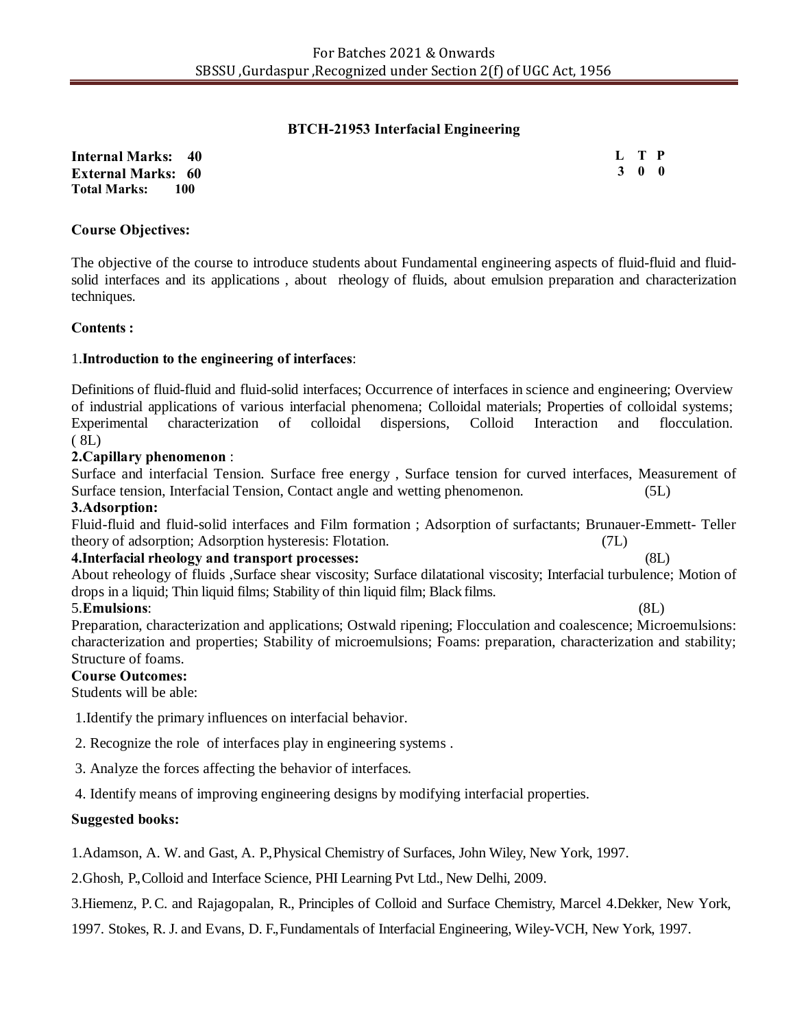## BTCH-21953 Interfacial Engineering

**Internal Marks: 40**
**External Marks: 60**
**Total Marks: 100**

| L | T | P |
|---|---|---|
| 3 | 0 | 0 |

**Course Objectives:**

The objective of the course to introduce students about Fundamental engineering aspects of fluid-fluid and fluid-solid interfaces and its applications , about rheology of fluids, about emulsion preparation and characterization techniques.

**Contents :**

1.**Introduction to the engineering of interfaces**:

Definitions of fluid-fluid and fluid-solid interfaces; Occurrence of interfaces in science and engineering; Overview of industrial applications of various interfacial phenomena; Colloidal materials; Properties of colloidal systems; Experimental characterization of colloidal dispersions, Colloid Interaction and flocculation. ( 8L)

**2.Capillary phenomenon** :

Surface and interfacial Tension. Surface free energy , Surface tension for curved interfaces, Measurement of Surface tension, Interfacial Tension, Contact angle and wetting phenomenon. (5L)

**3.Adsorption:**

Fluid-fluid and fluid-solid interfaces and Film formation ; Adsorption of surfactants; Brunauer-Emmett- Teller theory of adsorption; Adsorption hysteresis: Flotation. (7L)

**4.Interfacial rheology and transport processes:** (8L)

About reheology of fluids ,Surface shear viscosity; Surface dilatational viscosity; Interfacial turbulence; Motion of drops in a liquid; Thin liquid films; Stability of thin liquid film; Black films.

5.**Emulsions**: (8L)

Preparation, characterization and applications; Ostwald ripening; Flocculation and coalescence; Microemulsions: characterization and properties; Stability of microemulsions; Foams: preparation, characterization and stability; Structure of foams.

**Course Outcomes:**

Students will be able:

1.Identify the primary influences on interfacial behavior.

2. Recognize the role of interfaces play in engineering systems .

3. Analyze the forces affecting the behavior of interfaces.

4. Identify means of improving engineering designs by modifying interfacial properties.

**Suggested books:**

1.Adamson, A. W. and Gast, A. P., Physical Chemistry of Surfaces, John Wiley, New York, 1997.

2.Ghosh, P., Colloid and Interface Science, PHI Learning Pvt Ltd., New Delhi, 2009.

3.Hiemenz, P. C. and Rajagopalan, R., Principles of Colloid and Surface Chemistry, Marcel 4.Dekker, New York, 1997. Stokes, R. J. and Evans, D. F., Fundamentals of Interfacial Engineering, Wiley-VCH, New York, 1997.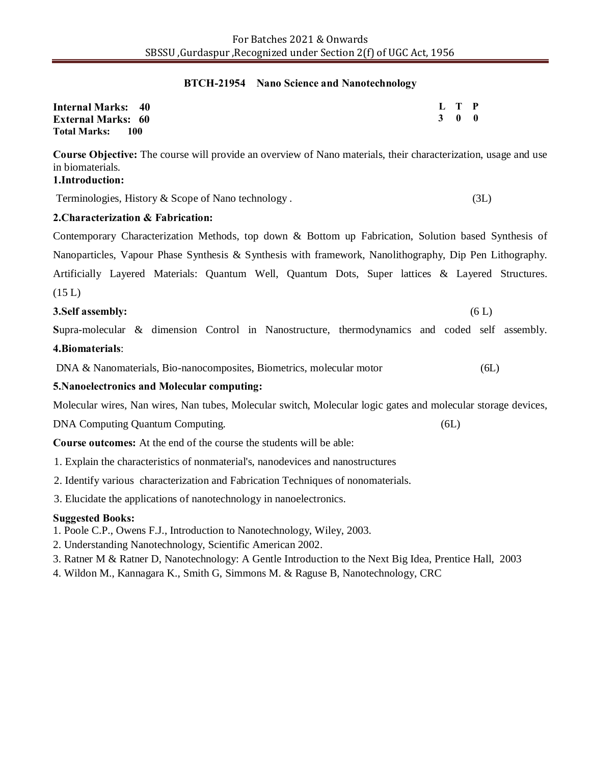## BTCH-21954 Nano Science and Nanotechnology

**Internal Marks: 40**
**External Marks: 60**
**Total Marks: 100**

| L | T | P |
|---|---|---|
| 3 | 0 | 0 |

**Course Objective:** The course will provide an overview of Nano materials, their characterization, usage and use in biomaterials.

**1.Introduction:**

Terminologies, History & Scope of Nano technology . (3L)

**2.Characterization & Fabrication:**

Contemporary Characterization Methods, top down & Bottom up Fabrication, Solution based Synthesis of Nanoparticles, Vapour Phase Synthesis & Synthesis with framework, Nanolithography, Dip Pen Lithography. Artificially Layered Materials: Quantum Well, Quantum Dots, Super lattices & Layered Structures. (15 L)

**3.Self assembly:** (6 L)

**S**upra-molecular & dimension Control in Nanostructure, thermodynamics and coded self assembly.

**4.Biomaterials**:

DNA & Nanomaterials, Bio-nanocomposites, Biometrics, molecular motor (6L)

**5.Nanoelectronics and Molecular computing:**

Molecular wires, Nan wires, Nan tubes, Molecular switch, Molecular logic gates and molecular storage devices, DNA Computing Quantum Computing. (6L)

**Course outcomes:** At the end of the course the students will be able:

1. Explain the characteristics of nonmaterial's, nanodevices and nanostructures
2. Identify various characterization and Fabrication Techniques of nonomaterials.
3. Elucidate the applications of nanotechnology in nanoelectronics.

**Suggested Books:**

1. Poole C.P., Owens F.J., Introduction to Nanotechnology, Wiley, 2003.
2. Understanding Nanotechnology, Scientific American 2002.
3. Ratner M & Ratner D, Nanotechnology: A Gentle Introduction to the Next Big Idea, Prentice Hall, 2003
4. Wildon M., Kannagara K., Smith G, Simmons M. & Raguse B, Nanotechnology, CRC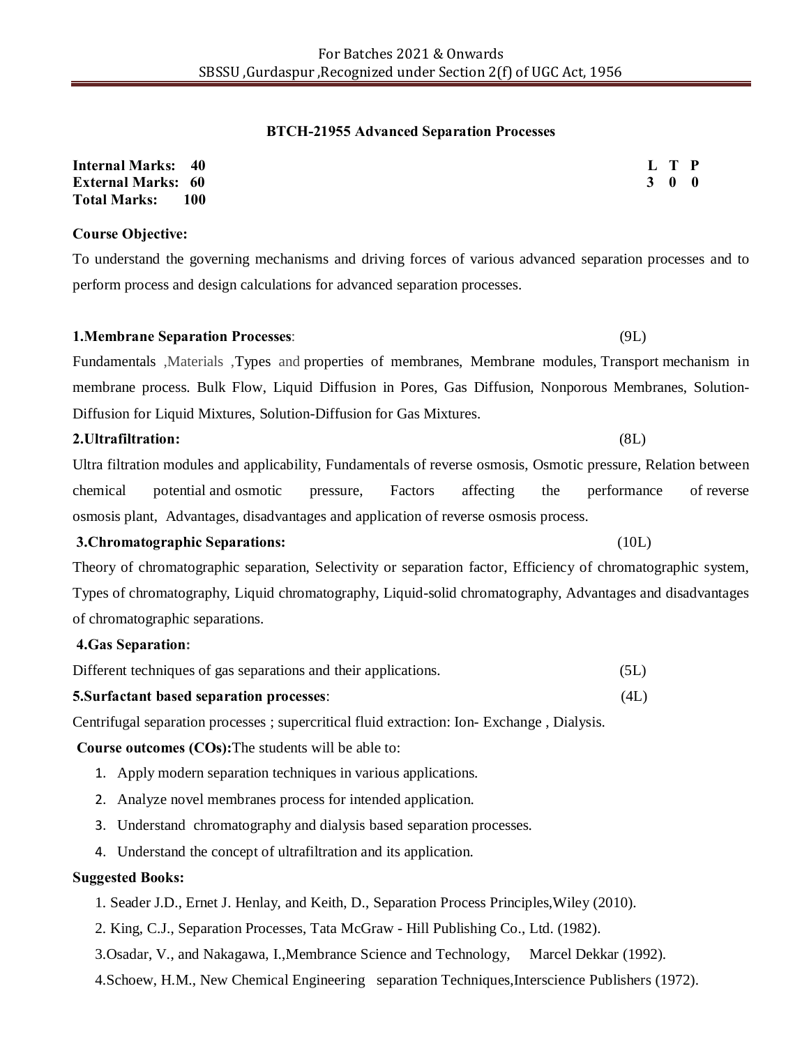## BTCH-21955 Advanced Separation Processes

**Internal Marks: 40**
**External Marks: 60**
**Total Marks: 100**

| L | T | P |
|---|---|---|
| 3 | 0 | 0 |

**Course Objective:**

To understand the governing mechanisms and driving forces of various advanced separation processes and to perform process and design calculations for advanced separation processes.

**1.Membrane Separation Processes**: (9L)

Fundamentals ,Materials ,Types and properties of membranes, Membrane modules, Transport mechanism in membrane process. Bulk Flow, Liquid Diffusion in Pores, Gas Diffusion, Nonporous Membranes, Solution-Diffusion for Liquid Mixtures, Solution-Diffusion for Gas Mixtures.

**2.Ultrafiltration:** (8L)

Ultra filtration modules and applicability, Fundamentals of reverse osmosis, Osmotic pressure, Relation between chemical potential and osmotic pressure, Factors affecting the performance of reverse osmosis plant, Advantages, disadvantages and application of reverse osmosis process.

**3.Chromatographic Separations:** (10L)

Theory of chromatographic separation, Selectivity or separation factor, Efficiency of chromatographic system, Types of chromatography, Liquid chromatography, Liquid-solid chromatography, Advantages and disadvantages of chromatographic separations.

**4.Gas Separation:**

Different techniques of gas separations and their applications. (5L)

**5.Surfactant based separation processes**: (4L)

Centrifugal separation processes ; supercritical fluid extraction: Ion- Exchange , Dialysis.

**Course outcomes (COs):**The students will be able to:

1. Apply modern separation techniques in various applications.
2. Analyze novel membranes process for intended application.
3. Understand chromatography and dialysis based separation processes.
4. Understand the concept of ultrafiltration and its application.

**Suggested Books:**

1. Seader J.D., Ernet J. Henlay, and Keith, D., Separation Process Principles,Wiley (2010).
2. King, C.J., Separation Processes, Tata McGraw - Hill Publishing Co., Ltd. (1982).
3. Osadar, V., and Nakagawa, I.,Membrance Science and Technology, Marcel Dekkar (1992).
4. Schoew, H.M., New Chemical Engineering separation Techniques,Interscience Publishers (1972).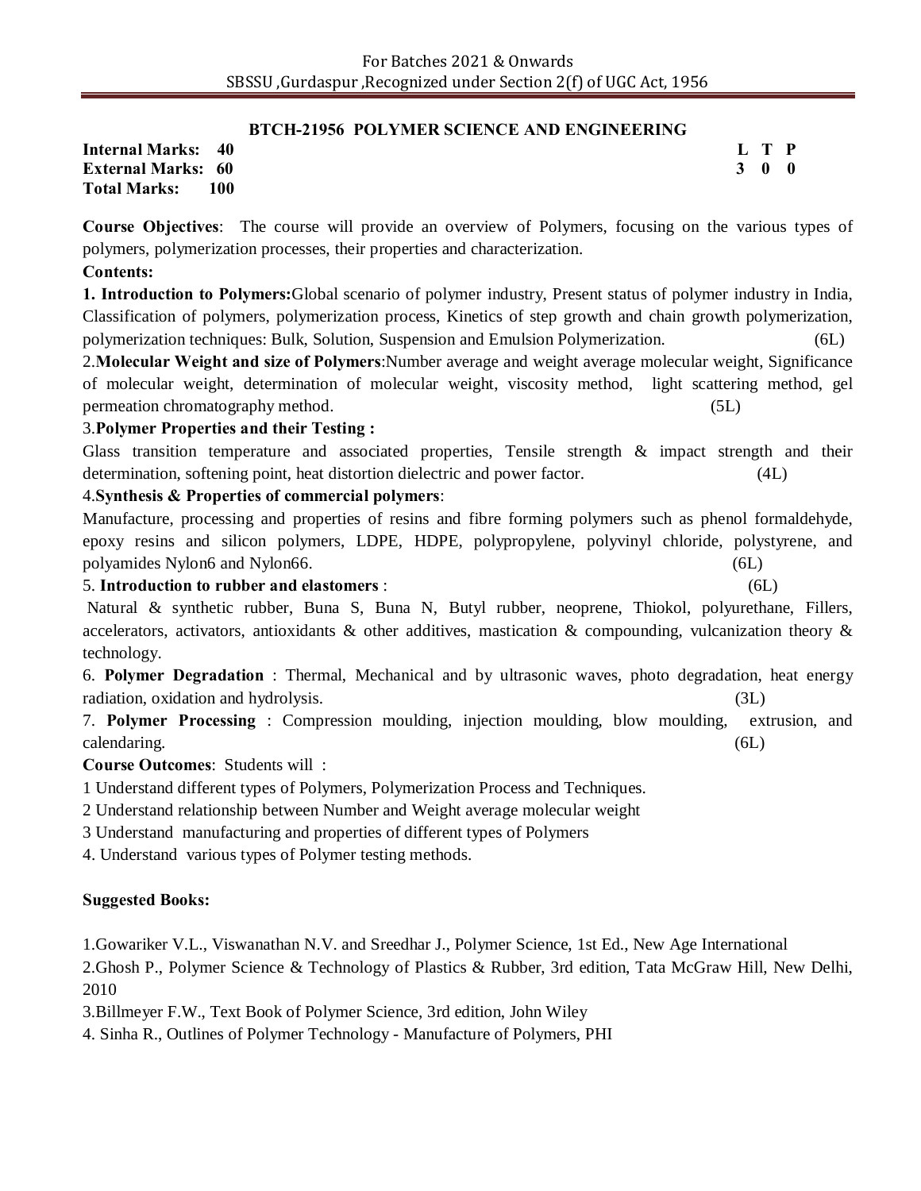## BTCH-21956 POLYMER SCIENCE AND ENGINEERING

**Internal Marks: 40**
**External Marks: 60**
**Total Marks: 100**

| L | T | P |
|---|---|---|
| 3 | 0 | 0 |

**Course Objectives**: The course will provide an overview of Polymers, focusing on the various types of polymers, polymerization processes, their properties and characterization.

**Contents:**

**1. Introduction to Polymers:** Global scenario of polymer industry, Present status of polymer industry in India, Classification of polymers, polymerization process, Kinetics of step growth and chain growth polymerization, polymerization techniques: Bulk, Solution, Suspension and Emulsion Polymerization. (6L)

2. **Molecular Weight and size of Polymers**: Number average and weight average molecular weight, Significance of molecular weight, determination of molecular weight, viscosity method, light scattering method, gel permeation chromatography method. (5L)

3. **Polymer Properties and their Testing :**

Glass transition temperature and associated properties, Tensile strength & impact strength and their determination, softening point, heat distortion dielectric and power factor. (4L)

4. **Synthesis & Properties of commercial polymers**:

Manufacture, processing and properties of resins and fibre forming polymers such as phenol formaldehyde, epoxy resins and silicon polymers, LDPE, HDPE, polypropylene, polyvinyl chloride, polystyrene, and polyamides Nylon6 and Nylon66. (6L)

5. **Introduction to rubber and elastomers** : (6L)

Natural & synthetic rubber, Buna S, Buna N, Butyl rubber, neoprene, Thiokol, polyurethane, Fillers, accelerators, activators, antioxidants & other additives, mastication & compounding, vulcanization theory & technology.

6. **Polymer Degradation** : Thermal, Mechanical and by ultrasonic waves, photo degradation, heat energy radiation, oxidation and hydrolysis. (3L)

7. **Polymer Processing** : Compression moulding, injection moulding, blow moulding, extrusion, and calendaring. (6L)

**Course Outcomes**: Students will :

1 Understand different types of Polymers, Polymerization Process and Techniques.

2 Understand relationship between Number and Weight average molecular weight

3 Understand manufacturing and properties of different types of Polymers

4. Understand various types of Polymer testing methods.

**Suggested Books:**

1. Gowariker V.L., Viswanathan N.V. and Sreedhar J., Polymer Science, 1st Ed., New Age International
2. Ghosh P., Polymer Science & Technology of Plastics & Rubber, 3rd edition, Tata McGraw Hill, New Delhi, 2010
3. Billmeyer F.W., Text Book of Polymer Science, 3rd edition, John Wiley
4. Sinha R., Outlines of Polymer Technology - Manufacture of Polymers, PHI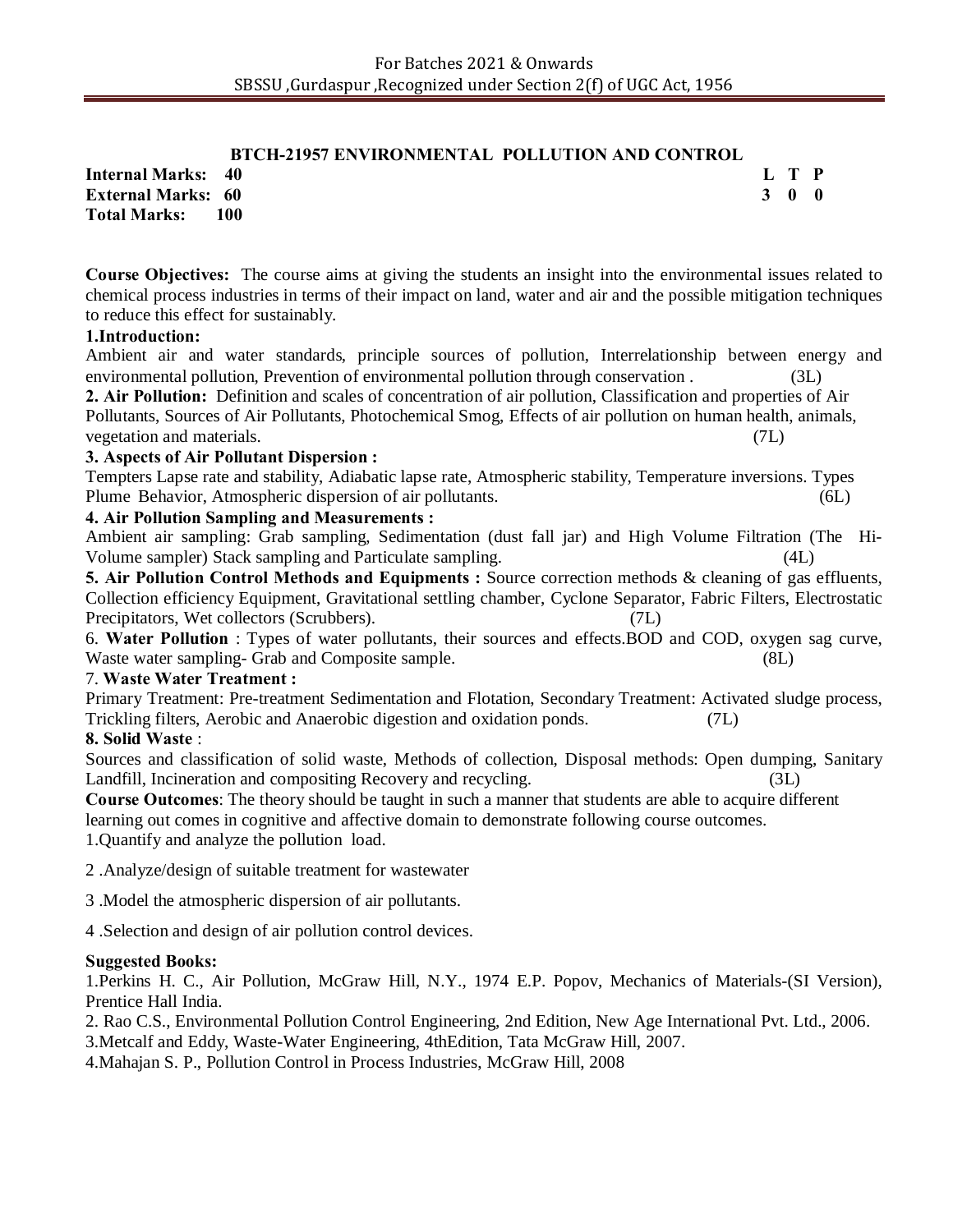## BTCH-21957 ENVIRONMENTAL POLLUTION AND CONTROL

| | | |
|---|---|---|
| **Internal Marks: 40** | | **L T P** |
| **External Marks: 60** | | **3 0 0** |
| **Total Marks: 100** | | |

**Course Objectives:** The course aims at giving the students an insight into the environmental issues related to chemical process industries in terms of their impact on land, water and air and the possible mitigation techniques to reduce this effect for sustainably.

**1.Introduction:**

Ambient air and water standards, principle sources of pollution, Interrelationship between energy and environmental pollution, Prevention of environmental pollution through conservation . (3L)

**2. Air Pollution:** Definition and scales of concentration of air pollution, Classification and properties of Air Pollutants, Sources of Air Pollutants, Photochemical Smog, Effects of air pollution on human health, animals, vegetation and materials. (7L)

**3. Aspects of Air Pollutant Dispersion :**

Tempters Lapse rate and stability, Adiabatic lapse rate, Atmospheric stability, Temperature inversions. Types Plume Behavior, Atmospheric dispersion of air pollutants. (6L)

**4. Air Pollution Sampling and Measurements :**

Ambient air sampling: Grab sampling, Sedimentation (dust fall jar) and High Volume Filtration (The Hi-Volume sampler) Stack sampling and Particulate sampling. (4L)

**5. Air Pollution Control Methods and Equipments :** Source correction methods & cleaning of gas effluents, Collection efficiency Equipment, Gravitational settling chamber, Cyclone Separator, Fabric Filters, Electrostatic Precipitators, Wet collectors (Scrubbers). (7L)

6. **Water Pollution** : Types of water pollutants, their sources and effects.BOD and COD, oxygen sag curve, Waste water sampling- Grab and Composite sample. (8L)

7. **Waste Water Treatment :**

Primary Treatment: Pre-treatment Sedimentation and Flotation, Secondary Treatment: Activated sludge process, Trickling filters, Aerobic and Anaerobic digestion and oxidation ponds. (7L)

**8. Solid Waste** :

Sources and classification of solid waste, Methods of collection, Disposal methods: Open dumping, Sanitary Landfill, Incineration and compositing Recovery and recycling. (3L)

**Course Outcomes**: The theory should be taught in such a manner that students are able to acquire different learning out comes in cognitive and affective domain to demonstrate following course outcomes.

1.Quantify and analyze the pollution load.

2 .Analyze/design of suitable treatment for wastewater

3 .Model the atmospheric dispersion of air pollutants.

4 .Selection and design of air pollution control devices.

**Suggested Books:**

1.Perkins H. C., Air Pollution, McGraw Hill, N.Y., 1974 E.P. Popov, Mechanics of Materials-(SI Version), Prentice Hall India.

2. Rao C.S., Environmental Pollution Control Engineering, 2nd Edition, New Age International Pvt. Ltd., 2006.

3.Metcalf and Eddy, Waste-Water Engineering, 4thEdition, Tata McGraw Hill, 2007.

4.Mahajan S. P., Pollution Control in Process Industries, McGraw Hill, 2008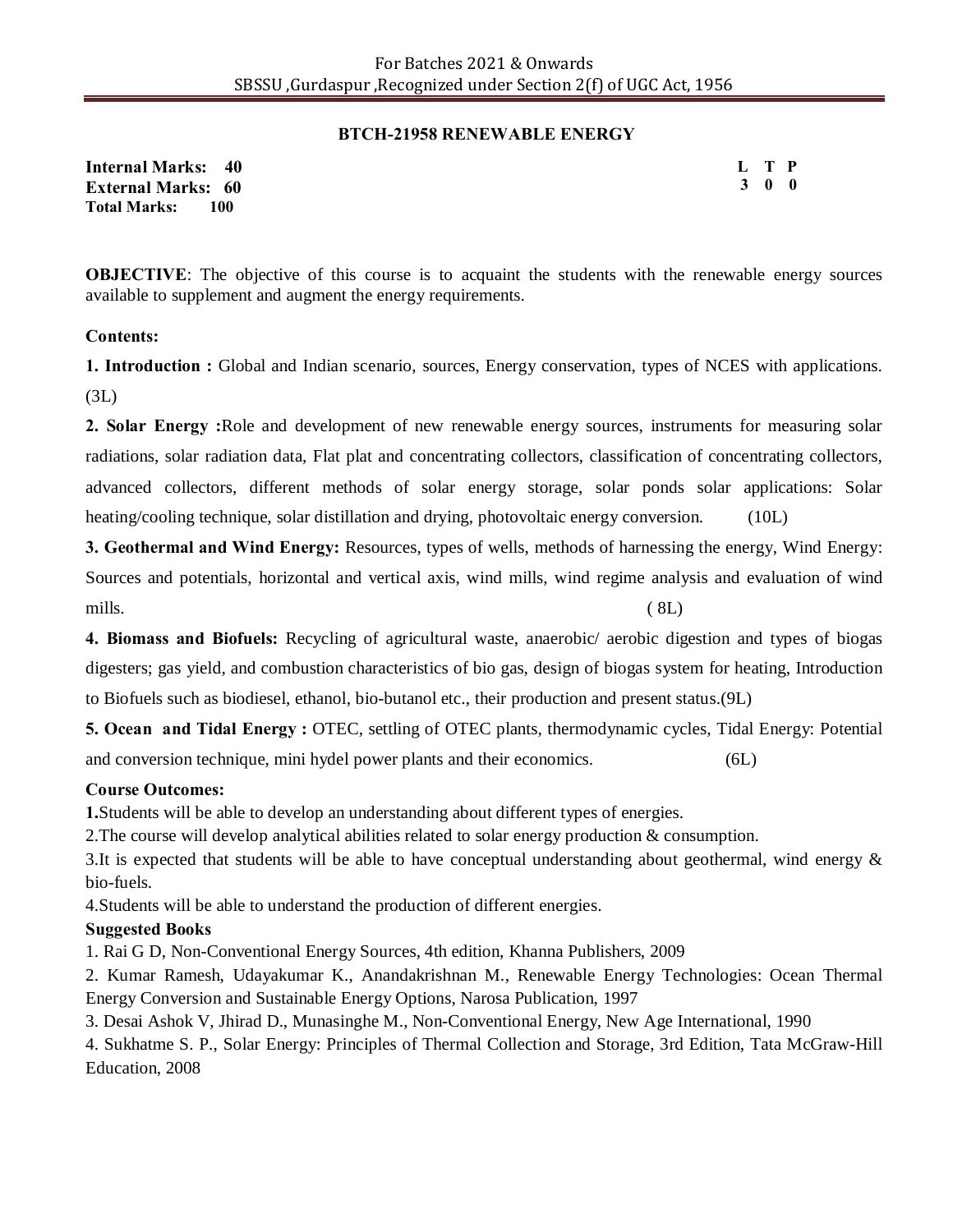## BTCH-21958 RENEWABLE ENERGY

**Internal Marks: 40**
**External Marks: 60**
**Total Marks: 100**

| L | T | P |
|---|---|---|
| 3 | 0 | 0 |

**OBJECTIVE**: The objective of this course is to acquaint the students with the renewable energy sources available to supplement and augment the energy requirements.

**Contents:**

**1. Introduction :** Global and Indian scenario, sources, Energy conservation, types of NCES with applications. (3L)

**2. Solar Energy :**Role and development of new renewable energy sources, instruments for measuring solar radiations, solar radiation data, Flat plat and concentrating collectors, classification of concentrating collectors, advanced collectors, different methods of solar energy storage, solar ponds solar applications: Solar heating/cooling technique, solar distillation and drying, photovoltaic energy conversion. (10L)

**3. Geothermal and Wind Energy:** Resources, types of wells, methods of harnessing the energy, Wind Energy: Sources and potentials, horizontal and vertical axis, wind mills, wind regime analysis and evaluation of wind mills. ( 8L)

**4. Biomass and Biofuels:** Recycling of agricultural waste, anaerobic/ aerobic digestion and types of biogas digesters; gas yield, and combustion characteristics of bio gas, design of biogas system for heating, Introduction to Biofuels such as biodiesel, ethanol, bio-butanol etc., their production and present status.(9L)

**5. Ocean and Tidal Energy :** OTEC, settling of OTEC plants, thermodynamic cycles, Tidal Energy: Potential and conversion technique, mini hydel power plants and their economics. (6L)

**Course Outcomes:**

**1.**Students will be able to develop an understanding about different types of energies.

2.The course will develop analytical abilities related to solar energy production & consumption.

3.It is expected that students will be able to have conceptual understanding about geothermal, wind energy & bio-fuels.

4.Students will be able to understand the production of different energies.

**Suggested Books**

1. Rai G D, Non-Conventional Energy Sources, 4th edition, Khanna Publishers, 2009
2. Kumar Ramesh, Udayakumar K., Anandakrishnan M., Renewable Energy Technologies: Ocean Thermal Energy Conversion and Sustainable Energy Options, Narosa Publication, 1997
3. Desai Ashok V, Jhirad D., Munasinghe M., Non-Conventional Energy, New Age International, 1990
4. Sukhatme S. P., Solar Energy: Principles of Thermal Collection and Storage, 3rd Edition, Tata McGraw-Hill Education, 2008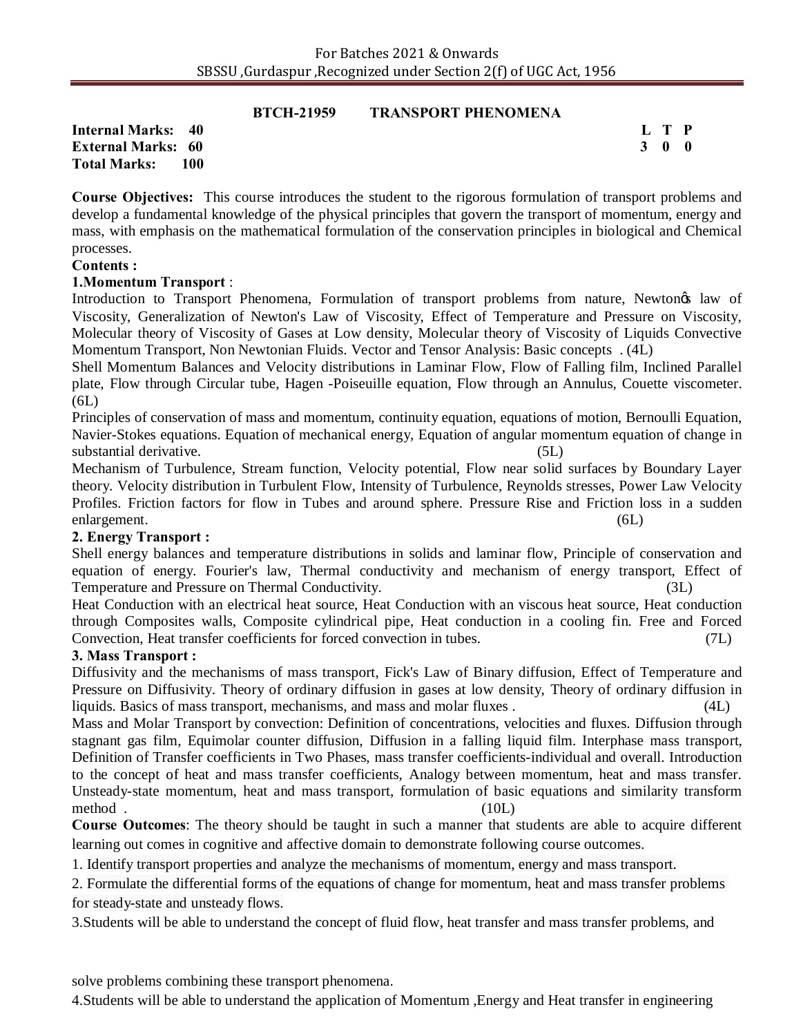## BTCH-21959 TRANSPORT PHENOMENA

**Internal Marks: 40**
**External Marks: 60**
**Total Marks: 100**

| L | T | P |
|---|---|---|
| 3 | 0 | 0 |

**Course Objectives:** This course introduces the student to the rigorous formulation of transport problems and develop a fundamental knowledge of the physical principles that govern the transport of momentum, energy and mass, with emphasis on the mathematical formulation of the conservation principles in biological and Chemical processes.

**Contents :**

**1.Momentum Transport** :

Introduction to Transport Phenomena, Formulation of transport problems from nature, Newtonʼs law of Viscosity, Generalization of Newton's Law of Viscosity, Effect of Temperature and Pressure on Viscosity, Molecular theory of Viscosity of Gases at Low density, Molecular theory of Viscosity of Liquids Convective Momentum Transport, Non Newtonian Fluids. Vector and Tensor Analysis: Basic concepts . (4L)

Shell Momentum Balances and Velocity distributions in Laminar Flow, Flow of Falling film, Inclined Parallel plate, Flow through Circular tube, Hagen -Poiseuille equation, Flow through an Annulus, Couette viscometer. (6L)

Principles of conservation of mass and momentum, continuity equation, equations of motion, Bernoulli Equation, Navier-Stokes equations. Equation of mechanical energy, Equation of angular momentum equation of change in substantial derivative. (5L)

Mechanism of Turbulence, Stream function, Velocity potential, Flow near solid surfaces by Boundary Layer theory. Velocity distribution in Turbulent Flow, Intensity of Turbulence, Reynolds stresses, Power Law Velocity Profiles. Friction factors for flow in Tubes and around sphere. Pressure Rise and Friction loss in a sudden enlargement. (6L)

**2. Energy Transport :**

Shell energy balances and temperature distributions in solids and laminar flow, Principle of conservation and equation of energy. Fourier's law, Thermal conductivity and mechanism of energy transport, Effect of Temperature and Pressure on Thermal Conductivity. (3L)

Heat Conduction with an electrical heat source, Heat Conduction with an viscous heat source, Heat conduction through Composites walls, Composite cylindrical pipe, Heat conduction in a cooling fin. Free and Forced Convection, Heat transfer coefficients for forced convection in tubes. (7L)

**3. Mass Transport :**

Diffusivity and the mechanisms of mass transport, Fick's Law of Binary diffusion, Effect of Temperature and Pressure on Diffusivity. Theory of ordinary diffusion in gases at low density, Theory of ordinary diffusion in liquids. Basics of mass transport, mechanisms, and mass and molar fluxes . (4L)

Mass and Molar Transport by convection: Definition of concentrations, velocities and fluxes. Diffusion through stagnant gas film, Equimolar counter diffusion, Diffusion in a falling liquid film. Interphase mass transport, Definition of Transfer coefficients in Two Phases, mass transfer coefficients-individual and overall. Introduction to the concept of heat and mass transfer coefficients, Analogy between momentum, heat and mass transfer. Unsteady-state momentum, heat and mass transport, formulation of basic equations and similarity transform method . (10L)

**Course Outcomes**: The theory should be taught in such a manner that students are able to acquire different learning out comes in cognitive and affective domain to demonstrate following course outcomes.

1. Identify transport properties and analyze the mechanisms of momentum, energy and mass transport.
2. Formulate the differential forms of the equations of change for momentum, heat and mass transfer problems for steady-state and unsteady flows.
3. Students will be able to understand the concept of fluid flow, heat transfer and mass transfer problems, and solve problems combining these transport phenomena.
4. Students will be able to understand the application of Momentum ,Energy and Heat transfer in engineering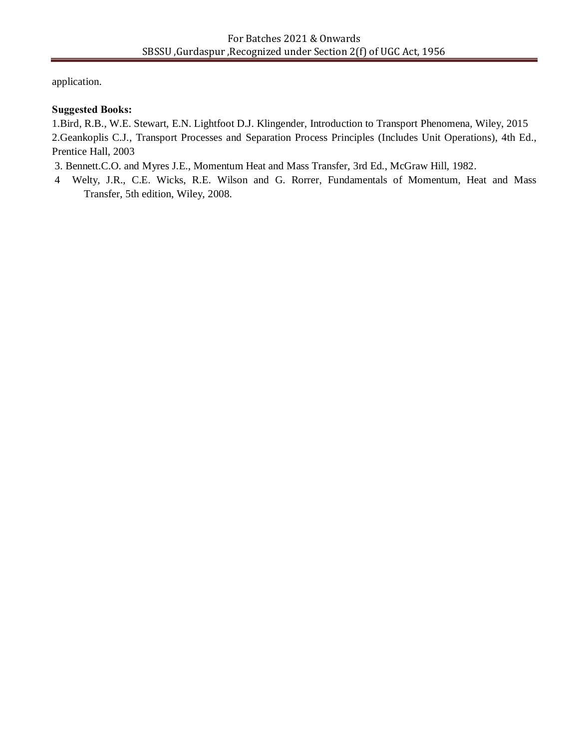application.

**Suggested Books:**

1.Bird, R.B., W.E. Stewart, E.N. Lightfoot D.J. Klingender, Introduction to Transport Phenomena, Wiley, 2015

2.Geankoplis C.J., Transport Processes and Separation Process Principles (Includes Unit Operations), 4th Ed., Prentice Hall, 2003

3. Bennett.C.O. and Myres J.E., Momentum Heat and Mass Transfer, 3rd Ed., McGraw Hill, 1982.

4 Welty, J.R., C.E. Wicks, R.E. Wilson and G. Rorrer, Fundamentals of Momentum, Heat and Mass Transfer, 5th edition, Wiley, 2008.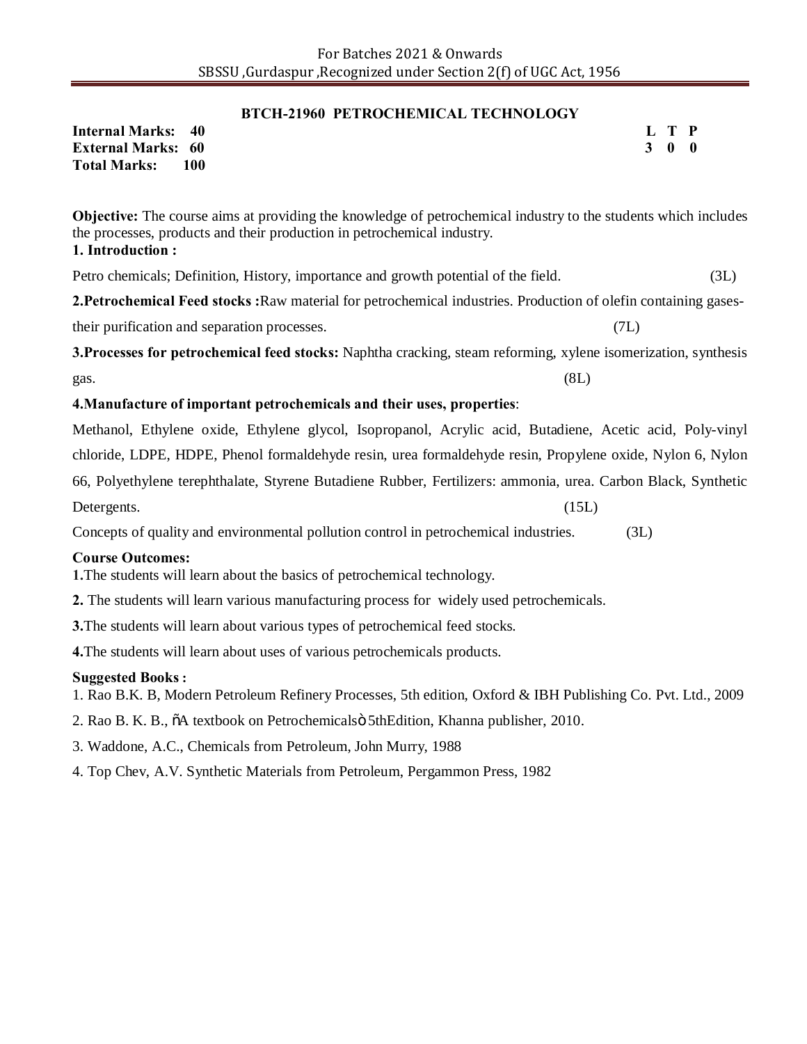## BTCH-21960 PETROCHEMICAL TECHNOLOGY

**Internal Marks: 40**
**External Marks: 60**
**Total Marks: 100**

| L | T | P |
|---|---|---|
| 3 | 0 | 0 |

**Objective:** The course aims at providing the knowledge of petrochemical industry to the students which includes the processes, products and their production in petrochemical industry.

**1. Introduction :**

Petro chemicals; Definition, History, importance and growth potential of the field. (3L)

**2.Petrochemical Feed stocks :**Raw material for petrochemical industries. Production of olefin containing gases- their purification and separation processes. (7L)

**3.Processes for petrochemical feed stocks:** Naphtha cracking, steam reforming, xylene isomerization, synthesis gas. (8L)

**4.Manufacture of important petrochemicals and their uses, properties**:

Methanol, Ethylene oxide, Ethylene glycol, Isopropanol, Acrylic acid, Butadiene, Acetic acid, Poly-vinyl chloride, LDPE, HDPE, Phenol formaldehyde resin, urea formaldehyde resin, Propylene oxide, Nylon 6, Nylon 66, Polyethylene terephthalate, Styrene Butadiene Rubber, Fertilizers: ammonia, urea. Carbon Black, Synthetic Detergents. (15L)

Concepts of quality and environmental pollution control in petrochemical industries. (3L)

**Course Outcomes:**

**1.**The students will learn about the basics of petrochemical technology.

**2.** The students will learn various manufacturing process for widely used petrochemicals.

**3.**The students will learn about various types of petrochemical feed stocks.

**4.**The students will learn about uses of various petrochemicals products.

**Suggested Books :**

1. Rao B.K. B, Modern Petroleum Refinery Processes, 5th edition, Oxford & IBH Publishing Co. Pvt. Ltd., 2009
2. Rao B. K. B., õA textbook on Petrochemicalsò 5thEdition, Khanna publisher, 2010.
3. Waddone, A.C., Chemicals from Petroleum, John Murry, 1988
4. Top Chev, A.V. Synthetic Materials from Petroleum, Pergammon Press, 1982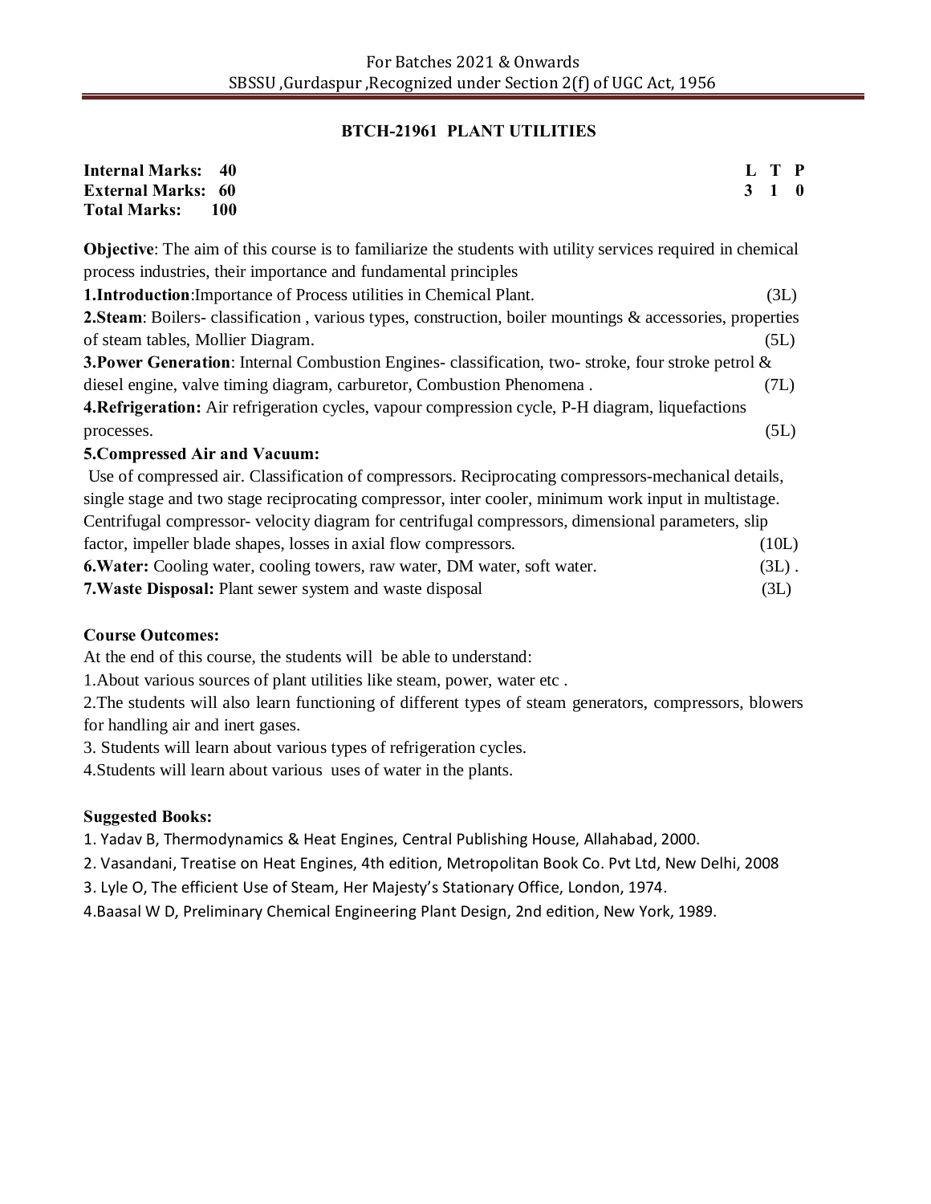## BTCH-21961 PLANT UTILITIES

**Internal Marks: 40**
**External Marks: 60**
**Total Marks: 100**

| L | T | P |
|---|---|---|
| 3 | 1 | 0 |

**Objective**: The aim of this course is to familiarize the students with utility services required in chemical process industries, their importance and fundamental principles

**1.Introduction**:Importance of Process utilities in Chemical Plant. (3L)

**2.Steam**: Boilers- classification , various types, construction, boiler mountings & accessories, properties of steam tables, Mollier Diagram. (5L)

**3.Power Generation**: Internal Combustion Engines- classification, two- stroke, four stroke petrol & diesel engine, valve timing diagram, carburetor, Combustion Phenomena . (7L)

**4.Refrigeration:** Air refrigeration cycles, vapour compression cycle, P-H diagram, liquefactions processes. (5L)

**5.Compressed Air and Vacuum:**

Use of compressed air. Classification of compressors. Reciprocating compressors-mechanical details, single stage and two stage reciprocating compressor, inter cooler, minimum work input in multistage. Centrifugal compressor- velocity diagram for centrifugal compressors, dimensional parameters, slip factor, impeller blade shapes, losses in axial flow compressors. (10L)

**6.Water:** Cooling water, cooling towers, raw water, DM water, soft water. (3L) .

**7.Waste Disposal:** Plant sewer system and waste disposal (3L)

**Course Outcomes:**

At the end of this course, the students will be able to understand:

1.About various sources of plant utilities like steam, power, water etc .

2.The students will also learn functioning of different types of steam generators, compressors, blowers for handling air and inert gases.

3. Students will learn about various types of refrigeration cycles.

4.Students will learn about various uses of water in the plants.

**Suggested Books:**

1. Yadav B, Thermodynamics & Heat Engines, Central Publishing House, Allahabad, 2000.
2. Vasandani, Treatise on Heat Engines, 4th edition, Metropolitan Book Co. Pvt Ltd, New Delhi, 2008
3. Lyle O, The efficient Use of Steam, Her Majesty's Stationary Office, London, 1974.
4. Baasal W D, Preliminary Chemical Engineering Plant Design, 2nd edition, New York, 1989.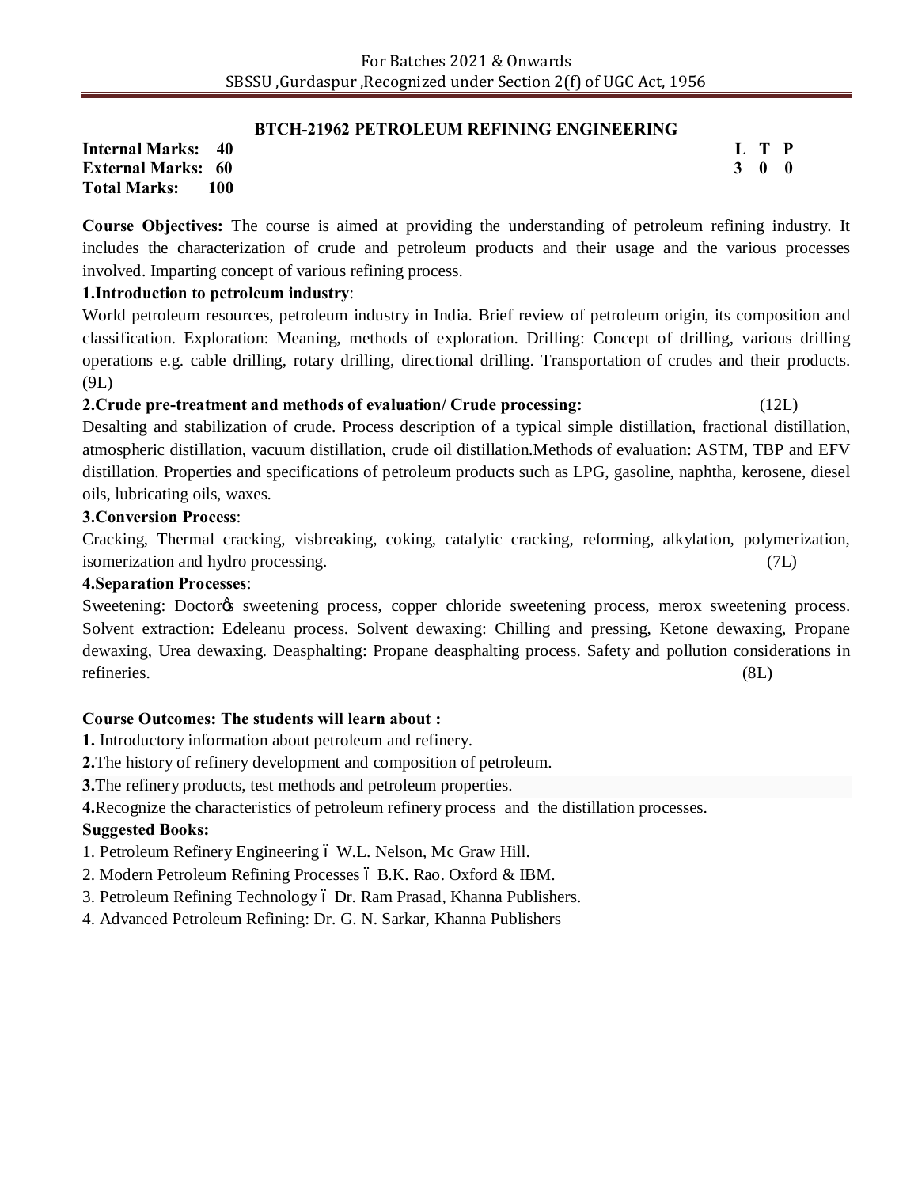## BTCH-21962 PETROLEUM REFINING ENGINEERING

**Internal Marks: 40**
**External Marks: 60**
**Total Marks: 100**

| L | T | P |
|---|---|---|
| 3 | 0 | 0 |

**Course Objectives:** The course is aimed at providing the understanding of petroleum refining industry. It includes the characterization of crude and petroleum products and their usage and the various processes involved. Imparting concept of various refining process.

**1.Introduction to petroleum industry**:

World petroleum resources, petroleum industry in India. Brief review of petroleum origin, its composition and classification. Exploration: Meaning, methods of exploration. Drilling: Concept of drilling, various drilling operations e.g. cable drilling, rotary drilling, directional drilling. Transportation of crudes and their products. (9L)

**2.Crude pre-treatment and methods of evaluation/ Crude processing:** (12L)

Desalting and stabilization of crude. Process description of a typical simple distillation, fractional distillation, atmospheric distillation, vacuum distillation, crude oil distillation.Methods of evaluation: ASTM, TBP and EFV distillation. Properties and specifications of petroleum products such as LPG, gasoline, naphtha, kerosene, diesel oils, lubricating oils, waxes.

**3.Conversion Process**:

Cracking, Thermal cracking, visbreaking, coking, catalytic cracking, reforming, alkylation, polymerization, isomerization and hydro processing. (7L)

**4.Separation Processes**:

Sweetening: Doctor's sweetening process, copper chloride sweetening process, merox sweetening process. Solvent extraction: Edeleanu process. Solvent dewaxing: Chilling and pressing, Ketone dewaxing, Propane dewaxing, Urea dewaxing. Deasphalting: Propane deasphalting process. Safety and pollution considerations in refineries. (8L)

**Course Outcomes: The students will learn about :**

**1.** Introductory information about petroleum and refinery.

**2.**The history of refinery development and composition of petroleum.

**3.**The refinery products, test methods and petroleum properties.

**4.**Recognize the characteristics of petroleum refinery process and the distillation processes.

**Suggested Books:**

1. Petroleum Refinery Engineering – W.L. Nelson, Mc Graw Hill.
2. Modern Petroleum Refining Processes – B.K. Rao. Oxford & IBM.
3. Petroleum Refining Technology – Dr. Ram Prasad, Khanna Publishers.
4. Advanced Petroleum Refining: Dr. G. N. Sarkar, Khanna Publishers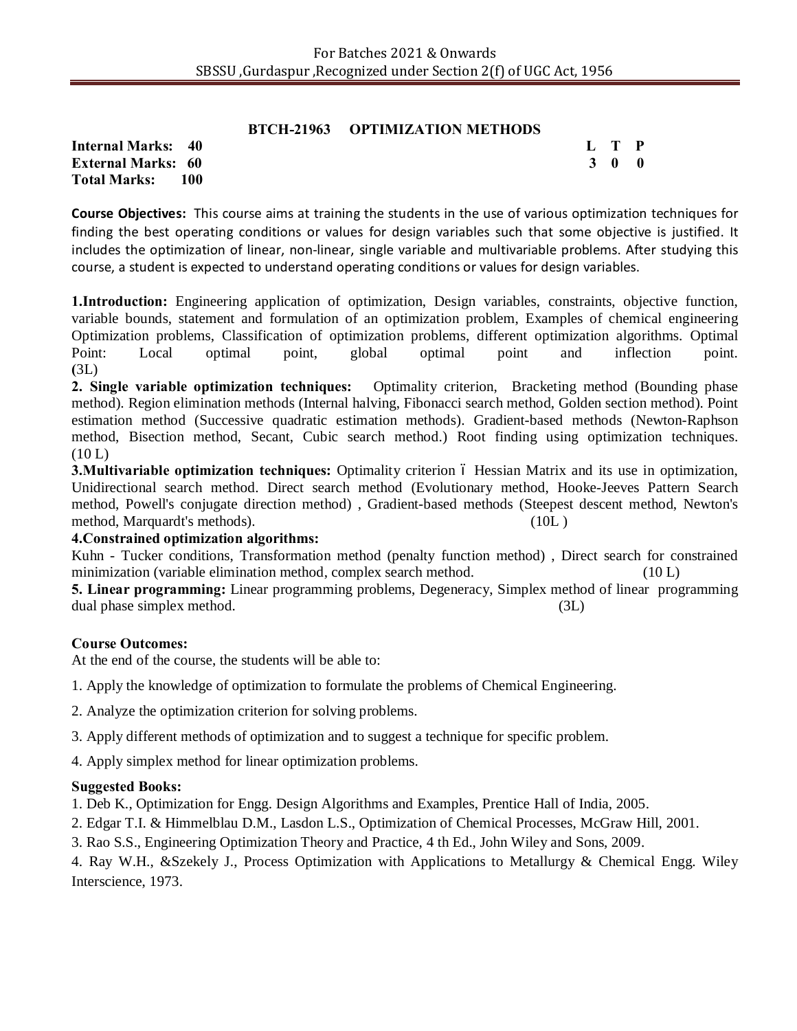## BTCH-21963 OPTIMIZATION METHODS

**Internal Marks: 40**
**External Marks: 60**
**Total Marks: 100**

| L | T | P |
|---|---|---|
| 3 | 0 | 0 |

**Course Objectives:** This course aims at training the students in the use of various optimization techniques for finding the best operating conditions or values for design variables such that some objective is justified. It includes the optimization of linear, non-linear, single variable and multivariable problems. After studying this course, a student is expected to understand operating conditions or values for design variables.

**1.Introduction:** Engineering application of optimization, Design variables, constraints, objective function, variable bounds, statement and formulation of an optimization problem, Examples of chemical engineering Optimization problems, Classification of optimization problems, different optimization algorithms. Optimal Point: Local optimal point, global optimal point and inflection point. **(**3L)

**2. Single variable optimization techniques:** Optimality criterion, Bracketing method (Bounding phase method). Region elimination methods (Internal halving, Fibonacci search method, Golden section method). Point estimation method (Successive quadratic estimation methods). Gradient-based methods (Newton-Raphson method, Bisection method, Secant, Cubic search method.) Root finding using optimization techniques. (10 L)

**3.Multivariable optimization techniques:** Optimality criterion ó Hessian Matrix and its use in optimization, Unidirectional search method. Direct search method (Evolutionary method, Hooke-Jeeves Pattern Search method, Powell's conjugate direction method) , Gradient-based methods (Steepest descent method, Newton's method, Marquardt's methods). (10L )

**4.Constrained optimization algorithms:**
Kuhn - Tucker conditions, Transformation method (penalty function method) , Direct search for constrained minimization (variable elimination method, complex search method. (10 L)

**5. Linear programming:** Linear programming problems, Degeneracy, Simplex method of linear programming dual phase simplex method. (3L)

**Course Outcomes:**
At the end of the course, the students will be able to:

1. Apply the knowledge of optimization to formulate the problems of Chemical Engineering.
2. Analyze the optimization criterion for solving problems.
3. Apply different methods of optimization and to suggest a technique for specific problem.
4. Apply simplex method for linear optimization problems.

**Suggested Books:**

1. Deb K., Optimization for Engg. Design Algorithms and Examples, Prentice Hall of India, 2005.
2. Edgar T.I. & Himmelblau D.M., Lasdon L.S., Optimization of Chemical Processes, McGraw Hill, 2001.
3. Rao S.S., Engineering Optimization Theory and Practice, 4 th Ed., John Wiley and Sons, 2009.
4. Ray W.H., &Szekely J., Process Optimization with Applications to Metallurgy & Chemical Engg. Wiley Interscience, 1973.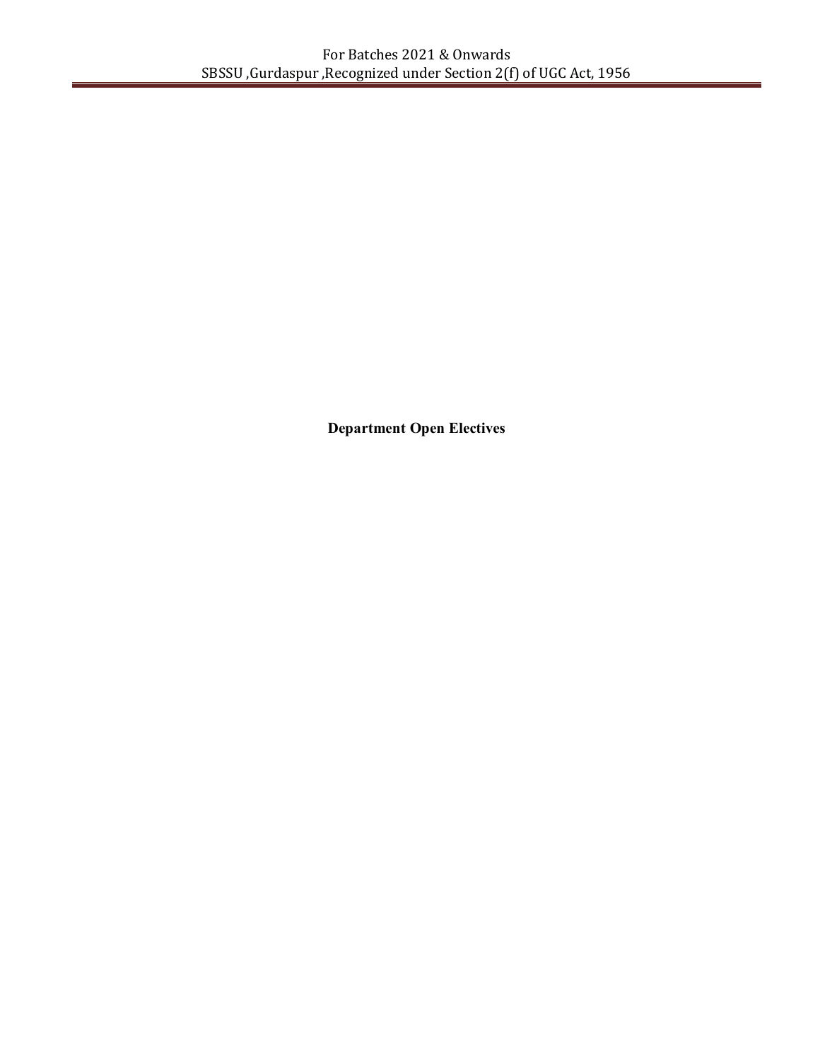**Department Open Electives**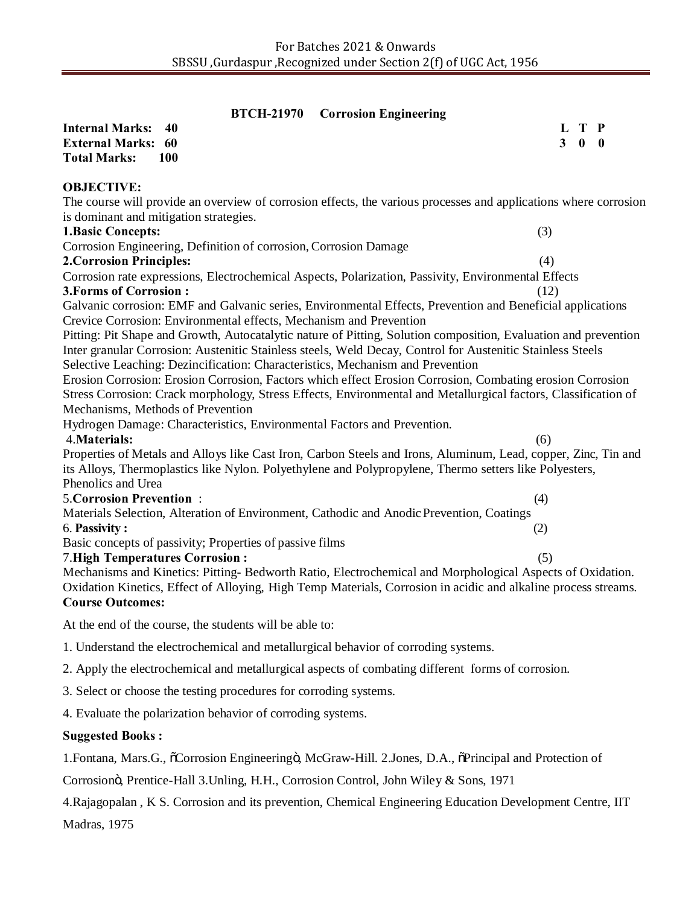## BTCH-21970 Corrosion Engineering

**Internal Marks: 40**
**External Marks: 60**
**Total Marks: 100**

| L | T | P |
|---|---|---|
| 3 | 0 | 0 |

**OBJECTIVE:**

The course will provide an overview of corrosion effects, the various processes and applications where corrosion is dominant and mitigation strategies.

**1.Basic Concepts:** (3)

Corrosion Engineering, Definition of corrosion, Corrosion Damage

**2.Corrosion Principles:** (4)

Corrosion rate expressions, Electrochemical Aspects, Polarization, Passivity, Environmental Effects

**3.Forms of Corrosion :** (12)

Galvanic corrosion: EMF and Galvanic series, Environmental Effects, Prevention and Beneficial applications

Crevice Corrosion: Environmental effects, Mechanism and Prevention

Pitting: Pit Shape and Growth, Autocatalytic nature of Pitting, Solution composition, Evaluation and prevention

Inter granular Corrosion: Austenitic Stainless steels, Weld Decay, Control for Austenitic Stainless Steels

Selective Leaching: Dezincification: Characteristics, Mechanism and Prevention

Erosion Corrosion: Erosion Corrosion, Factors which effect Erosion Corrosion, Combating erosion Corrosion

Stress Corrosion: Crack morphology, Stress Effects, Environmental and Metallurgical factors, Classification of Mechanisms, Methods of Prevention

Hydrogen Damage: Characteristics, Environmental Factors and Prevention.

4.**Materials:** (6)

Properties of Metals and Alloys like Cast Iron, Carbon Steels and Irons, Aluminum, Lead, copper, Zinc, Tin and its Alloys, Thermoplastics like Nylon. Polyethylene and Polypropylene, Thermo setters like Polyesters, Phenolics and Urea

5.**Corrosion Prevention** : (4)

Materials Selection, Alteration of Environment, Cathodic and Anodic Prevention, Coatings

6. **Passivity :** (2)

Basic concepts of passivity; Properties of passive films

7.**High Temperatures Corrosion :** (5)

Mechanisms and Kinetics: Pitting- Bedworth Ratio, Electrochemical and Morphological Aspects of Oxidation. Oxidation Kinetics, Effect of Alloying, High Temp Materials, Corrosion in acidic and alkaline process streams.

**Course Outcomes:**

At the end of the course, the students will be able to:

1. Understand the electrochemical and metallurgical behavior of corroding systems.
2. Apply the electrochemical and metallurgical aspects of combating different forms of corrosion.
3. Select or choose the testing procedures for corroding systems.
4. Evaluate the polarization behavior of corroding systems.

**Suggested Books :**

1.Fontana, Mars.G., "Corrosion Engineering", McGraw-Hill. 2.Jones, D.A., "Principal and Protection of Corrosion", Prentice-Hall 3.Unling, H.H., Corrosion Control, John Wiley & Sons, 1971

4.Rajagopalan , K S. Corrosion and its prevention, Chemical Engineering Education Development Centre, IIT Madras, 1975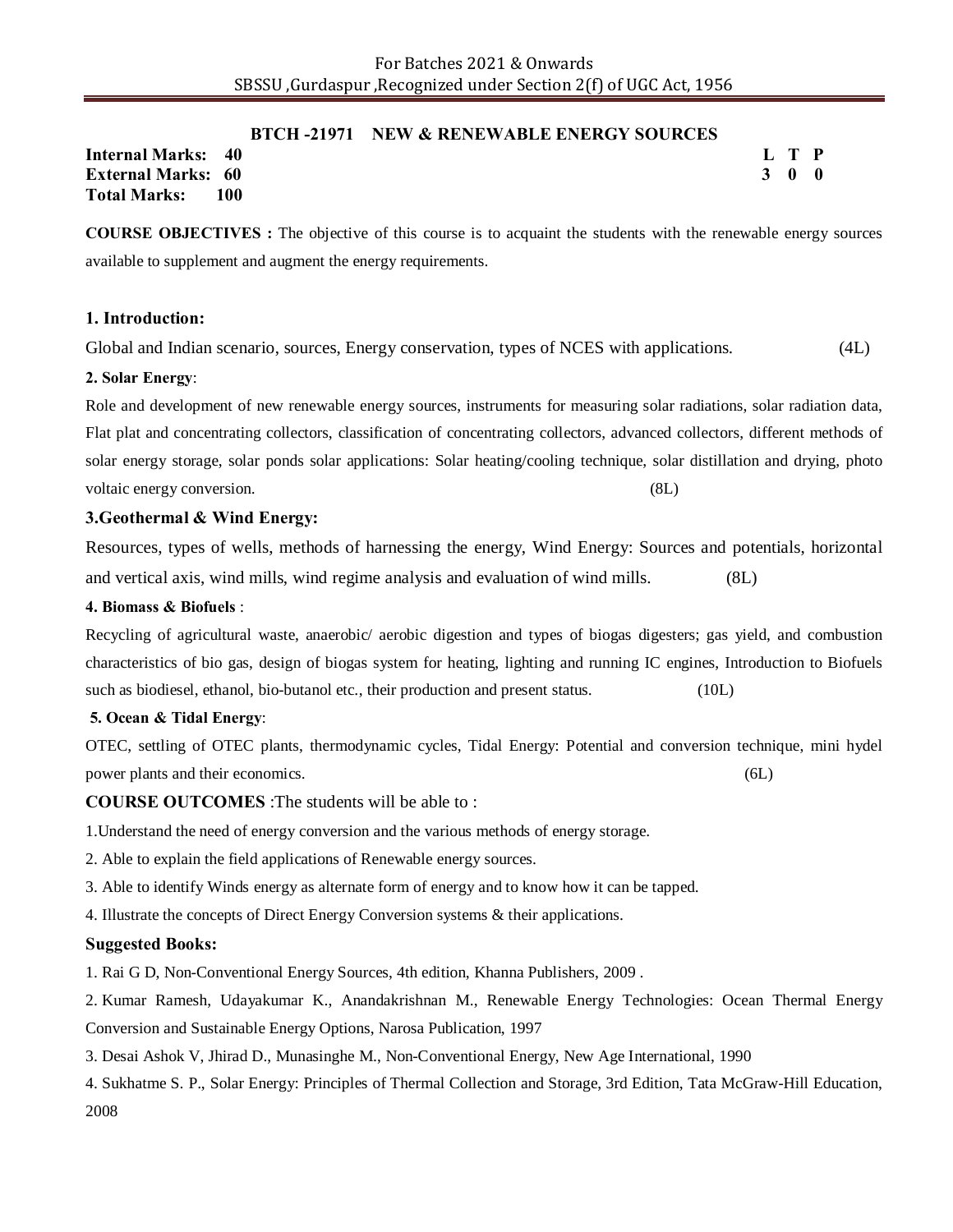## BTCH -21971 NEW & RENEWABLE ENERGY SOURCES

**Internal Marks: 40**
**External Marks: 60**
**Total Marks: 100**

| L | T | P |
|---|---|---|
| 3 | 0 | 0 |

**COURSE OBJECTIVES :** The objective of this course is to acquaint the students with the renewable energy sources available to supplement and augment the energy requirements.

### 1. Introduction:

Global and Indian scenario, sources, Energy conservation, types of NCES with applications. (4L)

### 2. Solar Energy:

Role and development of new renewable energy sources, instruments for measuring solar radiations, solar radiation data, Flat plat and concentrating collectors, classification of concentrating collectors, advanced collectors, different methods of solar energy storage, solar ponds solar applications: Solar heating/cooling technique, solar distillation and drying, photo voltaic energy conversion. (8L)

### 3.Geothermal & Wind Energy:

Resources, types of wells, methods of harnessing the energy, Wind Energy: Sources and potentials, horizontal and vertical axis, wind mills, wind regime analysis and evaluation of wind mills. (8L)

### 4. Biomass & Biofuels :

Recycling of agricultural waste, anaerobic/ aerobic digestion and types of biogas digesters; gas yield, and combustion characteristics of bio gas, design of biogas system for heating, lighting and running IC engines, Introduction to Biofuels such as biodiesel, ethanol, bio-butanol etc., their production and present status. (10L)

### 5. Ocean & Tidal Energy:

OTEC, settling of OTEC plants, thermodynamic cycles, Tidal Energy: Potential and conversion technique, mini hydel power plants and their economics. (6L)

**COURSE OUTCOMES** :The students will be able to :

1.Understand the need of energy conversion and the various methods of energy storage.

2. Able to explain the field applications of Renewable energy sources.

3. Able to identify Winds energy as alternate form of energy and to know how it can be tapped.

4. Illustrate the concepts of Direct Energy Conversion systems & their applications.

### Suggested Books:

1. Rai G D, Non-Conventional Energy Sources, 4th edition, Khanna Publishers, 2009 .
2. Kumar Ramesh, Udayakumar K., Anandakrishnan M., Renewable Energy Technologies: Ocean Thermal Energy Conversion and Sustainable Energy Options, Narosa Publication, 1997
3. Desai Ashok V, Jhirad D., Munasinghe M., Non-Conventional Energy, New Age International, 1990
4. Sukhatme S. P., Solar Energy: Principles of Thermal Collection and Storage, 3rd Edition, Tata McGraw-Hill Education, 2008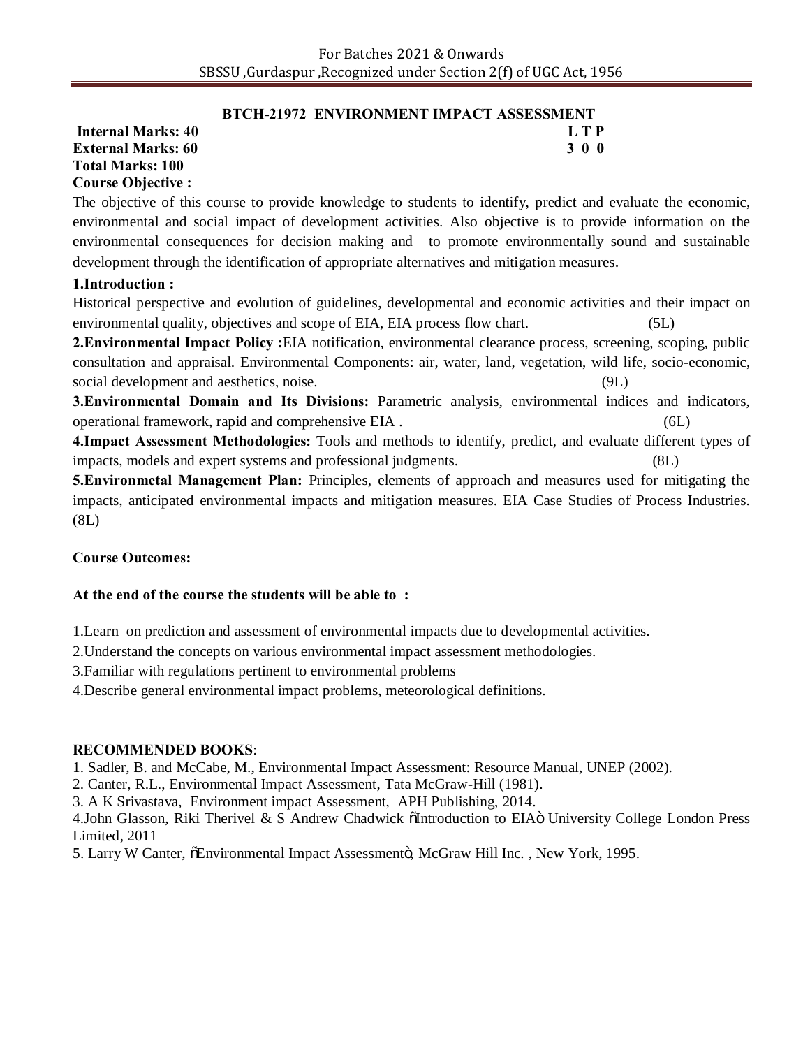## BTCH-21972 ENVIRONMENT IMPACT ASSESSMENT

**Internal Marks: 40** **L T P**
**External Marks: 60** **3 0 0**
**Total Marks: 100**

**Course Objective :**

The objective of this course to provide knowledge to students to identify, predict and evaluate the economic, environmental and social impact of development activities. Also objective is to provide information on the environmental consequences for decision making and to promote environmentally sound and sustainable development through the identification of appropriate alternatives and mitigation measures.

**1.Introduction :**

Historical perspective and evolution of guidelines, developmental and economic activities and their impact on environmental quality, objectives and scope of EIA, EIA process flow chart. (5L)

**2.Environmental Impact Policy :**EIA notification, environmental clearance process, screening, scoping, public consultation and appraisal. Environmental Components: air, water, land, vegetation, wild life, socio-economic, social development and aesthetics, noise. (9L)

**3.Environmental Domain and Its Divisions:** Parametric analysis, environmental indices and indicators, operational framework, rapid and comprehensive EIA . (6L)

**4.Impact Assessment Methodologies:** Tools and methods to identify, predict, and evaluate different types of impacts, models and expert systems and professional judgments. (8L)

**5.Environmetal Management Plan:** Principles, elements of approach and measures used for mitigating the impacts, anticipated environmental impacts and mitigation measures. EIA Case Studies of Process Industries. (8L)

**Course Outcomes:**

**At the end of the course the students will be able to :**

1.Learn on prediction and assessment of environmental impacts due to developmental activities.

2.Understand the concepts on various environmental impact assessment methodologies.

3.Familiar with regulations pertinent to environmental problems

4.Describe general environmental impact problems, meteorological definitions.

**RECOMMENDED BOOKS**:

1. Sadler, B. and McCabe, M., Environmental Impact Assessment: Resource Manual, UNEP (2002).
2. Canter, R.L., Environmental Impact Assessment, Tata McGraw-Hill (1981).
3. A K Srivastava, Environment impact Assessment, APH Publishing, 2014.
4. John Glasson, Riki Therivel & S Andrew Chadwick "Introduction to EIA" University College London Press Limited, 2011
5. Larry W Canter, "Environmental Impact Assessment", McGraw Hill Inc. , New York, 1995.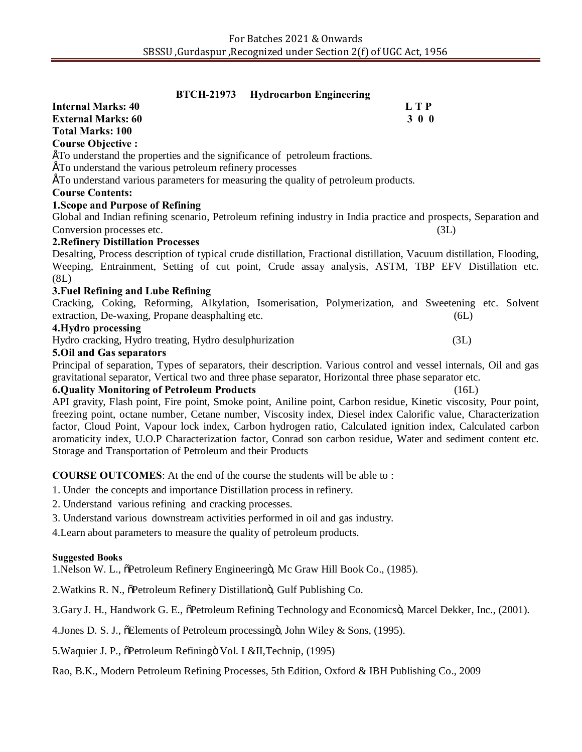## BTCH-21973 Hydrocarbon Engineering

**Internal Marks: 40** **L T P**
**External Marks: 60** **3 0 0**
**Total Marks: 100**

**Course Objective :**

- To understand the properties and the significance of petroleum fractions.
- To understand the various petroleum refinery processes
- To understand various parameters for measuring the quality of petroleum products.

**Course Contents:**

**1.Scope and Purpose of Refining**

Global and Indian refining scenario, Petroleum refining industry in India practice and prospects, Separation and Conversion processes etc. (3L)

**2.Refinery Distillation Processes**

Desalting, Process description of typical crude distillation, Fractional distillation, Vacuum distillation, Flooding, Weeping, Entrainment, Setting of cut point, Crude assay analysis, ASTM, TBP EFV Distillation etc. (8L)

**3.Fuel Refining and Lube Refining**

Cracking, Coking, Reforming, Alkylation, Isomerisation, Polymerization, and Sweetening etc. Solvent extraction, De-waxing, Propane deasphalting etc. (6L)

**4.Hydro processing**

Hydro cracking, Hydro treating, Hydro desulphurization (3L)

**5.Oil and Gas separators**

Principal of separation, Types of separators, their description. Various control and vessel internals, Oil and gas gravitational separator, Vertical two and three phase separator, Horizontal three phase separator etc.

**6.Quality Monitoring of Petroleum Products** (16L)

API gravity, Flash point, Fire point, Smoke point, Aniline point, Carbon residue, Kinetic viscosity, Pour point, freezing point, octane number, Cetane number, Viscosity index, Diesel index Calorific value, Characterization factor, Cloud Point, Vapour lock index, Carbon hydrogen ratio, Calculated ignition index, Calculated carbon aromaticity index, U.O.P Characterization factor, Conrad son carbon residue, Water and sediment content etc. Storage and Transportation of Petroleum and their Products

**COURSE OUTCOMES**: At the end of the course the students will be able to :

1. Under the concepts and importance Distillation process in refinery.
2. Understand various refining and cracking processes.
3. Understand various downstream activities performed in oil and gas industry.
4. Learn about parameters to measure the quality of petroleum products.

**Suggested Books**

1. Nelson W. L., "Petroleum Refinery Engineering", Mc Graw Hill Book Co., (1985).
2. Watkins R. N., "Petroleum Refinery Distillation", Gulf Publishing Co.
3. Gary J. H., Handwork G. E., "Petroleum Refining Technology and Economics", Marcel Dekker, Inc., (2001).
4. Jones D. S. J., "Elements of Petroleum processing", John Wiley & Sons, (1995).
5. Waquier J. P., "Petroleum Refining" Vol. I &II,Technip, (1995)

Rao, B.K., Modern Petroleum Refining Processes, 5th Edition, Oxford & IBH Publishing Co., 2009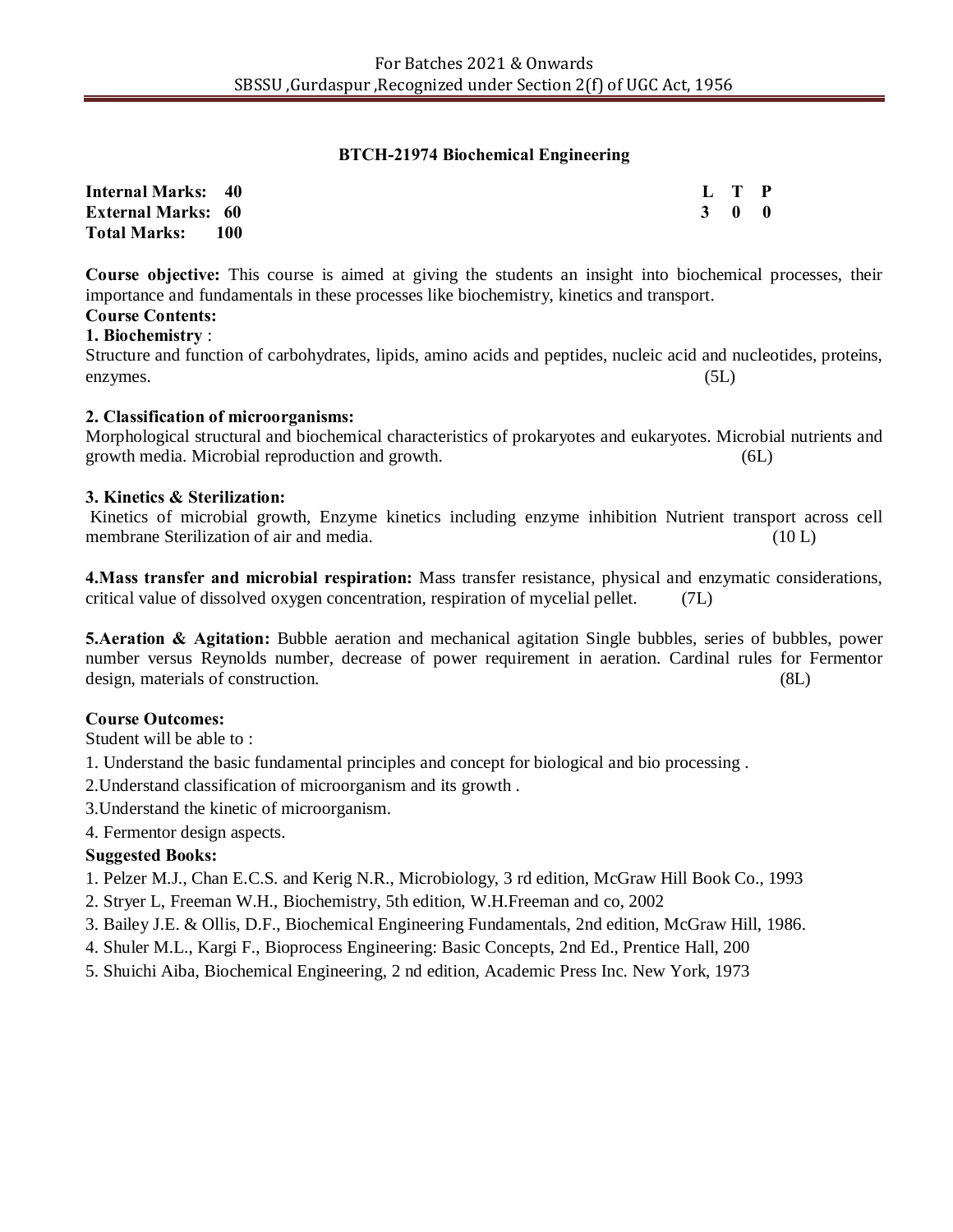## BTCH-21974 Biochemical Engineering

**Internal Marks: 40**
**External Marks: 60**
**Total Marks: 100**

| L | T | P |
|---|---|---|
| 3 | 0 | 0 |

**Course objective:** This course is aimed at giving the students an insight into biochemical processes, their importance and fundamentals in these processes like biochemistry, kinetics and transport.

**Course Contents:**

**1. Biochemistry** :
Structure and function of carbohydrates, lipids, amino acids and peptides, nucleic acid and nucleotides, proteins, enzymes. (5L)

**2. Classification of microorganisms:**
Morphological structural and biochemical characteristics of prokaryotes and eukaryotes. Microbial nutrients and growth media. Microbial reproduction and growth. (6L)

**3. Kinetics & Sterilization:**
Kinetics of microbial growth, Enzyme kinetics including enzyme inhibition Nutrient transport across cell membrane Sterilization of air and media. (10 L)

**4.Mass transfer and microbial respiration:** Mass transfer resistance, physical and enzymatic considerations, critical value of dissolved oxygen concentration, respiration of mycelial pellet. (7L)

**5.Aeration & Agitation:** Bubble aeration and mechanical agitation Single bubbles, series of bubbles, power number versus Reynolds number, decrease of power requirement in aeration. Cardinal rules for Fermentor design, materials of construction. (8L)

**Course Outcomes:**
Student will be able to :

1. Understand the basic fundamental principles and concept for biological and bio processing .
2. Understand classification of microorganism and its growth .
3. Understand the kinetic of microorganism.
4. Fermentor design aspects.

**Suggested Books:**

1. Pelzer M.J., Chan E.C.S. and Kerig N.R., Microbiology, 3 rd edition, McGraw Hill Book Co., 1993
2. Stryer L, Freeman W.H., Biochemistry, 5th edition, W.H.Freeman and co, 2002
3. Bailey J.E. & Ollis, D.F., Biochemical Engineering Fundamentals, 2nd edition, McGraw Hill, 1986.
4. Shuler M.L., Kargi F., Bioprocess Engineering: Basic Concepts, 2nd Ed., Prentice Hall, 200
5. Shuichi Aiba, Biochemical Engineering, 2 nd edition, Academic Press Inc. New York, 1973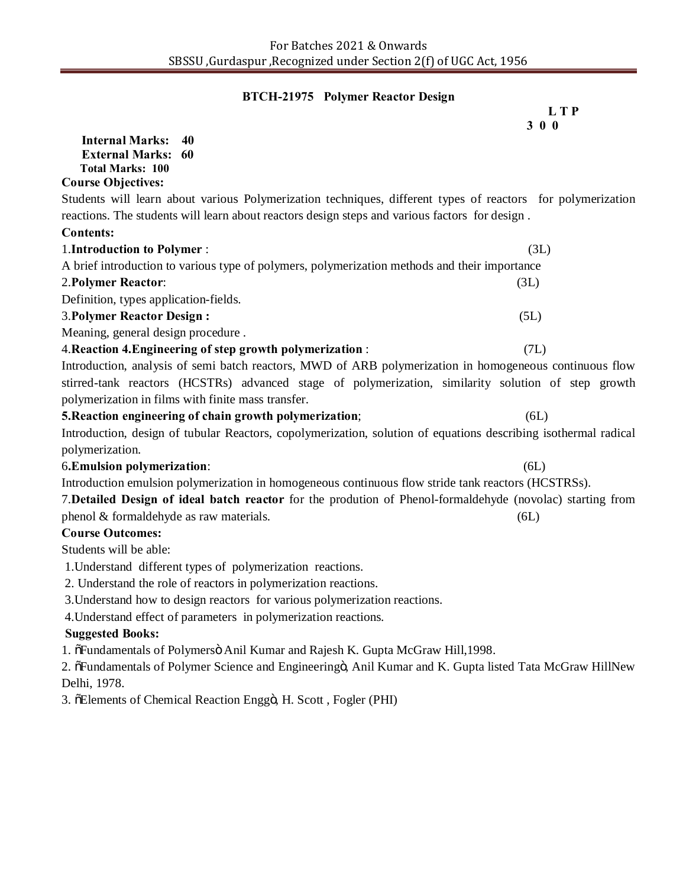## BTCH-21975 Polymer Reactor Design

| L | T | P |
|---|---|---|
| 3 | 0 | 0 |

**Internal Marks: 40**
**External Marks: 60**
**Total Marks: 100**

**Course Objectives:**

Students will learn about various Polymerization techniques, different types of reactors for polymerization reactions. The students will learn about reactors design steps and various factors for design .

**Contents:**

1.**Introduction to Polymer** : (3L)

A brief introduction to various type of polymers, polymerization methods and their importance

2.**Polymer Reactor**: (3L)

Definition, types application-fields.

3.**Polymer Reactor Design :** (5L)

Meaning, general design procedure .

4.**Reaction 4.Engineering of step growth polymerization** : (7L)

Introduction, analysis of semi batch reactors, MWD of ARB polymerization in homogeneous continuous flow stirred-tank reactors (HCSTRs) advanced stage of polymerization, similarity solution of step growth polymerization in films with finite mass transfer.

**5.Reaction engineering of chain growth polymerization**; (6L)

Introduction, design of tubular Reactors, copolymerization, solution of equations describing isothermal radical polymerization.

6.**Emulsion polymerization**: (6L)

Introduction emulsion polymerization in homogeneous continuous flow stride tank reactors (HCSTRSs).

7.**Detailed Design of ideal batch reactor** for the prodution of Phenol-formaldehyde (novolac) starting from phenol & formaldehyde as raw materials. (6L)

**Course Outcomes:**

Students will be able:

1.Understand different types of polymerization reactions.

2. Understand the role of reactors in polymerization reactions.

3.Understand how to design reactors for various polymerization reactions.

4.Understand effect of parameters in polymerization reactions.

**Suggested Books:**

1. "Fundamentals of Polymers" Anil Kumar and Rajesh K. Gupta McGraw Hill,1998.
2. "Fundamentals of Polymer Science and Engineering", Anil Kumar and K. Gupta listed Tata McGraw HillNew Delhi, 1978.
3. "Elements of Chemical Reaction Engg", H. Scott , Fogler (PHI)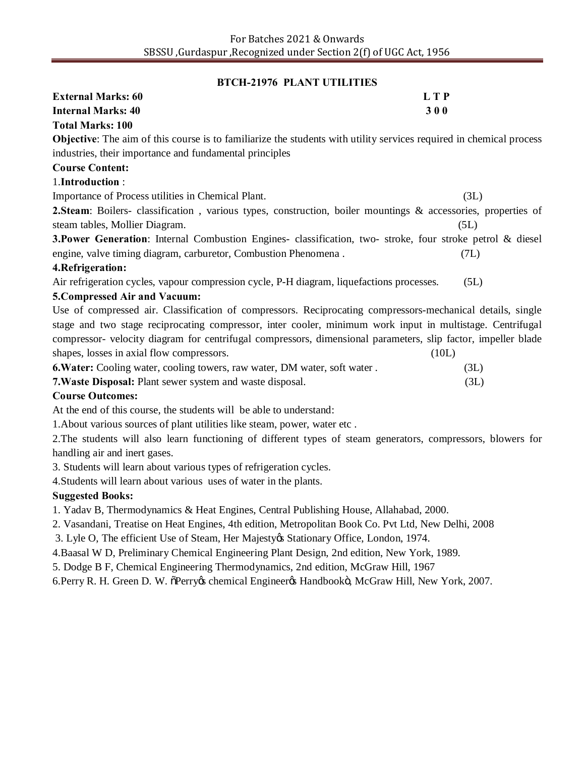## BTCH-21976 PLANT UTILITIES

**External Marks: 60** **L T P**

**Internal Marks: 40** **3 0 0**

**Total Marks: 100**

**Objective**: The aim of this course is to familiarize the students with utility services required in chemical process industries, their importance and fundamental principles

**Course Content:**

1.**Introduction** :

Importance of Process utilities in Chemical Plant. (3L)

**2.Steam**: Boilers- classification , various types, construction, boiler mountings & accessories, properties of steam tables, Mollier Diagram. (5L)

**3.Power Generation**: Internal Combustion Engines- classification, two- stroke, four stroke petrol & diesel engine, valve timing diagram, carburetor, Combustion Phenomena . (7L)

**4.Refrigeration:**

Air refrigeration cycles, vapour compression cycle, P-H diagram, liquefactions processes. (5L)

**5.Compressed Air and Vacuum:**

Use of compressed air. Classification of compressors. Reciprocating compressors-mechanical details, single stage and two stage reciprocating compressor, inter cooler, minimum work input in multistage. Centrifugal compressor- velocity diagram for centrifugal compressors, dimensional parameters, slip factor, impeller blade shapes, losses in axial flow compressors. (10L)

**6.Water:** Cooling water, cooling towers, raw water, DM water, soft water . (3L)

**7.Waste Disposal:** Plant sewer system and waste disposal. (3L)

**Course Outcomes:**

At the end of this course, the students will be able to understand:

1.About various sources of plant utilities like steam, power, water etc .

2.The students will also learn functioning of different types of steam generators, compressors, blowers for handling air and inert gases.

3. Students will learn about various types of refrigeration cycles.

4.Students will learn about various uses of water in the plants.

**Suggested Books:**

1. Yadav B, Thermodynamics & Heat Engines, Central Publishing House, Allahabad, 2000.
2. Vasandani, Treatise on Heat Engines, 4th edition, Metropolitan Book Co. Pvt Ltd, New Delhi, 2008
3. Lyle O, The efficient Use of Steam, Her Majesty's Stationary Office, London, 1974.
4. Baasal W D, Preliminary Chemical Engineering Plant Design, 2nd edition, New York, 1989.
5. Dodge B F, Chemical Engineering Thermodynamics, 2nd edition, McGraw Hill, 1967
6. Perry R. H. Green D. W. "Perry's chemical Engineer's Handbook", McGraw Hill, New York, 2007.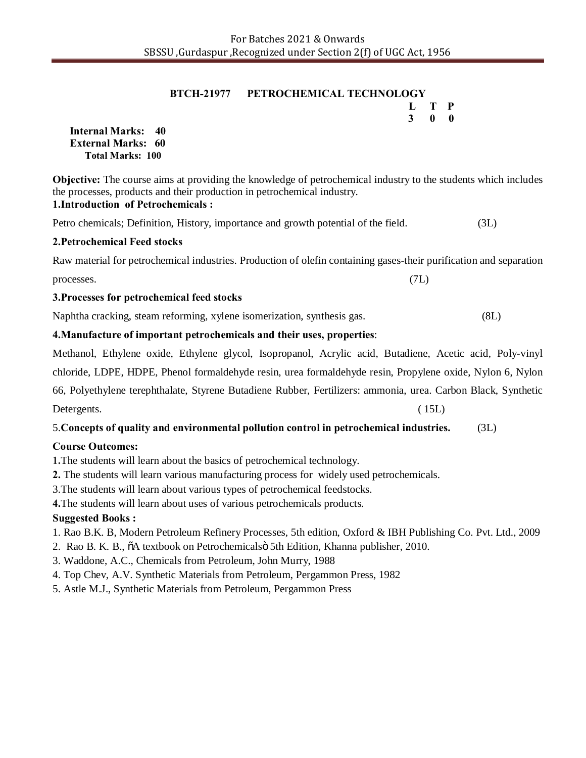## BTCH-21977 PETROCHEMICAL TECHNOLOGY

| L | T | P |
|---|---|---|
| 3 | 0 | 0 |

**Internal Marks: 40**
**External Marks: 60**
**Total Marks: 100**

**Objective:** The course aims at providing the knowledge of petrochemical industry to the students which includes the processes, products and their production in petrochemical industry.

**1.Introduction of Petrochemicals :**

Petro chemicals; Definition, History, importance and growth potential of the field. (3L)

**2.Petrochemical Feed stocks**

Raw material for petrochemical industries. Production of olefin containing gases-their purification and separation processes. (7L)

**3.Processes for petrochemical feed stocks**

Naphtha cracking, steam reforming, xylene isomerization, synthesis gas. (8L)

**4.Manufacture of important petrochemicals and their uses, properties**:

Methanol, Ethylene oxide, Ethylene glycol, Isopropanol, Acrylic acid, Butadiene, Acetic acid, Poly-vinyl chloride, LDPE, HDPE, Phenol formaldehyde resin, urea formaldehyde resin, Propylene oxide, Nylon 6, Nylon 66, Polyethylene terephthalate, Styrene Butadiene Rubber, Fertilizers: ammonia, urea. Carbon Black, Synthetic Detergents. ( 15L)

5.**Concepts of quality and environmental pollution control in petrochemical industries.** (3L)

**Course Outcomes:**

**1.**The students will learn about the basics of petrochemical technology.
**2.** The students will learn various manufacturing process for widely used petrochemicals.
3.The students will learn about various types of petrochemical feedstocks.
**4.**The students will learn about uses of various petrochemicals products.

**Suggested Books :**

1. Rao B.K. B, Modern Petroleum Refinery Processes, 5th edition, Oxford & IBH Publishing Co. Pvt. Ltd., 2009
2. Rao B. K. B., õA textbook on Petrochemicalsö 5th Edition, Khanna publisher, 2010.
3. Waddone, A.C., Chemicals from Petroleum, John Murry, 1988
4. Top Chev, A.V. Synthetic Materials from Petroleum, Pergammon Press, 1982
5. Astle M.J., Synthetic Materials from Petroleum, Pergammon Press